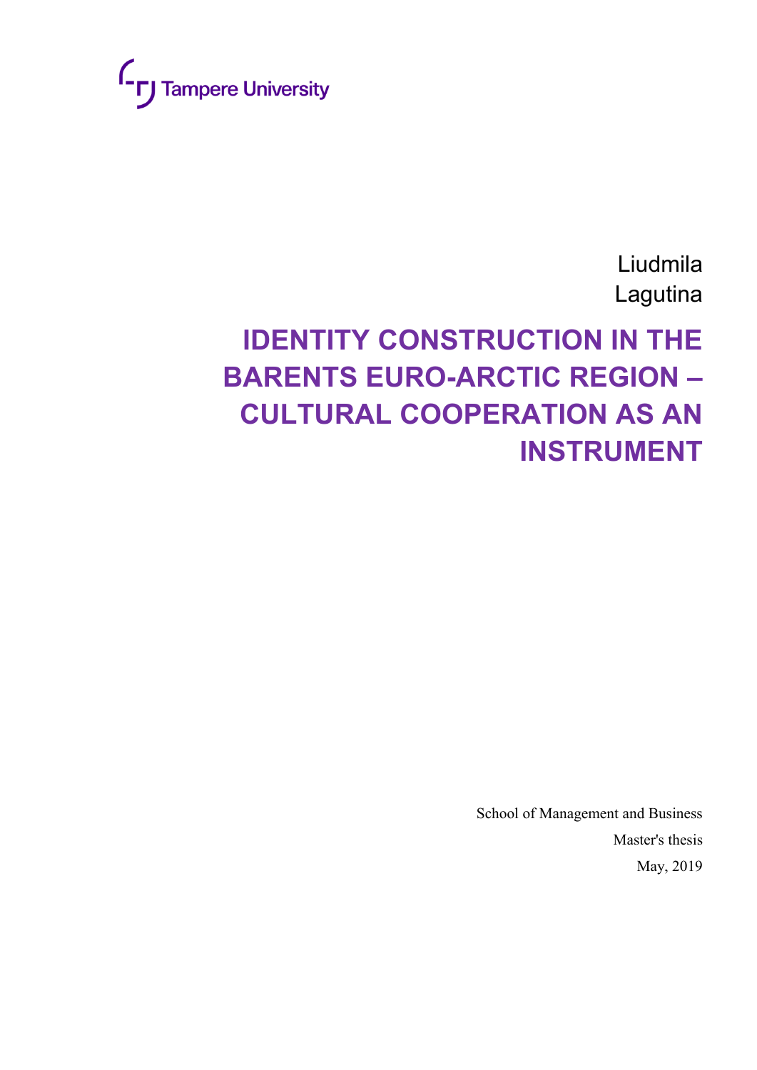Tampere University

Liudmila
Lagutina

# IDENTITY CONSTRUCTION IN THE BARENTS EURO-ARCTIC REGION – CULTURAL COOPERATION AS AN INSTRUMENT

School of Management and Business
Master's thesis
May, 2019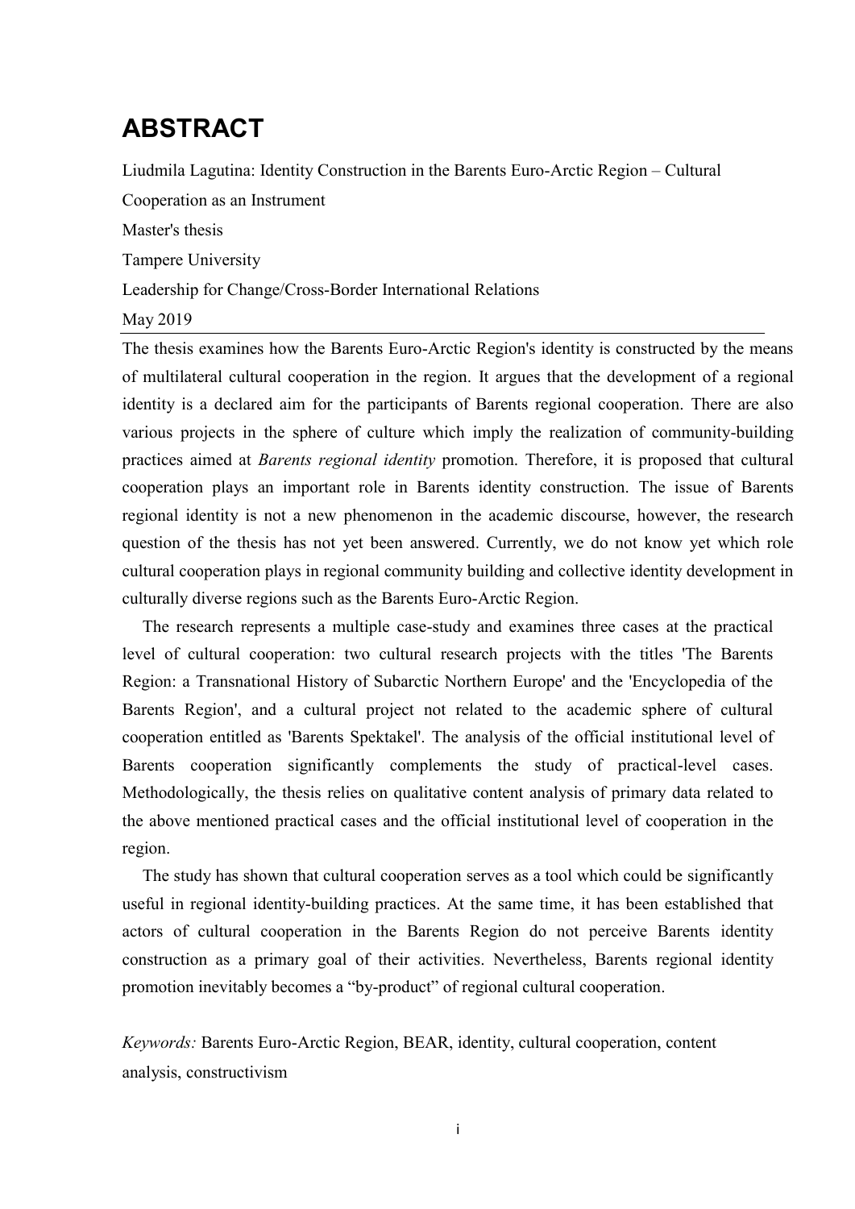# ABSTRACT

Liudmila Lagutina: Identity Construction in the Barents Euro-Arctic Region – Cultural Cooperation as an Instrument

Master's thesis

Tampere University

Leadership for Change/Cross-Border International Relations

May 2019

---

The thesis examines how the Barents Euro-Arctic Region's identity is constructed by the means of multilateral cultural cooperation in the region. It argues that the development of a regional identity is a declared aim for the participants of Barents regional cooperation. There are also various projects in the sphere of culture which imply the realization of community-building practices aimed at *Barents regional identity* promotion. Therefore, it is proposed that cultural cooperation plays an important role in Barents identity construction. The issue of Barents regional identity is not a new phenomenon in the academic discourse, however, the research question of the thesis has not yet been answered. Currently, we do not know yet which role cultural cooperation plays in regional community building and collective identity development in culturally diverse regions such as the Barents Euro-Arctic Region.

The research represents a multiple case-study and examines three cases at the practical level of cultural cooperation: two cultural research projects with the titles 'The Barents Region: a Transnational History of Subarctic Northern Europe' and the 'Encyclopedia of the Barents Region', and a cultural project not related to the academic sphere of cultural cooperation entitled as 'Barents Spektakel'. The analysis of the official institutional level of Barents cooperation significantly complements the study of practical-level cases. Methodologically, the thesis relies on qualitative content analysis of primary data related to the above mentioned practical cases and the official institutional level of cooperation in the region.

The study has shown that cultural cooperation serves as a tool which could be significantly useful in regional identity-building practices. At the same time, it has been established that actors of cultural cooperation in the Barents Region do not perceive Barents identity construction as a primary goal of their activities. Nevertheless, Barents regional identity promotion inevitably becomes a "by-product" of regional cultural cooperation.

*Keywords:* Barents Euro-Arctic Region, BEAR, identity, cultural cooperation, content analysis, constructivism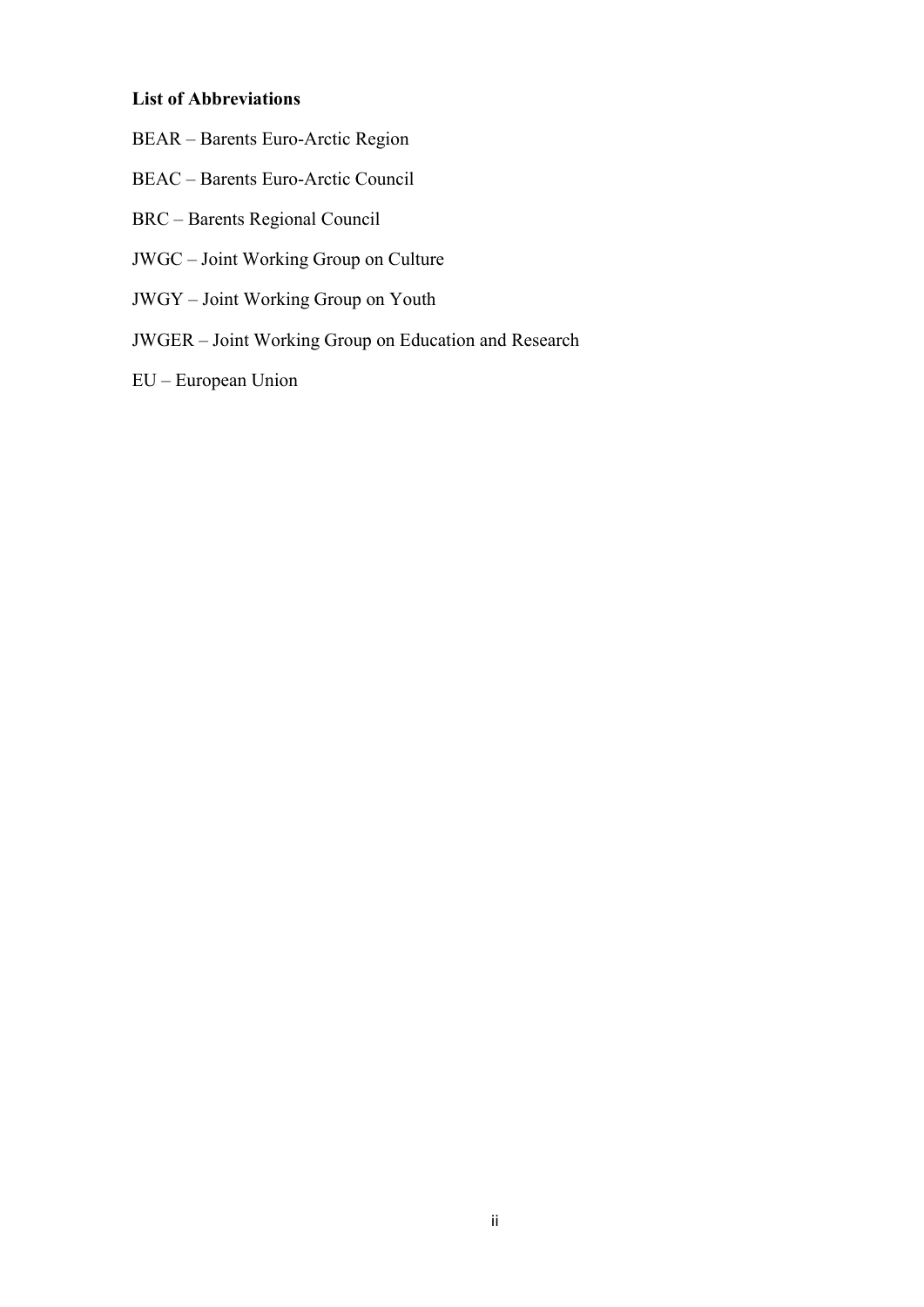**List of Abbreviations**

BEAR – Barents Euro-Arctic Region

BEAC – Barents Euro-Arctic Council

BRC – Barents Regional Council

JWGC – Joint Working Group on Culture

JWGY – Joint Working Group on Youth

JWGER – Joint Working Group on Education and Research

EU – European Union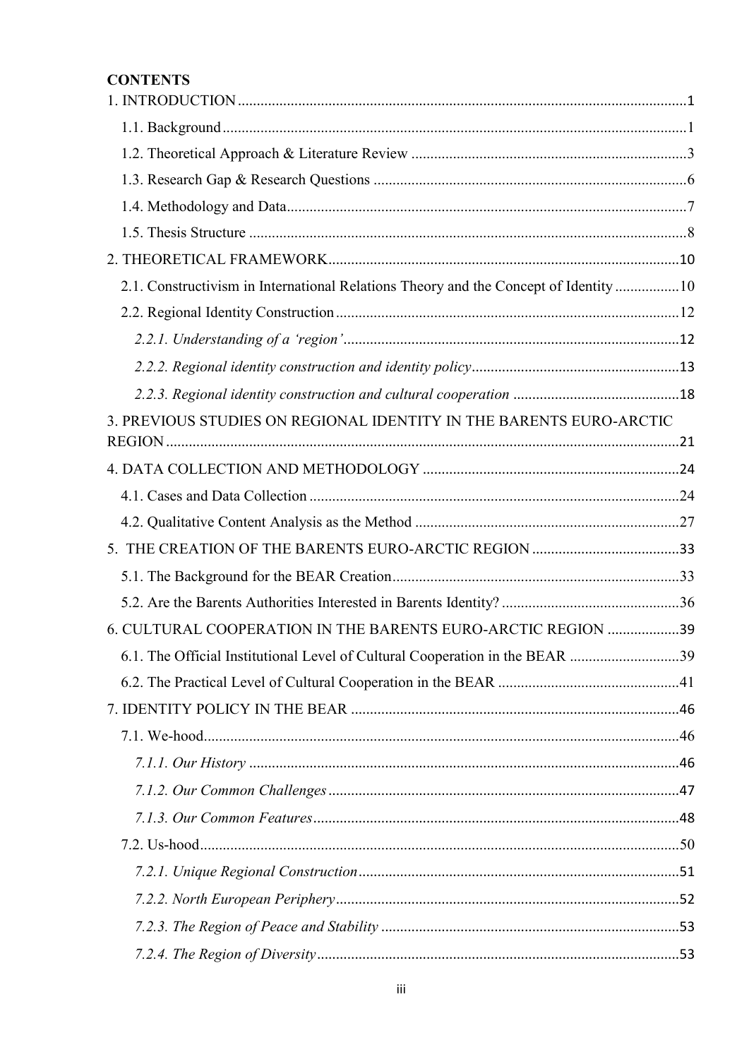**CONTENTS**

1. INTRODUCTION ..... 1
   1.1. Background ..... 1
   1.2. Theoretical Approach & Literature Review ..... 3
   1.3. Research Gap & Research Questions ..... 6
   1.4. Methodology and Data ..... 7
   1.5. Thesis Structure ..... 8
2. THEORETICAL FRAMEWORK ..... 10
   2.1. Constructivism in International Relations Theory and the Concept of Identity ..... 10
   2.2. Regional Identity Construction ..... 12
      *2.2.1. Understanding of a 'region'* ..... 12
      *2.2.2. Regional identity construction and identity policy* ..... 13
      *2.2.3. Regional identity construction and cultural cooperation* ..... 18
3. PREVIOUS STUDIES ON REGIONAL IDENTITY IN THE BARENTS EURO-ARCTIC REGION ..... 21
4. DATA COLLECTION AND METHODOLOGY ..... 24
   4.1. Cases and Data Collection ..... 24
   4.2. Qualitative Content Analysis as the Method ..... 27
5. THE CREATION OF THE BARENTS EURO-ARCTIC REGION ..... 33
   5.1. The Background for the BEAR Creation ..... 33
   5.2. Are the Barents Authorities Interested in Barents Identity? ..... 36
6. CULTURAL COOPERATION IN THE BARENTS EURO-ARCTIC REGION ..... 39
   6.1. The Official Institutional Level of Cultural Cooperation in the BEAR ..... 39
   6.2. The Practical Level of Cultural Cooperation in the BEAR ..... 41
7. IDENTITY POLICY IN THE BEAR ..... 46
   7.1. We-hood ..... 46
      *7.1.1. Our History* ..... 46
      *7.1.2. Our Common Challenges* ..... 47
      *7.1.3. Our Common Features* ..... 48
   7.2. Us-hood ..... 50
      *7.2.1. Unique Regional Construction* ..... 51
      *7.2.2. North European Periphery* ..... 52
      *7.2.3. The Region of Peace and Stability* ..... 53
      *7.2.4. The Region of Diversity* ..... 53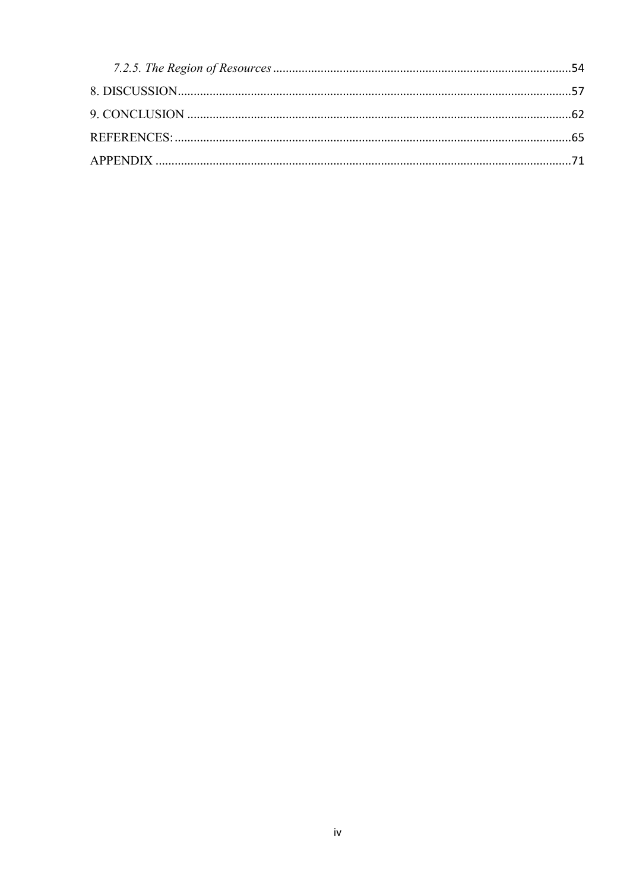*7.2.5. The Region of Resources* .......................................................................................... 54

8. DISCUSSION ......................................................................................................................... 57

9. CONCLUSION ....................................................................................................................... 62

REFERENCES: ........................................................................................................................... 65

APPENDIX ................................................................................................................................. 71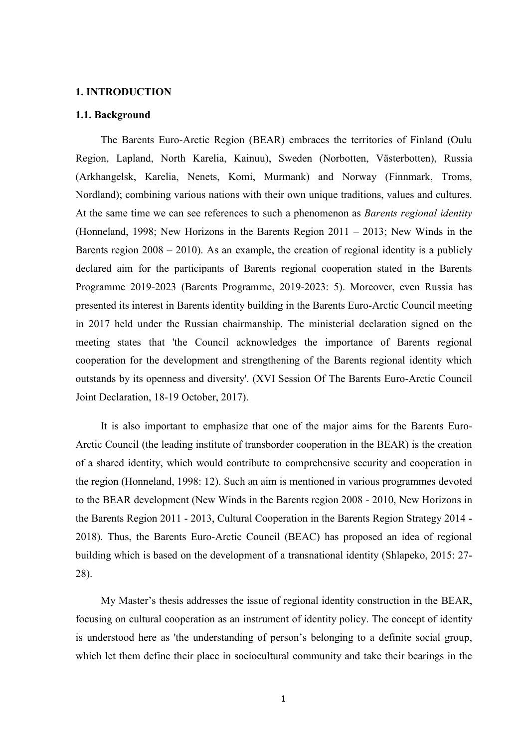## 1. INTRODUCTION

### 1.1. Background

The Barents Euro-Arctic Region (BEAR) embraces the territories of Finland (Oulu Region, Lapland, North Karelia, Kainuu), Sweden (Norbotten, Västerbotten), Russia (Arkhangelsk, Karelia, Nenets, Komi, Murmank) and Norway (Finnmark, Troms, Nordland); combining various nations with their own unique traditions, values and cultures. At the same time we can see references to such a phenomenon as *Barents regional identity* (Honneland, 1998; New Horizons in the Barents Region 2011 – 2013; New Winds in the Barents region 2008 – 2010). As an example, the creation of regional identity is a publicly declared aim for the participants of Barents regional cooperation stated in the Barents Programme 2019-2023 (Barents Programme, 2019-2023: 5). Moreover, even Russia has presented its interest in Barents identity building in the Barents Euro-Arctic Council meeting in 2017 held under the Russian chairmanship. The ministerial declaration signed on the meeting states that 'the Council acknowledges the importance of Barents regional cooperation for the development and strengthening of the Barents regional identity which outstands by its openness and diversity'. (XVI Session Of The Barents Euro-Arctic Council Joint Declaration, 18-19 October, 2017).

It is also important to emphasize that one of the major aims for the Barents Euro-Arctic Council (the leading institute of transborder cooperation in the BEAR) is the creation of a shared identity, which would contribute to comprehensive security and cooperation in the region (Honneland, 1998: 12). Such an aim is mentioned in various programmes devoted to the BEAR development (New Winds in the Barents region 2008 - 2010, New Horizons in the Barents Region 2011 - 2013, Cultural Cooperation in the Barents Region Strategy 2014 - 2018). Thus, the Barents Euro-Arctic Council (BEAC) has proposed an idea of regional building which is based on the development of a transnational identity (Shlapeko, 2015: 27-28).

My Master's thesis addresses the issue of regional identity construction in the BEAR, focusing on cultural cooperation as an instrument of identity policy. The concept of identity is understood here as 'the understanding of person's belonging to a definite social group, which let them define their place in sociocultural community and take their bearings in the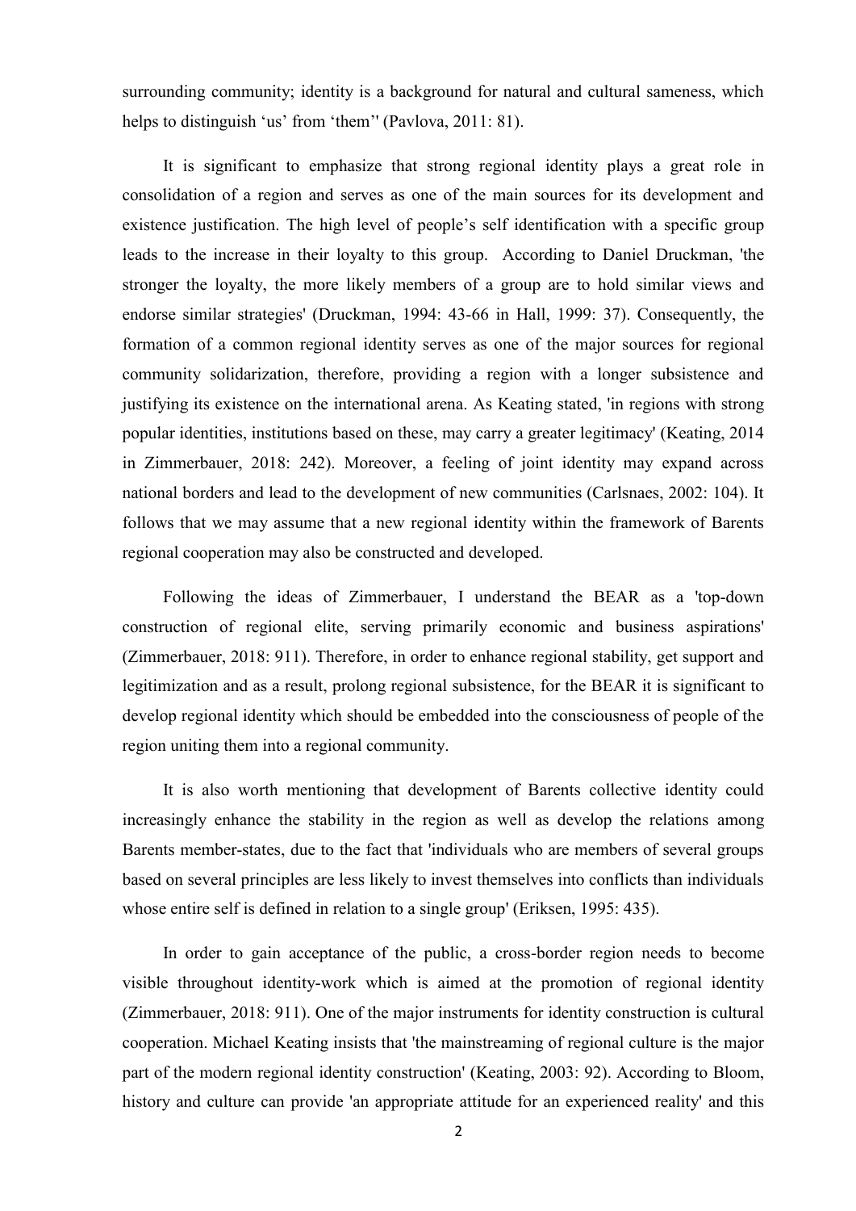surrounding community; identity is a background for natural and cultural sameness, which helps to distinguish 'us' from 'them'' (Pavlova, 2011: 81).

It is significant to emphasize that strong regional identity plays a great role in consolidation of a region and serves as one of the main sources for its development and existence justification. The high level of people's self identification with a specific group leads to the increase in their loyalty to this group. According to Daniel Druckman, 'the stronger the loyalty, the more likely members of a group are to hold similar views and endorse similar strategies' (Druckman, 1994: 43-66 in Hall, 1999: 37). Consequently, the formation of a common regional identity serves as one of the major sources for regional community solidarization, therefore, providing a region with a longer subsistence and justifying its existence on the international arena. As Keating stated, 'in regions with strong popular identities, institutions based on these, may carry a greater legitimacy' (Keating, 2014 in Zimmerbauer, 2018: 242). Moreover, a feeling of joint identity may expand across national borders and lead to the development of new communities (Carlsnaes, 2002: 104). It follows that we may assume that a new regional identity within the framework of Barents regional cooperation may also be constructed and developed.

Following the ideas of Zimmerbauer, I understand the BEAR as a 'top-down construction of regional elite, serving primarily economic and business aspirations' (Zimmerbauer, 2018: 911). Therefore, in order to enhance regional stability, get support and legitimization and as a result, prolong regional subsistence, for the BEAR it is significant to develop regional identity which should be embedded into the consciousness of people of the region uniting them into a regional community.

It is also worth mentioning that development of Barents collective identity could increasingly enhance the stability in the region as well as develop the relations among Barents member-states, due to the fact that 'individuals who are members of several groups based on several principles are less likely to invest themselves into conflicts than individuals whose entire self is defined in relation to a single group' (Eriksen, 1995: 435).

In order to gain acceptance of the public, a cross-border region needs to become visible throughout identity-work which is aimed at the promotion of regional identity (Zimmerbauer, 2018: 911). One of the major instruments for identity construction is cultural cooperation. Michael Keating insists that 'the mainstreaming of regional culture is the major part of the modern regional identity construction' (Keating, 2003: 92). According to Bloom, history and culture can provide 'an appropriate attitude for an experienced reality' and this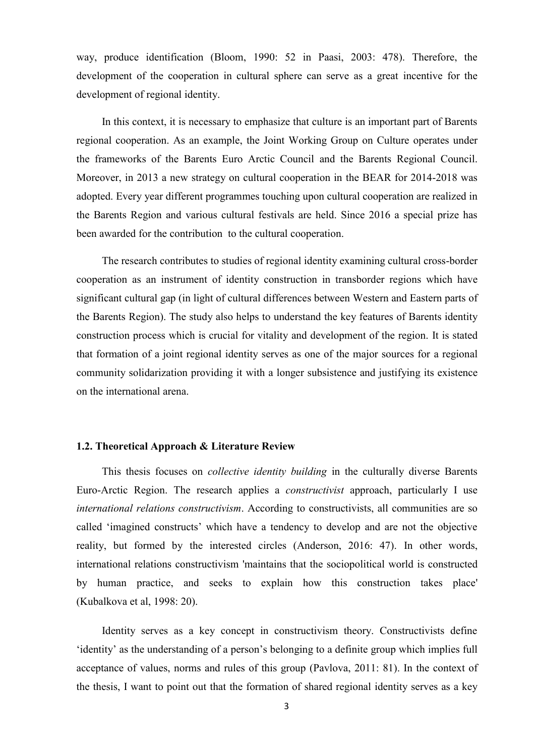way, produce identification (Bloom, 1990: 52 in Paasi, 2003: 478). Therefore, the development of the cooperation in cultural sphere can serve as a great incentive for the development of regional identity.

In this context, it is necessary to emphasize that culture is an important part of Barents regional cooperation. As an example, the Joint Working Group on Culture operates under the frameworks of the Barents Euro Arctic Council and the Barents Regional Council. Moreover, in 2013 a new strategy on cultural cooperation in the BEAR for 2014-2018 was adopted. Every year different programmes touching upon cultural cooperation are realized in the Barents Region and various cultural festivals are held. Since 2016 a special prize has been awarded for the contribution to the cultural cooperation.

The research contributes to studies of regional identity examining cultural cross-border cooperation as an instrument of identity construction in transborder regions which have significant cultural gap (in light of cultural differences between Western and Eastern parts of the Barents Region). The study also helps to understand the key features of Barents identity construction process which is crucial for vitality and development of the region. It is stated that formation of a joint regional identity serves as one of the major sources for a regional community solidarization providing it with a longer subsistence and justifying its existence on the international arena.

### 1.2. Theoretical Approach & Literature Review

This thesis focuses on *collective identity building* in the culturally diverse Barents Euro-Arctic Region. The research applies a *constructivist* approach, particularly I use *international relations constructivism*. According to constructivists, all communities are so called 'imagined constructs' which have a tendency to develop and are not the objective reality, but formed by the interested circles (Anderson, 2016: 47). In other words, international relations constructivism 'maintains that the sociopolitical world is constructed by human practice, and seeks to explain how this construction takes place' (Kubalkova et al, 1998: 20).

Identity serves as a key concept in constructivism theory. Constructivists define 'identity' as the understanding of a person's belonging to a definite group which implies full acceptance of values, norms and rules of this group (Pavlova, 2011: 81). In the context of the thesis, I want to point out that the formation of shared regional identity serves as a key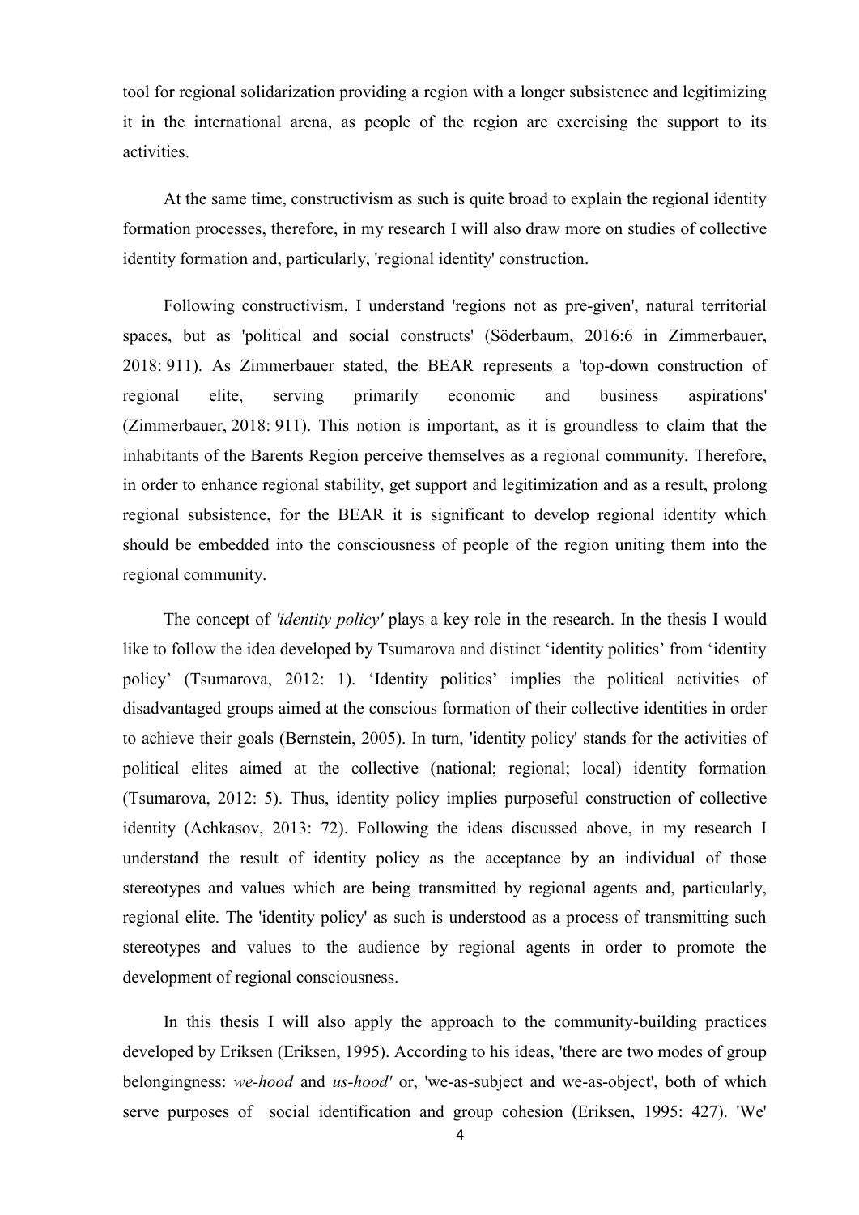tool for regional solidarization providing a region with a longer subsistence and legitimizing it in the international arena, as people of the region are exercising the support to its activities.

At the same time, constructivism as such is quite broad to explain the regional identity formation processes, therefore, in my research I will also draw more on studies of collective identity formation and, particularly, 'regional identity' construction.

Following constructivism, I understand 'regions not as pre-given', natural territorial spaces, but as 'political and social constructs' (Söderbaum, 2016:6 in Zimmerbauer, 2018: 911). As Zimmerbauer stated, the BEAR represents a 'top-down construction of regional elite, serving primarily economic and business aspirations' (Zimmerbauer, 2018: 911). This notion is important, as it is groundless to claim that the inhabitants of the Barents Region perceive themselves as a regional community. Therefore, in order to enhance regional stability, get support and legitimization and as a result, prolong regional subsistence, for the BEAR it is significant to develop regional identity which should be embedded into the consciousness of people of the region uniting them into the regional community.

The concept of *'identity policy'* plays a key role in the research. In the thesis I would like to follow the idea developed by Tsumarova and distinct 'identity politics' from 'identity policy' (Tsumarova, 2012: 1). 'Identity politics' implies the political activities of disadvantaged groups aimed at the conscious formation of their collective identities in order to achieve their goals (Bernstein, 2005). In turn, 'identity policy' stands for the activities of political elites aimed at the collective (national; regional; local) identity formation (Tsumarova, 2012: 5). Thus, identity policy implies purposeful construction of collective identity (Achkasov, 2013: 72). Following the ideas discussed above, in my research I understand the result of identity policy as the acceptance by an individual of those stereotypes and values which are being transmitted by regional agents and, particularly, regional elite. The 'identity policy' as such is understood as a process of transmitting such stereotypes and values to the audience by regional agents in order to promote the development of regional consciousness.

In this thesis I will also apply the approach to the community-building practices developed by Eriksen (Eriksen, 1995). According to his ideas, 'there are two modes of group belongingness: *we-hood* and *us-hood'* or, 'we-as-subject and we-as-object', both of which serve purposes of social identification and group cohesion (Eriksen, 1995: 427). 'We'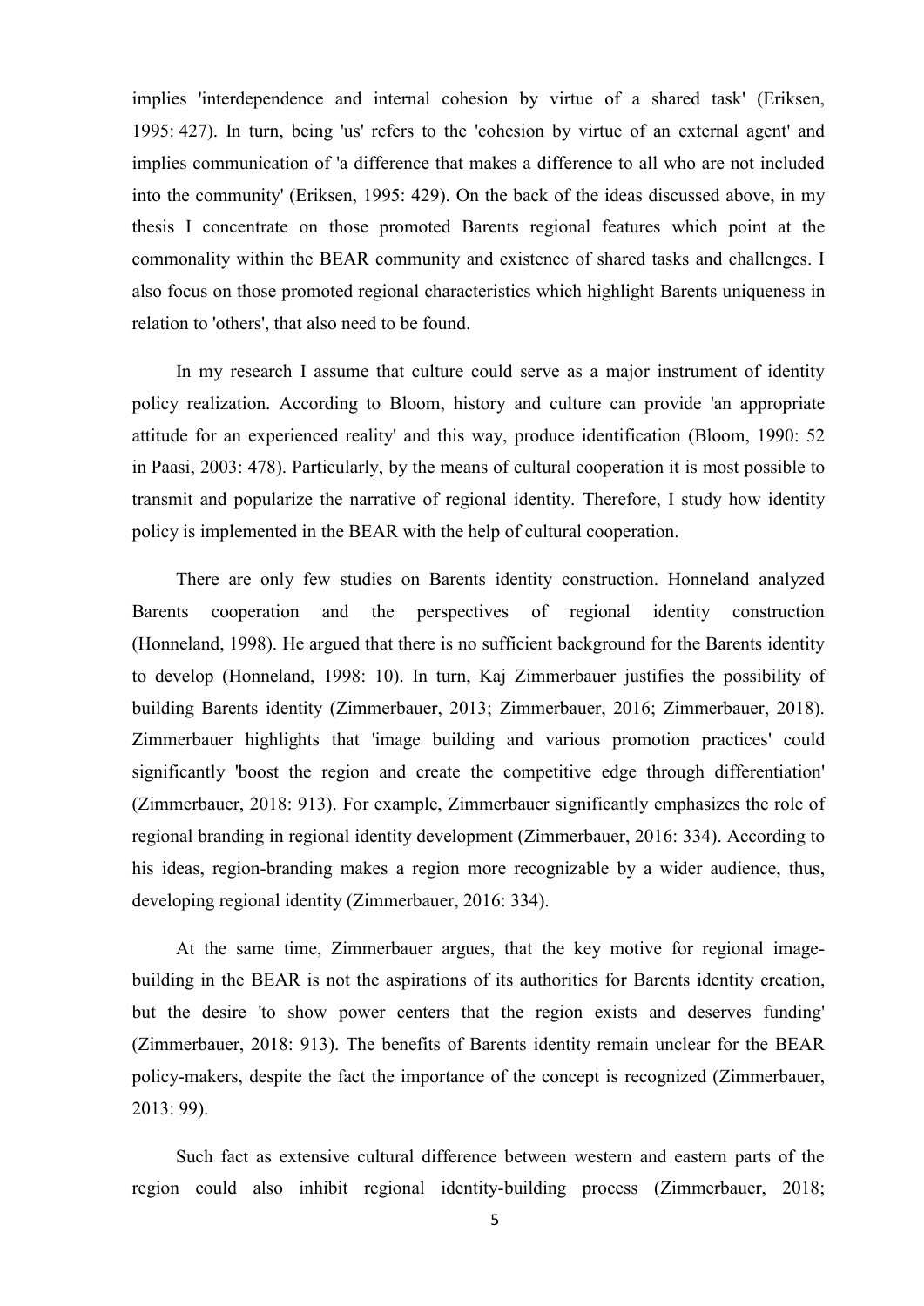implies 'interdependence and internal cohesion by virtue of a shared task' (Eriksen, 1995: 427). In turn, being 'us' refers to the 'cohesion by virtue of an external agent' and implies communication of 'a difference that makes a difference to all who are not included into the community' (Eriksen, 1995: 429). On the back of the ideas discussed above, in my thesis I concentrate on those promoted Barents regional features which point at the commonality within the BEAR community and existence of shared tasks and challenges. I also focus on those promoted regional characteristics which highlight Barents uniqueness in relation to 'others', that also need to be found.

In my research I assume that culture could serve as a major instrument of identity policy realization. According to Bloom, history and culture can provide 'an appropriate attitude for an experienced reality' and this way, produce identification (Bloom, 1990: 52 in Paasi, 2003: 478). Particularly, by the means of cultural cooperation it is most possible to transmit and popularize the narrative of regional identity. Therefore, I study how identity policy is implemented in the BEAR with the help of cultural cooperation.

There are only few studies on Barents identity construction. Honneland analyzed Barents cooperation and the perspectives of regional identity construction (Honneland, 1998). He argued that there is no sufficient background for the Barents identity to develop (Honneland, 1998: 10). In turn, Kaj Zimmerbauer justifies the possibility of building Barents identity (Zimmerbauer, 2013; Zimmerbauer, 2016; Zimmerbauer, 2018). Zimmerbauer highlights that 'image building and various promotion practices' could significantly 'boost the region and create the competitive edge through differentiation' (Zimmerbauer, 2018: 913). For example, Zimmerbauer significantly emphasizes the role of regional branding in regional identity development (Zimmerbauer, 2016: 334). According to his ideas, region-branding makes a region more recognizable by a wider audience, thus, developing regional identity (Zimmerbauer, 2016: 334).

At the same time, Zimmerbauer argues, that the key motive for regional image-building in the BEAR is not the aspirations of its authorities for Barents identity creation, but the desire 'to show power centers that the region exists and deserves funding' (Zimmerbauer, 2018: 913). The benefits of Barents identity remain unclear for the BEAR policy-makers, despite the fact the importance of the concept is recognized (Zimmerbauer, 2013: 99).

Such fact as extensive cultural difference between western and eastern parts of the region could also inhibit regional identity-building process (Zimmerbauer, 2018;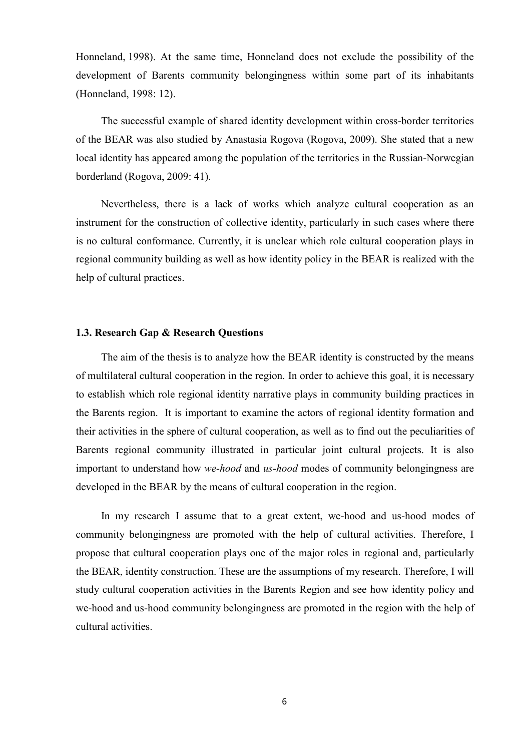Honneland, 1998). At the same time, Honneland does not exclude the possibility of the development of Barents community belongingness within some part of its inhabitants (Honneland, 1998: 12).

The successful example of shared identity development within cross-border territories of the BEAR was also studied by Anastasia Rogova (Rogova, 2009). She stated that a new local identity has appeared among the population of the territories in the Russian-Norwegian borderland (Rogova, 2009: 41).

Nevertheless, there is a lack of works which analyze cultural cooperation as an instrument for the construction of collective identity, particularly in such cases where there is no cultural conformance. Currently, it is unclear which role cultural cooperation plays in regional community building as well as how identity policy in the BEAR is realized with the help of cultural practices.

### 1.3. Research Gap & Research Questions

The aim of the thesis is to analyze how the BEAR identity is constructed by the means of multilateral cultural cooperation in the region. In order to achieve this goal, it is necessary to establish which role regional identity narrative plays in community building practices in the Barents region. It is important to examine the actors of regional identity formation and their activities in the sphere of cultural cooperation, as well as to find out the peculiarities of Barents regional community illustrated in particular joint cultural projects. It is also important to understand how *we-hood* and *us-hood* modes of community belongingness are developed in the BEAR by the means of cultural cooperation in the region.

In my research I assume that to a great extent, we-hood and us-hood modes of community belongingness are promoted with the help of cultural activities. Therefore, I propose that cultural cooperation plays one of the major roles in regional and, particularly the BEAR, identity construction. These are the assumptions of my research. Therefore, I will study cultural cooperation activities in the Barents Region and see how identity policy and we-hood and us-hood community belongingness are promoted in the region with the help of cultural activities.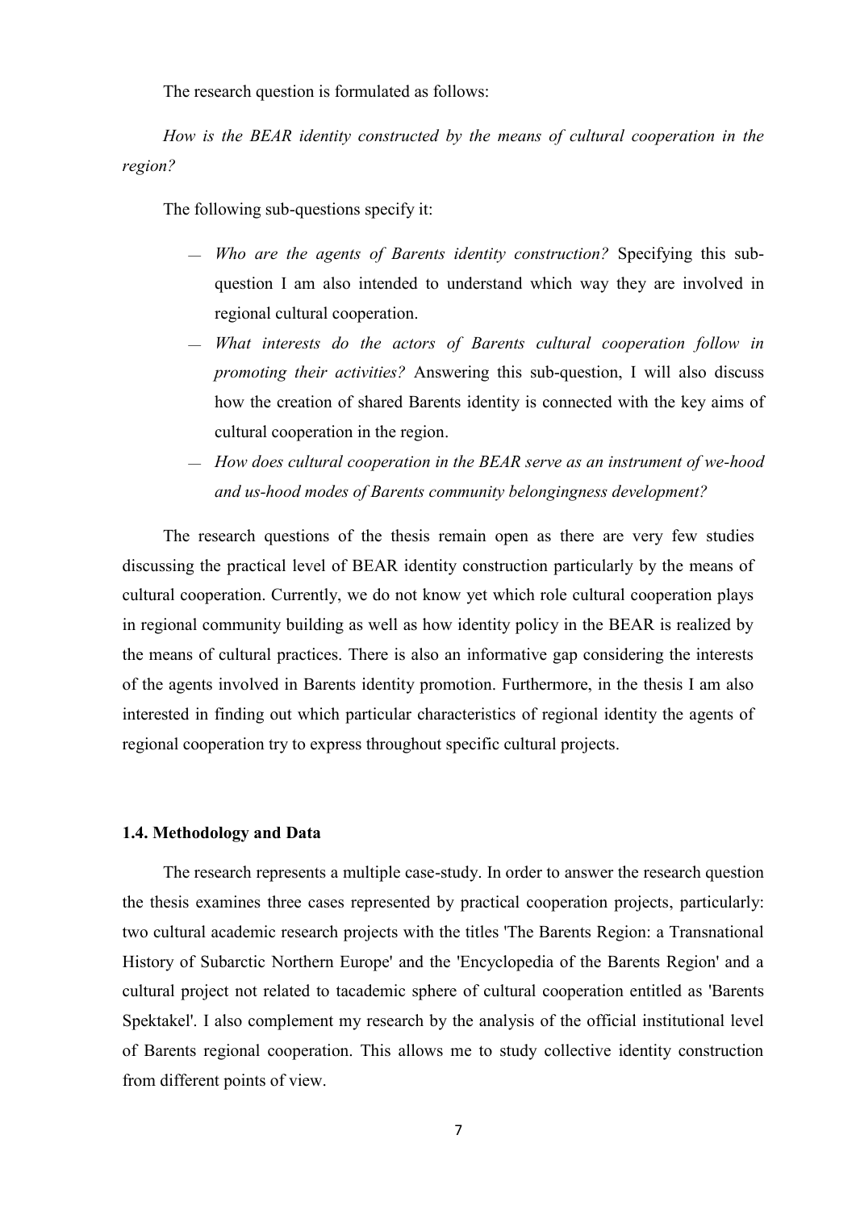The research question is formulated as follows:

*How is the BEAR identity constructed by the means of cultural cooperation in the region?*

The following sub-questions specify it:

- *Who are the agents of Barents identity construction?* Specifying this sub-question I am also intended to understand which way they are involved in regional cultural cooperation.
- *What interests do the actors of Barents cultural cooperation follow in promoting their activities?* Answering this sub-question, I will also discuss how the creation of shared Barents identity is connected with the key aims of cultural cooperation in the region.
- *How does cultural cooperation in the BEAR serve as an instrument of we-hood and us-hood modes of Barents community belongingness development?*

The research questions of the thesis remain open as there are very few studies discussing the practical level of BEAR identity construction particularly by the means of cultural cooperation. Currently, we do not know yet which role cultural cooperation plays in regional community building as well as how identity policy in the BEAR is realized by the means of cultural practices. There is also an informative gap considering the interests of the agents involved in Barents identity promotion. Furthermore, in the thesis I am also interested in finding out which particular characteristics of regional identity the agents of regional cooperation try to express throughout specific cultural projects.

### 1.4. Methodology and Data

The research represents a multiple case-study. In order to answer the research question the thesis examines three cases represented by practical cooperation projects, particularly: two cultural academic research projects with the titles 'The Barents Region: a Transnational History of Subarctic Northern Europe' and the 'Encyclopedia of the Barents Region' and a cultural project not related to tacademic sphere of cultural cooperation entitled as 'Barents Spektakel'. I also complement my research by the analysis of the official institutional level of Barents regional cooperation. This allows me to study collective identity construction from different points of view.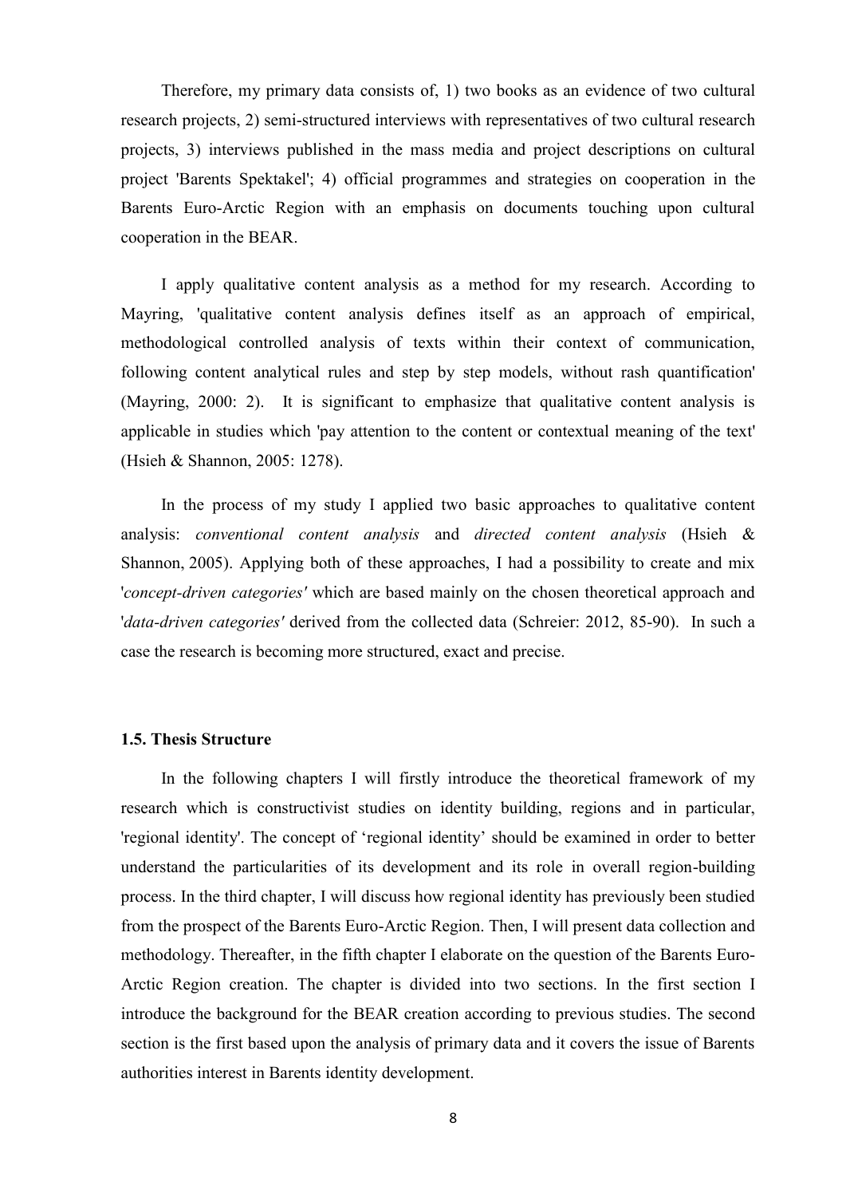Therefore, my primary data consists of, 1) two books as an evidence of two cultural research projects, 2) semi-structured interviews with representatives of two cultural research projects, 3) interviews published in the mass media and project descriptions on cultural project 'Barents Spektakel'; 4) official programmes and strategies on cooperation in the Barents Euro-Arctic Region with an emphasis on documents touching upon cultural cooperation in the BEAR.

I apply qualitative content analysis as a method for my research. According to Mayring, 'qualitative content analysis defines itself as an approach of empirical, methodological controlled analysis of texts within their context of communication, following content analytical rules and step by step models, without rash quantification' (Mayring, 2000: 2). It is significant to emphasize that qualitative content analysis is applicable in studies which 'pay attention to the content or contextual meaning of the text' (Hsieh & Shannon, 2005: 1278).

In the process of my study I applied two basic approaches to qualitative content analysis: *conventional content analysis* and *directed content analysis* (Hsieh & Shannon, 2005). Applying both of these approaches, I had a possibility to create and mix '*concept-driven categories'* which are based mainly on the chosen theoretical approach and '*data-driven categories'* derived from the collected data (Schreier: 2012, 85-90). In such a case the research is becoming more structured, exact and precise.

### 1.5. Thesis Structure

In the following chapters I will firstly introduce the theoretical framework of my research which is constructivist studies on identity building, regions and in particular, 'regional identity'. The concept of 'regional identity' should be examined in order to better understand the particularities of its development and its role in overall region-building process. In the third chapter, I will discuss how regional identity has previously been studied from the prospect of the Barents Euro-Arctic Region. Then, I will present data collection and methodology. Thereafter, in the fifth chapter I elaborate on the question of the Barents Euro-Arctic Region creation. The chapter is divided into two sections. In the first section I introduce the background for the BEAR creation according to previous studies. The second section is the first based upon the analysis of primary data and it covers the issue of Barents authorities interest in Barents identity development.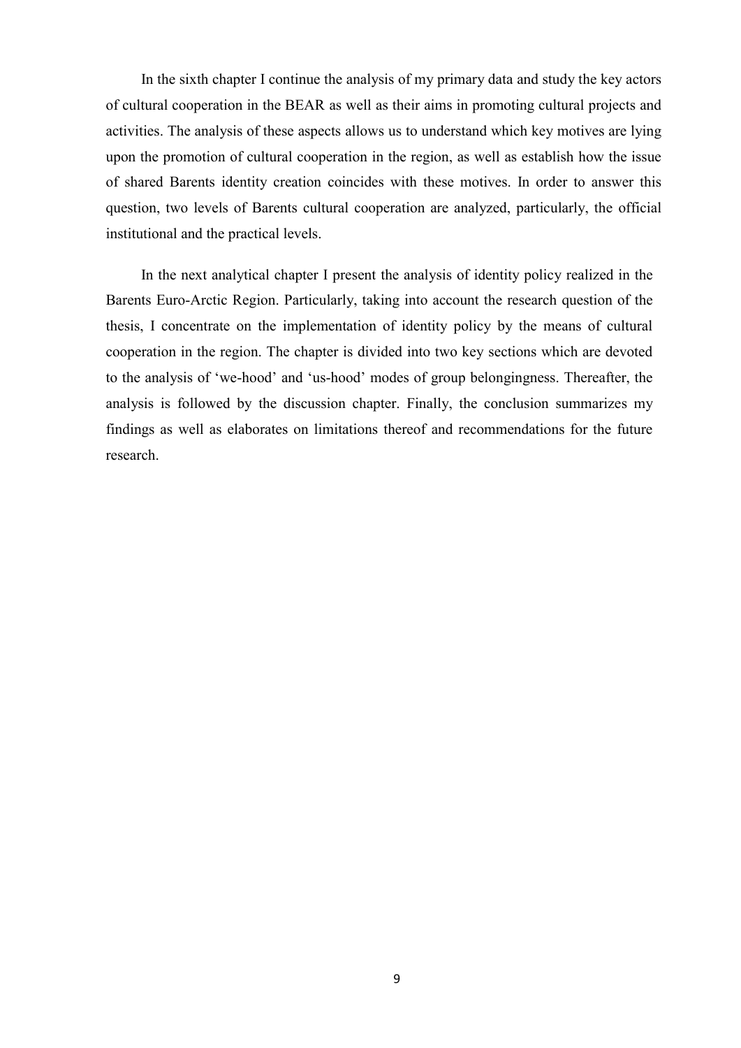In the sixth chapter I continue the analysis of my primary data and study the key actors of cultural cooperation in the BEAR as well as their aims in promoting cultural projects and activities. The analysis of these aspects allows us to understand which key motives are lying upon the promotion of cultural cooperation in the region, as well as establish how the issue of shared Barents identity creation coincides with these motives. In order to answer this question, two levels of Barents cultural cooperation are analyzed, particularly, the official institutional and the practical levels.

In the next analytical chapter I present the analysis of identity policy realized in the Barents Euro-Arctic Region. Particularly, taking into account the research question of the thesis, I concentrate on the implementation of identity policy by the means of cultural cooperation in the region. The chapter is divided into two key sections which are devoted to the analysis of 'we-hood' and 'us-hood' modes of group belongingness. Thereafter, the analysis is followed by the discussion chapter. Finally, the conclusion summarizes my findings as well as elaborates on limitations thereof and recommendations for the future research.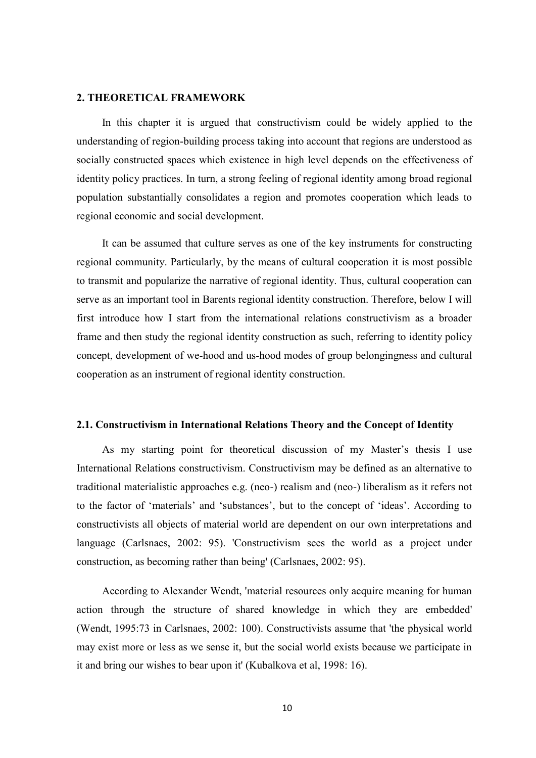## 2. THEORETICAL FRAMEWORK

In this chapter it is argued that constructivism could be widely applied to the understanding of region-building process taking into account that regions are understood as socially constructed spaces which existence in high level depends on the effectiveness of identity policy practices. In turn, a strong feeling of regional identity among broad regional population substantially consolidates a region and promotes cooperation which leads to regional economic and social development.

It can be assumed that culture serves as one of the key instruments for constructing regional community. Particularly, by the means of cultural cooperation it is most possible to transmit and popularize the narrative of regional identity. Thus, cultural cooperation can serve as an important tool in Barents regional identity construction. Therefore, below I will first introduce how I start from the international relations constructivism as a broader frame and then study the regional identity construction as such, referring to identity policy concept, development of we-hood and us-hood modes of group belongingness and cultural cooperation as an instrument of regional identity construction.

### 2.1. Constructivism in International Relations Theory and the Concept of Identity

As my starting point for theoretical discussion of my Master's thesis I use International Relations constructivism. Constructivism may be defined as an alternative to traditional materialistic approaches e.g. (neo-) realism and (neo-) liberalism as it refers not to the factor of 'materials' and 'substances', but to the concept of 'ideas'. According to constructivists all objects of material world are dependent on our own interpretations and language (Carlsnaes, 2002: 95). 'Constructivism sees the world as a project under construction, as becoming rather than being' (Carlsnaes, 2002: 95).

According to Alexander Wendt, 'material resources only acquire meaning for human action through the structure of shared knowledge in which they are embedded' (Wendt, 1995:73 in Carlsnaes, 2002: 100). Constructivists assume that 'the physical world may exist more or less as we sense it, but the social world exists because we participate in it and bring our wishes to bear upon it' (Kubalkova et al, 1998: 16).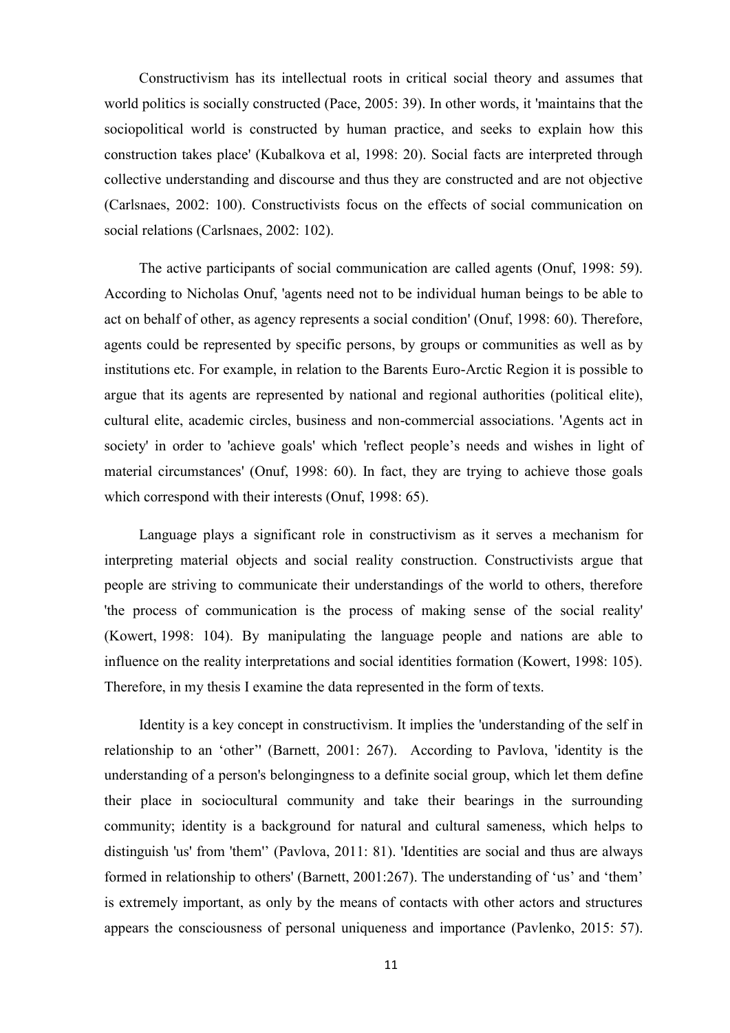Constructivism has its intellectual roots in critical social theory and assumes that world politics is socially constructed (Pace, 2005: 39). In other words, it 'maintains that the sociopolitical world is constructed by human practice, and seeks to explain how this construction takes place' (Kubalkova et al, 1998: 20). Social facts are interpreted through collective understanding and discourse and thus they are constructed and are not objective (Carlsnaes, 2002: 100). Constructivists focus on the effects of social communication on social relations (Carlsnaes, 2002: 102).

The active participants of social communication are called agents (Onuf, 1998: 59). According to Nicholas Onuf, 'agents need not to be individual human beings to be able to act on behalf of other, as agency represents a social condition' (Onuf, 1998: 60). Therefore, agents could be represented by specific persons, by groups or communities as well as by institutions etc. For example, in relation to the Barents Euro-Arctic Region it is possible to argue that its agents are represented by national and regional authorities (political elite), cultural elite, academic circles, business and non-commercial associations. 'Agents act in society' in order to 'achieve goals' which 'reflect people's needs and wishes in light of material circumstances' (Onuf, 1998: 60). In fact, they are trying to achieve those goals which correspond with their interests (Onuf, 1998: 65).

Language plays a significant role in constructivism as it serves a mechanism for interpreting material objects and social reality construction. Constructivists argue that people are striving to communicate their understandings of the world to others, therefore 'the process of communication is the process of making sense of the social reality' (Kowert, 1998: 104). By manipulating the language people and nations are able to influence on the reality interpretations and social identities formation (Kowert, 1998: 105). Therefore, in my thesis I examine the data represented in the form of texts.

Identity is a key concept in constructivism. It implies the 'understanding of the self in relationship to an 'other'' (Barnett, 2001: 267). According to Pavlova, 'identity is the understanding of a person's belongingness to a definite social group, which let them define their place in sociocultural community and take their bearings in the surrounding community; identity is a background for natural and cultural sameness, which helps to distinguish 'us' from 'them'' (Pavlova, 2011: 81). 'Identities are social and thus are always formed in relationship to others' (Barnett, 2001:267). The understanding of 'us' and 'them' is extremely important, as only by the means of contacts with other actors and structures appears the consciousness of personal uniqueness and importance (Pavlenko, 2015: 57).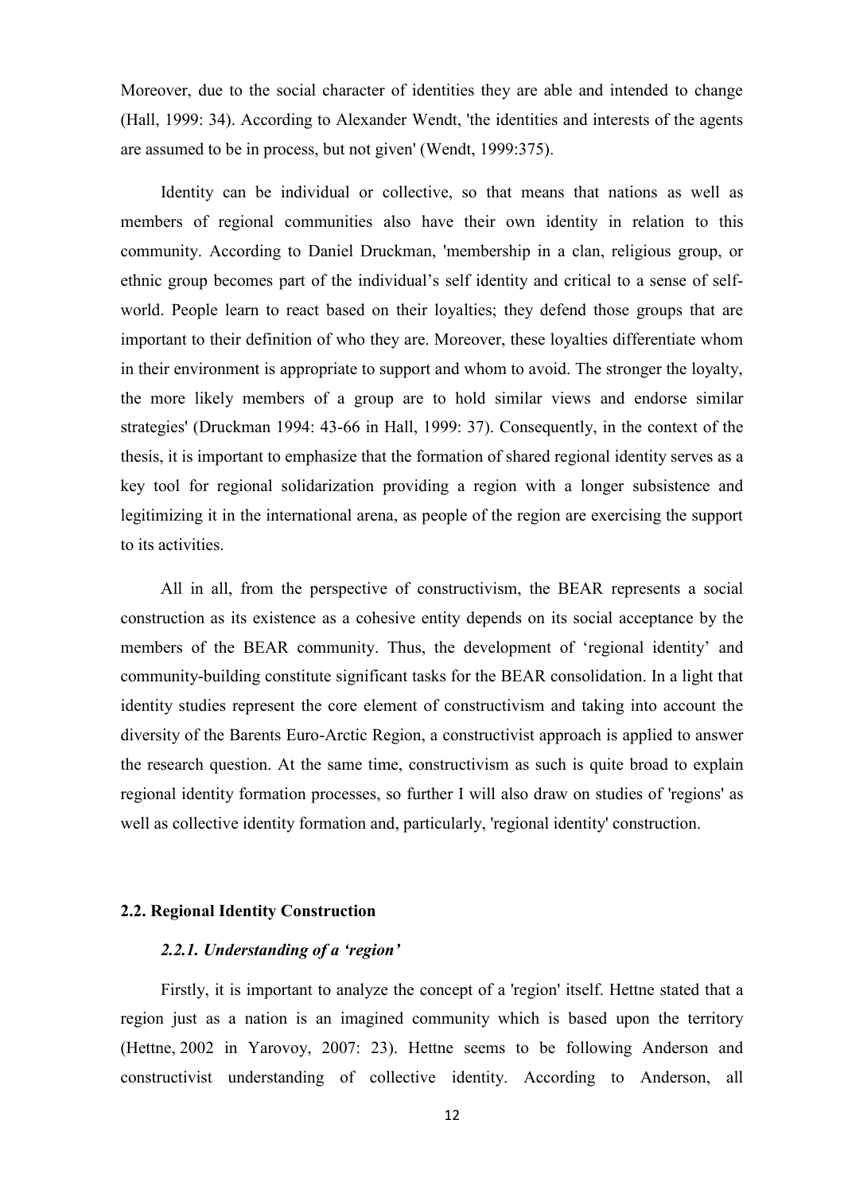Moreover, due to the social character of identities they are able and intended to change (Hall, 1999: 34). According to Alexander Wendt, 'the identities and interests of the agents are assumed to be in process, but not given' (Wendt, 1999:375).

Identity can be individual or collective, so that means that nations as well as members of regional communities also have their own identity in relation to this community. According to Daniel Druckman, 'membership in a clan, religious group, or ethnic group becomes part of the individual's self identity and critical to a sense of self-world. People learn to react based on their loyalties; they defend those groups that are important to their definition of who they are. Moreover, these loyalties differentiate whom in their environment is appropriate to support and whom to avoid. The stronger the loyalty, the more likely members of a group are to hold similar views and endorse similar strategies' (Druckman 1994: 43-66 in Hall, 1999: 37). Consequently, in the context of the thesis, it is important to emphasize that the formation of shared regional identity serves as a key tool for regional solidarization providing a region with a longer subsistence and legitimizing it in the international arena, as people of the region are exercising the support to its activities.

All in all, from the perspective of constructivism, the BEAR represents a social construction as its existence as a cohesive entity depends on its social acceptance by the members of the BEAR community. Thus, the development of 'regional identity' and community-building constitute significant tasks for the BEAR consolidation. In a light that identity studies represent the core element of constructivism and taking into account the diversity of the Barents Euro-Arctic Region, a constructivist approach is applied to answer the research question. At the same time, constructivism as such is quite broad to explain regional identity formation processes, so further I will also draw on studies of 'regions' as well as collective identity formation and, particularly, 'regional identity' construction.

## 2.2. Regional Identity Construction

### *2.2.1. Understanding of a 'region'*

Firstly, it is important to analyze the concept of a 'region' itself. Hettne stated that a region just as a nation is an imagined community which is based upon the territory (Hettne, 2002 in Yarovoy, 2007: 23). Hettne seems to be following Anderson and constructivist understanding of collective identity. According to Anderson, all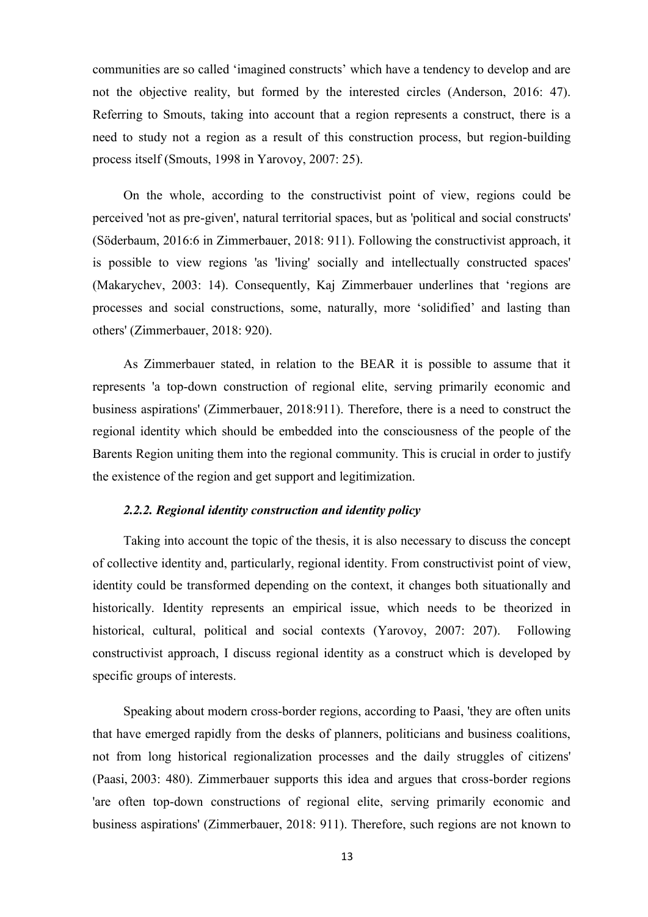communities are so called 'imagined constructs' which have a tendency to develop and are not the objective reality, but formed by the interested circles (Anderson, 2016: 47). Referring to Smouts, taking into account that a region represents a construct, there is a need to study not a region as a result of this construction process, but region-building process itself (Smouts, 1998 in Yarovoy, 2007: 25).

On the whole, according to the constructivist point of view, regions could be perceived 'not as pre-given', natural territorial spaces, but as 'political and social constructs' (Söderbaum, 2016:6 in Zimmerbauer, 2018: 911). Following the constructivist approach, it is possible to view regions 'as 'living' socially and intellectually constructed spaces' (Makarychev, 2003: 14). Consequently, Kaj Zimmerbauer underlines that 'regions are processes and social constructions, some, naturally, more 'solidified' and lasting than others' (Zimmerbauer, 2018: 920).

As Zimmerbauer stated, in relation to the BEAR it is possible to assume that it represents 'a top-down construction of regional elite, serving primarily economic and business aspirations' (Zimmerbauer, 2018:911). Therefore, there is a need to construct the regional identity which should be embedded into the consciousness of the people of the Barents Region uniting them into the regional community. This is crucial in order to justify the existence of the region and get support and legitimization.

### *2.2.2. Regional identity construction and identity policy*

Taking into account the topic of the thesis, it is also necessary to discuss the concept of collective identity and, particularly, regional identity. From constructivist point of view, identity could be transformed depending on the context, it changes both situationally and historically. Identity represents an empirical issue, which needs to be theorized in historical, cultural, political and social contexts (Yarovoy, 2007: 207). Following constructivist approach, I discuss regional identity as a construct which is developed by specific groups of interests.

Speaking about modern cross-border regions, according to Paasi, 'they are often units that have emerged rapidly from the desks of planners, politicians and business coalitions, not from long historical regionalization processes and the daily struggles of citizens' (Paasi, 2003: 480). Zimmerbauer supports this idea and argues that cross-border regions 'are often top-down constructions of regional elite, serving primarily economic and business aspirations' (Zimmerbauer, 2018: 911). Therefore, such regions are not known to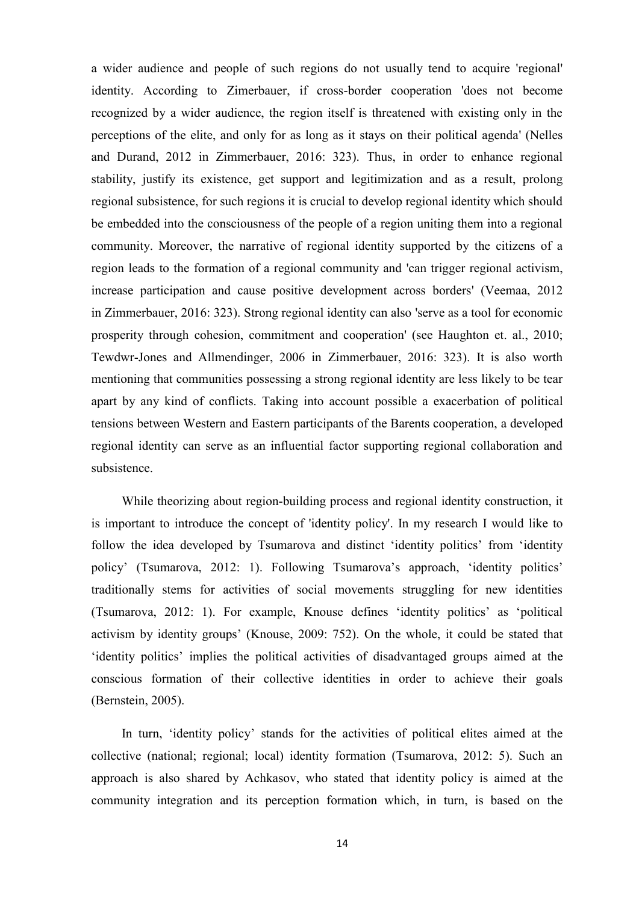a wider audience and people of such regions do not usually tend to acquire 'regional' identity. According to Zimerbauer, if cross-border cooperation 'does not become recognized by a wider audience, the region itself is threatened with existing only in the perceptions of the elite, and only for as long as it stays on their political agenda' (Nelles and Durand, 2012 in Zimmerbauer, 2016: 323). Thus, in order to enhance regional stability, justify its existence, get support and legitimization and as a result, prolong regional subsistence, for such regions it is crucial to develop regional identity which should be embedded into the consciousness of the people of a region uniting them into a regional community. Moreover, the narrative of regional identity supported by the citizens of a region leads to the formation of a regional community and 'can trigger regional activism, increase participation and cause positive development across borders' (Veemaa, 2012 in Zimmerbauer, 2016: 323). Strong regional identity can also 'serve as a tool for economic prosperity through cohesion, commitment and cooperation' (see Haughton et. al., 2010; Tewdwr-Jones and Allmendinger, 2006 in Zimmerbauer, 2016: 323). It is also worth mentioning that communities possessing a strong regional identity are less likely to be tear apart by any kind of conflicts. Taking into account possible a exacerbation of political tensions between Western and Eastern participants of the Barents cooperation, a developed regional identity can serve as an influential factor supporting regional collaboration and subsistence.

While theorizing about region-building process and regional identity construction, it is important to introduce the concept of 'identity policy'. In my research I would like to follow the idea developed by Tsumarova and distinct ‘identity politics’ from ‘identity policy’ (Tsumarova, 2012: 1). Following Tsumarova’s approach, ‘identity politics’ traditionally stems for activities of social movements struggling for new identities (Tsumarova, 2012: 1). For example, Knouse defines ‘identity politics’ as ‘political activism by identity groups’ (Knouse, 2009: 752). On the whole, it could be stated that ‘identity politics’ implies the political activities of disadvantaged groups aimed at the conscious formation of their collective identities in order to achieve their goals (Bernstein, 2005).

In turn, ‘identity policy’ stands for the activities of political elites aimed at the collective (national; regional; local) identity formation (Tsumarova, 2012: 5). Such an approach is also shared by Achkasov, who stated that identity policy is aimed at the community integration and its perception formation which, in turn, is based on the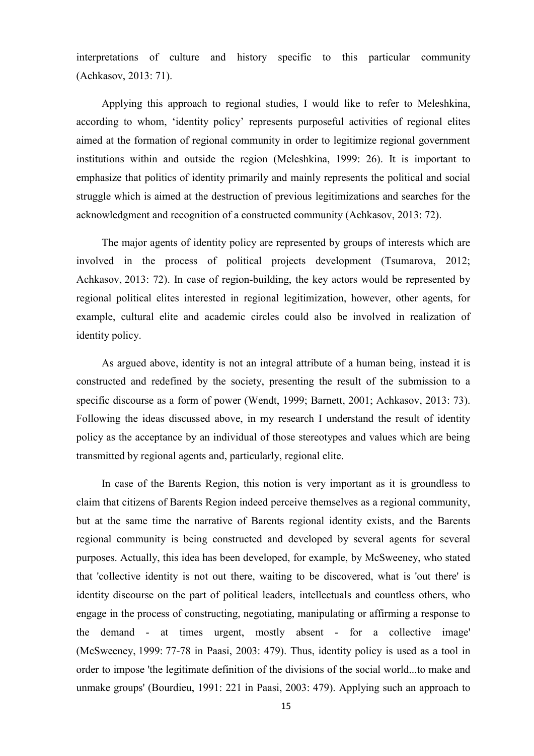interpretations of culture and history specific to this particular community (Achkasov, 2013: 71).

Applying this approach to regional studies, I would like to refer to Meleshkina, according to whom, 'identity policy' represents purposeful activities of regional elites aimed at the formation of regional community in order to legitimize regional government institutions within and outside the region (Meleshkina, 1999: 26). It is important to emphasize that politics of identity primarily and mainly represents the political and social struggle which is aimed at the destruction of previous legitimizations and searches for the acknowledgment and recognition of a constructed community (Achkasov, 2013: 72).

The major agents of identity policy are represented by groups of interests which are involved in the process of political projects development (Tsumarova, 2012; Achkasov, 2013: 72). In case of region-building, the key actors would be represented by regional political elites interested in regional legitimization, however, other agents, for example, cultural elite and academic circles could also be involved in realization of identity policy.

As argued above, identity is not an integral attribute of a human being, instead it is constructed and redefined by the society, presenting the result of the submission to a specific discourse as a form of power (Wendt, 1999; Barnett, 2001; Achkasov, 2013: 73). Following the ideas discussed above, in my research I understand the result of identity policy as the acceptance by an individual of those stereotypes and values which are being transmitted by regional agents and, particularly, regional elite.

In case of the Barents Region, this notion is very important as it is groundless to claim that citizens of Barents Region indeed perceive themselves as a regional community, but at the same time the narrative of Barents regional identity exists, and the Barents regional community is being constructed and developed by several agents for several purposes. Actually, this idea has been developed, for example, by McSweeney, who stated that 'collective identity is not out there, waiting to be discovered, what is 'out there' is identity discourse on the part of political leaders, intellectuals and countless others, who engage in the process of constructing, negotiating, manipulating or affirming a response to the demand - at times urgent, mostly absent - for a collective image' (McSweeney, 1999: 77-78 in Paasi, 2003: 479). Thus, identity policy is used as a tool in order to impose 'the legitimate definition of the divisions of the social world...to make and unmake groups' (Bourdieu, 1991: 221 in Paasi, 2003: 479). Applying such an approach to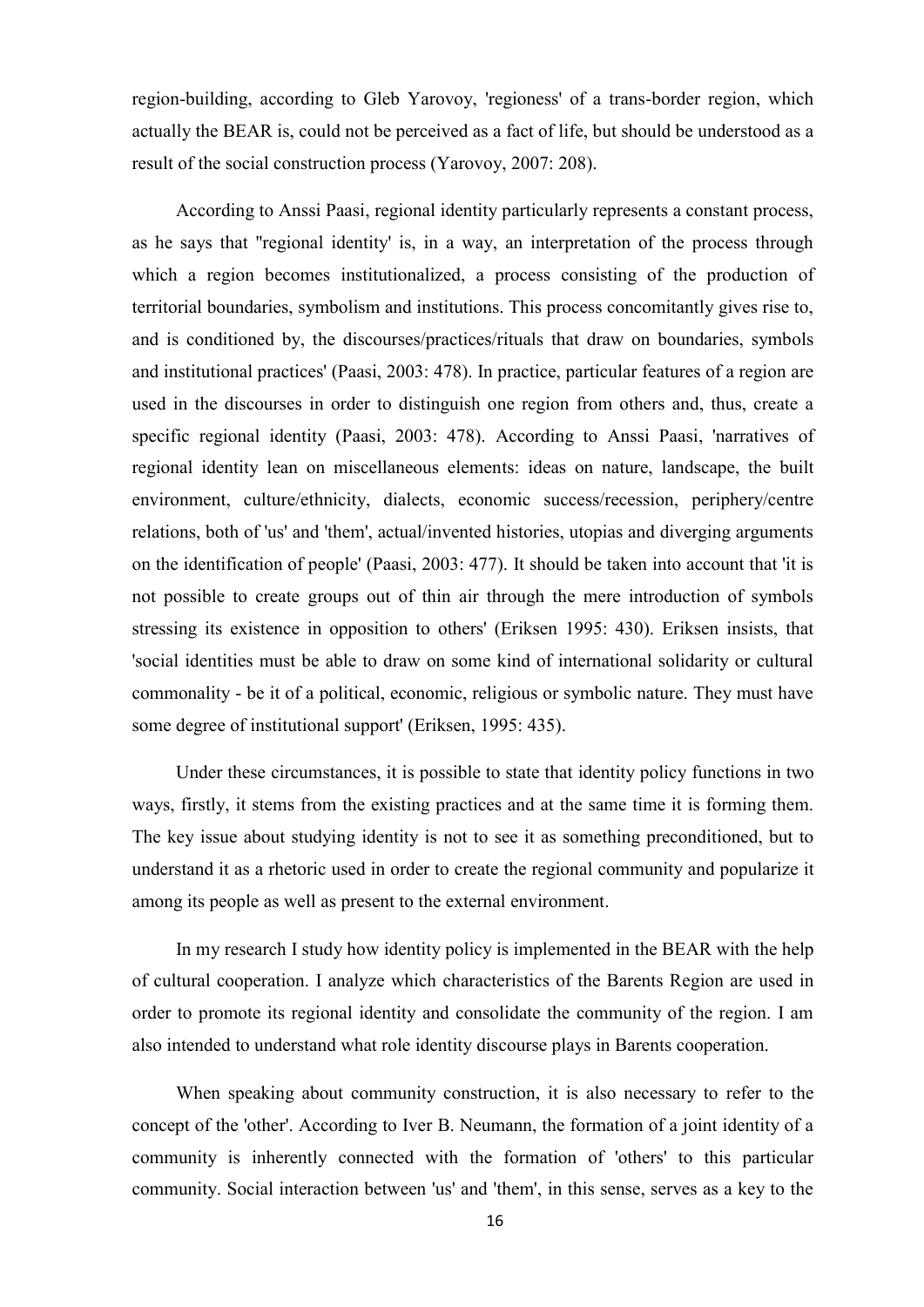region-building, according to Gleb Yarovoy, 'regioness' of a trans-border region, which actually the BEAR is, could not be perceived as a fact of life, but should be understood as a result of the social construction process (Yarovoy, 2007: 208).

According to Anssi Paasi, regional identity particularly represents a constant process, as he says that "regional identity' is, in a way, an interpretation of the process through which a region becomes institutionalized, a process consisting of the production of territorial boundaries, symbolism and institutions. This process concomitantly gives rise to, and is conditioned by, the discourses/practices/rituals that draw on boundaries, symbols and institutional practices' (Paasi, 2003: 478). In practice, particular features of a region are used in the discourses in order to distinguish one region from others and, thus, create a specific regional identity (Paasi, 2003: 478). According to Anssi Paasi, 'narratives of regional identity lean on miscellaneous elements: ideas on nature, landscape, the built environment, culture/ethnicity, dialects, economic success/recession, periphery/centre relations, both of 'us' and 'them', actual/invented histories, utopias and diverging arguments on the identification of people' (Paasi, 2003: 477). It should be taken into account that 'it is not possible to create groups out of thin air through the mere introduction of symbols stressing its existence in opposition to others' (Eriksen 1995: 430). Eriksen insists, that 'social identities must be able to draw on some kind of international solidarity or cultural commonality - be it of a political, economic, religious or symbolic nature. They must have some degree of institutional support' (Eriksen, 1995: 435).

Under these circumstances, it is possible to state that identity policy functions in two ways, firstly, it stems from the existing practices and at the same time it is forming them. The key issue about studying identity is not to see it as something preconditioned, but to understand it as a rhetoric used in order to create the regional community and popularize it among its people as well as present to the external environment.

In my research I study how identity policy is implemented in the BEAR with the help of cultural cooperation. I analyze which characteristics of the Barents Region are used in order to promote its regional identity and consolidate the community of the region. I am also intended to understand what role identity discourse plays in Barents cooperation.

When speaking about community construction, it is also necessary to refer to the concept of the 'other'. According to Iver B. Neumann, the formation of a joint identity of a community is inherently connected with the formation of 'others' to this particular community. Social interaction between 'us' and 'them', in this sense, serves as a key to the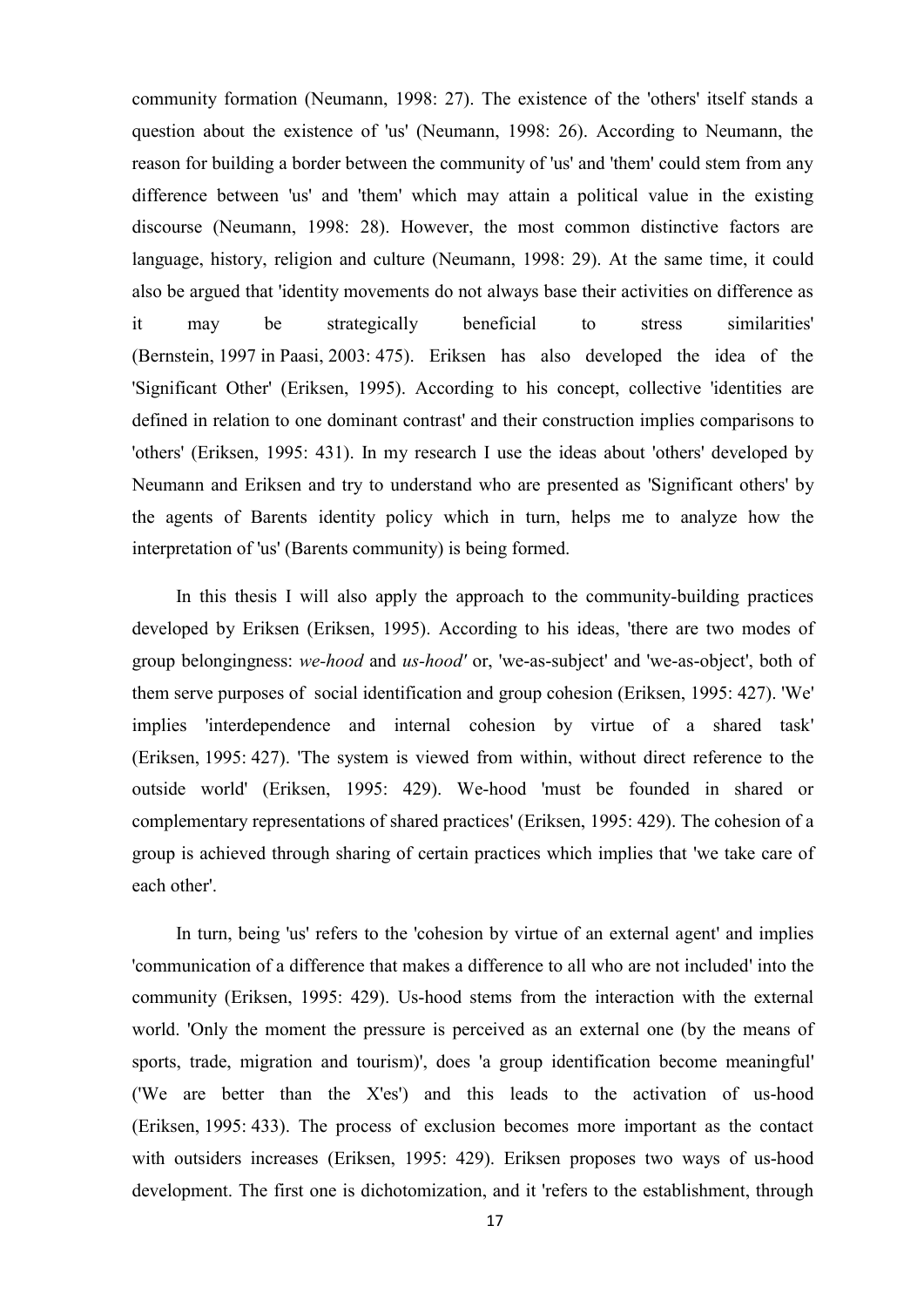community formation (Neumann, 1998: 27). The existence of the 'others' itself stands a question about the existence of 'us' (Neumann, 1998: 26). According to Neumann, the reason for building a border between the community of 'us' and 'them' could stem from any difference between 'us' and 'them' which may attain a political value in the existing discourse (Neumann, 1998: 28). However, the most common distinctive factors are language, history, religion and culture (Neumann, 1998: 29). At the same time, it could also be argued that 'identity movements do not always base their activities on difference as it may be strategically beneficial to stress similarities' (Bernstein, 1997 in Paasi, 2003: 475). Eriksen has also developed the idea of the 'Significant Other' (Eriksen, 1995). According to his concept, collective 'identities are defined in relation to one dominant contrast' and their construction implies comparisons to 'others' (Eriksen, 1995: 431). In my research I use the ideas about 'others' developed by Neumann and Eriksen and try to understand who are presented as 'Significant others' by the agents of Barents identity policy which in turn, helps me to analyze how the interpretation of 'us' (Barents community) is being formed.

In this thesis I will also apply the approach to the community-building practices developed by Eriksen (Eriksen, 1995). According to his ideas, 'there are two modes of group belongingness: *we-hood* and *us-hood'* or, 'we-as-subject' and 'we-as-object', both of them serve purposes of social identification and group cohesion (Eriksen, 1995: 427). 'We' implies 'interdependence and internal cohesion by virtue of a shared task' (Eriksen, 1995: 427). 'The system is viewed from within, without direct reference to the outside world' (Eriksen, 1995: 429). We-hood 'must be founded in shared or complementary representations of shared practices' (Eriksen, 1995: 429). The cohesion of a group is achieved through sharing of certain practices which implies that 'we take care of each other'.

In turn, being 'us' refers to the 'cohesion by virtue of an external agent' and implies 'communication of a difference that makes a difference to all who are not included' into the community (Eriksen, 1995: 429). Us-hood stems from the interaction with the external world. 'Only the moment the pressure is perceived as an external one (by the means of sports, trade, migration and tourism)', does 'a group identification become meaningful' ('We are better than the X'es') and this leads to the activation of us-hood (Eriksen, 1995: 433). The process of exclusion becomes more important as the contact with outsiders increases (Eriksen, 1995: 429). Eriksen proposes two ways of us-hood development. The first one is dichotomization, and it 'refers to the establishment, through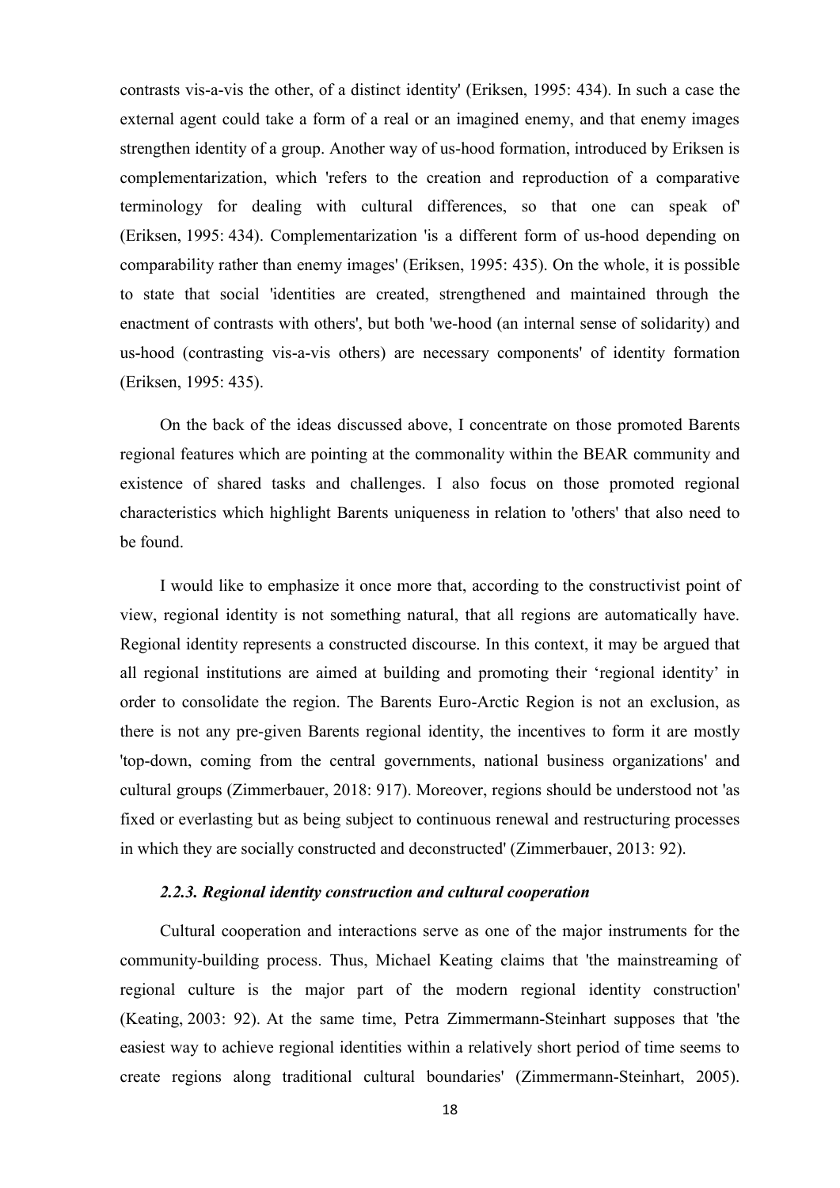contrasts vis-a-vis the other, of a distinct identity' (Eriksen, 1995: 434). In such a case the external agent could take a form of a real or an imagined enemy, and that enemy images strengthen identity of a group. Another way of us-hood formation, introduced by Eriksen is complementarization, which 'refers to the creation and reproduction of a comparative terminology for dealing with cultural differences, so that one can speak of' (Eriksen, 1995: 434). Complementarization 'is a different form of us-hood depending on comparability rather than enemy images' (Eriksen, 1995: 435). On the whole, it is possible to state that social 'identities are created, strengthened and maintained through the enactment of contrasts with others', but both 'we-hood (an internal sense of solidarity) and us-hood (contrasting vis-a-vis others) are necessary components' of identity formation (Eriksen, 1995: 435).

On the back of the ideas discussed above, I concentrate on those promoted Barents regional features which are pointing at the commonality within the BEAR community and existence of shared tasks and challenges. I also focus on those promoted regional characteristics which highlight Barents uniqueness in relation to 'others' that also need to be found.

I would like to emphasize it once more that, according to the constructivist point of view, regional identity is not something natural, that all regions are automatically have. Regional identity represents a constructed discourse. In this context, it may be argued that all regional institutions are aimed at building and promoting their 'regional identity' in order to consolidate the region. The Barents Euro-Arctic Region is not an exclusion, as there is not any pre-given Barents regional identity, the incentives to form it are mostly 'top-down, coming from the central governments, national business organizations' and cultural groups (Zimmerbauer, 2018: 917). Moreover, regions should be understood not 'as fixed or everlasting but as being subject to continuous renewal and restructuring processes in which they are socially constructed and deconstructed' (Zimmerbauer, 2013: 92).

### *2.2.3. Regional identity construction and cultural cooperation*

Cultural cooperation and interactions serve as one of the major instruments for the community-building process. Thus, Michael Keating claims that 'the mainstreaming of regional culture is the major part of the modern regional identity construction' (Keating, 2003: 92). At the same time, Petra Zimmermann-Steinhart supposes that 'the easiest way to achieve regional identities within a relatively short period of time seems to create regions along traditional cultural boundaries' (Zimmermann-Steinhart, 2005).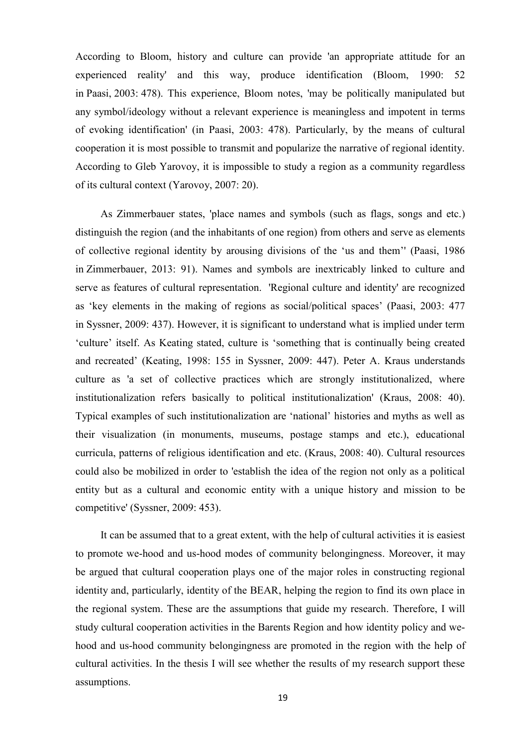According to Bloom, history and culture can provide 'an appropriate attitude for an experienced reality' and this way, produce identification (Bloom, 1990: 52 in Paasi, 2003: 478). This experience, Bloom notes, 'may be politically manipulated but any symbol/ideology without a relevant experience is meaningless and impotent in terms of evoking identification' (in Paasi, 2003: 478). Particularly, by the means of cultural cooperation it is most possible to transmit and popularize the narrative of regional identity. According to Gleb Yarovoy, it is impossible to study a region as a community regardless of its cultural context (Yarovoy, 2007: 20).

As Zimmerbauer states, 'place names and symbols (such as flags, songs and etc.) distinguish the region (and the inhabitants of one region) from others and serve as elements of collective regional identity by arousing divisions of the 'us and them'' (Paasi, 1986 in Zimmerbauer, 2013: 91). Names and symbols are inextricably linked to culture and serve as features of cultural representation. 'Regional culture and identity' are recognized as 'key elements in the making of regions as social/political spaces' (Paasi, 2003: 477 in Syssner, 2009: 437). However, it is significant to understand what is implied under term 'culture' itself. As Keating stated, culture is 'something that is continually being created and recreated' (Keating, 1998: 155 in Syssner, 2009: 447). Peter A. Kraus understands culture as 'a set of collective practices which are strongly institutionalized, where institutionalization refers basically to political institutionalization' (Kraus, 2008: 40). Typical examples of such institutionalization are 'national' histories and myths as well as their visualization (in monuments, museums, postage stamps and etc.), educational curricula, patterns of religious identification and etc. (Kraus, 2008: 40). Cultural resources could also be mobilized in order to 'establish the idea of the region not only as a political entity but as a cultural and economic entity with a unique history and mission to be competitive' (Syssner, 2009: 453).

It can be assumed that to a great extent, with the help of cultural activities it is easiest to promote we-hood and us-hood modes of community belongingness. Moreover, it may be argued that cultural cooperation plays one of the major roles in constructing regional identity and, particularly, identity of the BEAR, helping the region to find its own place in the regional system. These are the assumptions that guide my research. Therefore, I will study cultural cooperation activities in the Barents Region and how identity policy and we-hood and us-hood community belongingness are promoted in the region with the help of cultural activities. In the thesis I will see whether the results of my research support these assumptions.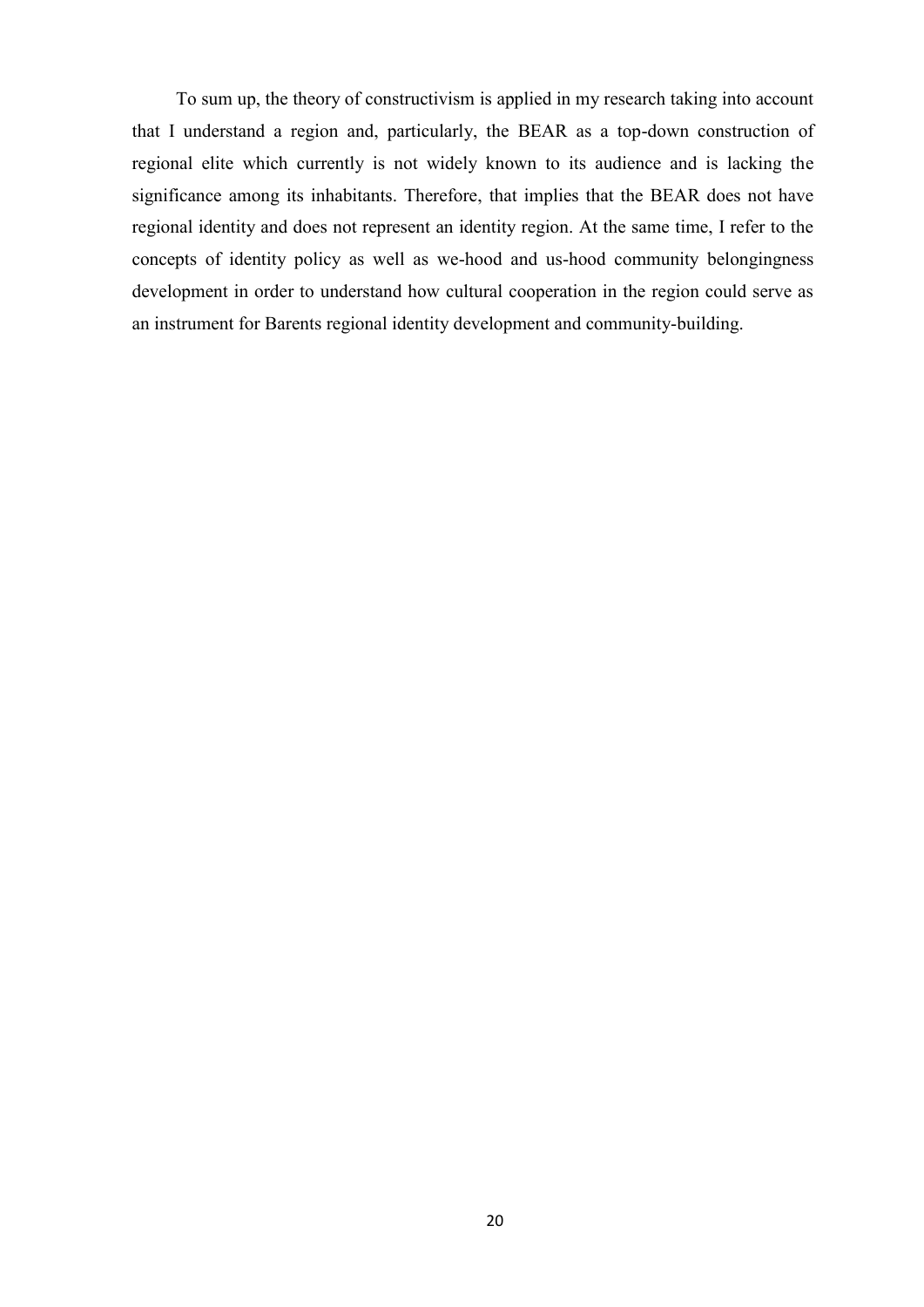To sum up, the theory of constructivism is applied in my research taking into account that I understand a region and, particularly, the BEAR as a top-down construction of regional elite which currently is not widely known to its audience and is lacking the significance among its inhabitants. Therefore, that implies that the BEAR does not have regional identity and does not represent an identity region. At the same time, I refer to the concepts of identity policy as well as we-hood and us-hood community belongingness development in order to understand how cultural cooperation in the region could serve as an instrument for Barents regional identity development and community-building.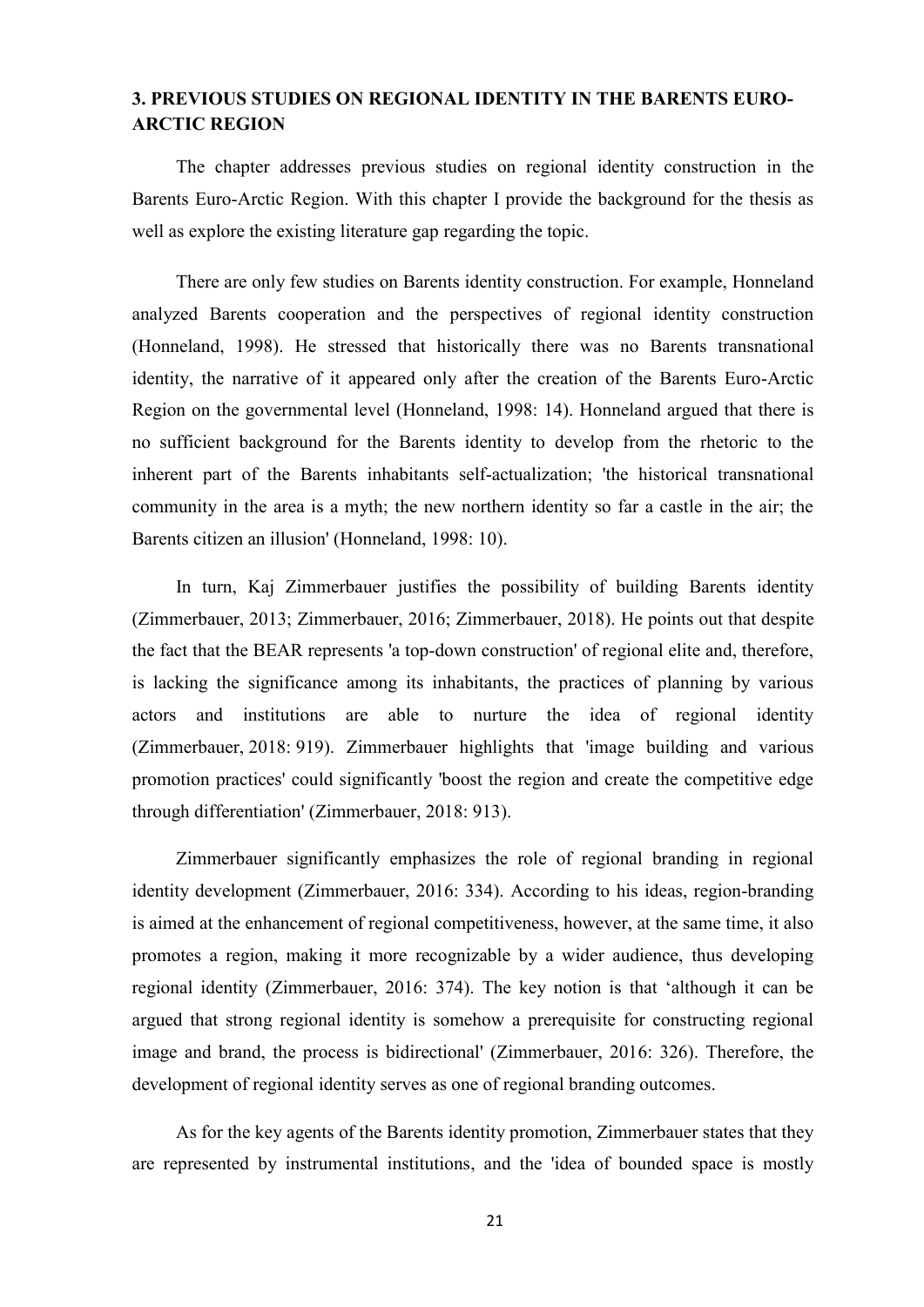## 3. PREVIOUS STUDIES ON REGIONAL IDENTITY IN THE BARENTS EURO-ARCTIC REGION

The chapter addresses previous studies on regional identity construction in the Barents Euro-Arctic Region. With this chapter I provide the background for the thesis as well as explore the existing literature gap regarding the topic.

There are only few studies on Barents identity construction. For example, Honneland analyzed Barents cooperation and the perspectives of regional identity construction (Honneland, 1998). He stressed that historically there was no Barents transnational identity, the narrative of it appeared only after the creation of the Barents Euro-Arctic Region on the governmental level (Honneland, 1998: 14). Honneland argued that there is no sufficient background for the Barents identity to develop from the rhetoric to the inherent part of the Barents inhabitants self-actualization; 'the historical transnational community in the area is a myth; the new northern identity so far a castle in the air; the Barents citizen an illusion' (Honneland, 1998: 10).

In turn, Kaj Zimmerbauer justifies the possibility of building Barents identity (Zimmerbauer, 2013; Zimmerbauer, 2016; Zimmerbauer, 2018). He points out that despite the fact that the BEAR represents 'a top-down construction' of regional elite and, therefore, is lacking the significance among its inhabitants, the practices of planning by various actors and institutions are able to nurture the idea of regional identity (Zimmerbauer, 2018: 919). Zimmerbauer highlights that 'image building and various promotion practices' could significantly 'boost the region and create the competitive edge through differentiation' (Zimmerbauer, 2018: 913).

Zimmerbauer significantly emphasizes the role of regional branding in regional identity development (Zimmerbauer, 2016: 334). According to his ideas, region-branding is aimed at the enhancement of regional competitiveness, however, at the same time, it also promotes a region, making it more recognizable by a wider audience, thus developing regional identity (Zimmerbauer, 2016: 374). The key notion is that 'although it can be argued that strong regional identity is somehow a prerequisite for constructing regional image and brand, the process is bidirectional' (Zimmerbauer, 2016: 326). Therefore, the development of regional identity serves as one of regional branding outcomes.

As for the key agents of the Barents identity promotion, Zimmerbauer states that they are represented by instrumental institutions, and the 'idea of bounded space is mostly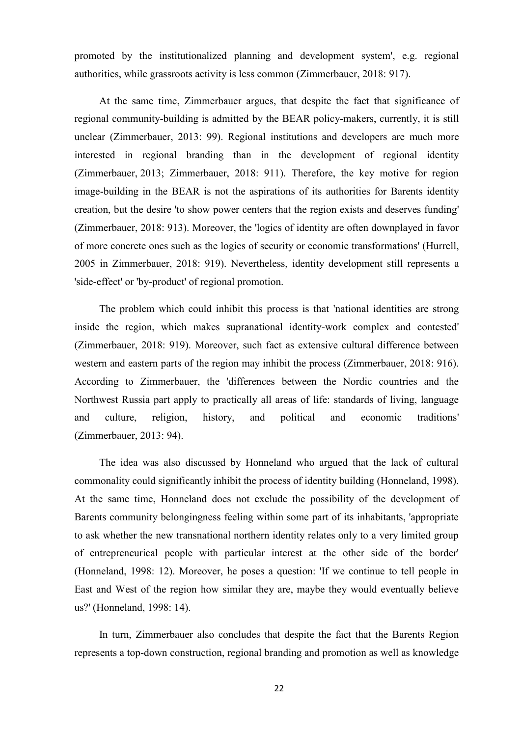promoted by the institutionalized planning and development system', e.g. regional authorities, while grassroots activity is less common (Zimmerbauer, 2018: 917).

At the same time, Zimmerbauer argues, that despite the fact that significance of regional community-building is admitted by the BEAR policy-makers, currently, it is still unclear (Zimmerbauer, 2013: 99). Regional institutions and developers are much more interested in regional branding than in the development of regional identity (Zimmerbauer, 2013; Zimmerbauer, 2018: 911). Therefore, the key motive for region image-building in the BEAR is not the aspirations of its authorities for Barents identity creation, but the desire 'to show power centers that the region exists and deserves funding' (Zimmerbauer, 2018: 913). Moreover, the 'logics of identity are often downplayed in favor of more concrete ones such as the logics of security or economic transformations' (Hurrell, 2005 in Zimmerbauer, 2018: 919). Nevertheless, identity development still represents a 'side-effect' or 'by-product' of regional promotion.

The problem which could inhibit this process is that 'national identities are strong inside the region, which makes supranational identity-work complex and contested' (Zimmerbauer, 2018: 919). Moreover, such fact as extensive cultural difference between western and eastern parts of the region may inhibit the process (Zimmerbauer, 2018: 916). According to Zimmerbauer, the 'differences between the Nordic countries and the Northwest Russia part apply to practically all areas of life: standards of living, language and culture, religion, history, and political and economic traditions' (Zimmerbauer, 2013: 94).

The idea was also discussed by Honneland who argued that the lack of cultural commonality could significantly inhibit the process of identity building (Honneland, 1998). At the same time, Honneland does not exclude the possibility of the development of Barents community belongingness feeling within some part of its inhabitants, 'appropriate to ask whether the new transnational northern identity relates only to a very limited group of entrepreneurical people with particular interest at the other side of the border' (Honneland, 1998: 12). Moreover, he poses a question: 'If we continue to tell people in East and West of the region how similar they are, maybe they would eventually believe us?' (Honneland, 1998: 14).

In turn, Zimmerbauer also concludes that despite the fact that the Barents Region represents a top-down construction, regional branding and promotion as well as knowledge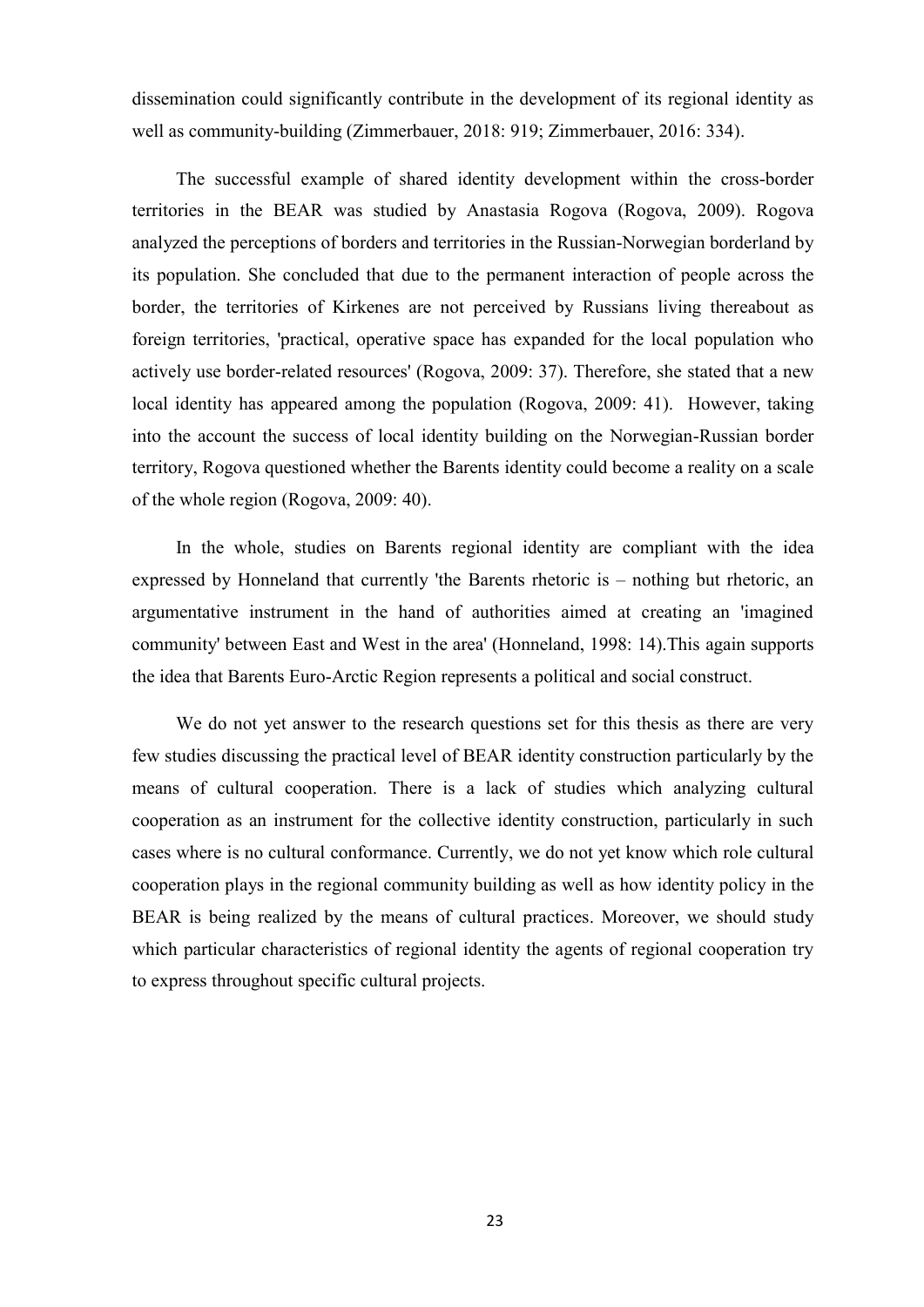dissemination could significantly contribute in the development of its regional identity as well as community-building (Zimmerbauer, 2018: 919; Zimmerbauer, 2016: 334).

The successful example of shared identity development within the cross-border territories in the BEAR was studied by Anastasia Rogova (Rogova, 2009). Rogova analyzed the perceptions of borders and territories in the Russian-Norwegian borderland by its population. She concluded that due to the permanent interaction of people across the border, the territories of Kirkenes are not perceived by Russians living thereabout as foreign territories, 'practical, operative space has expanded for the local population who actively use border-related resources' (Rogova, 2009: 37). Therefore, she stated that a new local identity has appeared among the population (Rogova, 2009: 41). However, taking into the account the success of local identity building on the Norwegian-Russian border territory, Rogova questioned whether the Barents identity could become a reality on a scale of the whole region (Rogova, 2009: 40).

In the whole, studies on Barents regional identity are compliant with the idea expressed by Honneland that currently 'the Barents rhetoric is – nothing but rhetoric, an argumentative instrument in the hand of authorities aimed at creating an 'imagined community' between East and West in the area' (Honneland, 1998: 14).This again supports the idea that Barents Euro-Arctic Region represents a political and social construct.

We do not yet answer to the research questions set for this thesis as there are very few studies discussing the practical level of BEAR identity construction particularly by the means of cultural cooperation. There is a lack of studies which analyzing cultural cooperation as an instrument for the collective identity construction, particularly in such cases where is no cultural conformance. Currently, we do not yet know which role cultural cooperation plays in the regional community building as well as how identity policy in the BEAR is being realized by the means of cultural practices. Moreover, we should study which particular characteristics of regional identity the agents of regional cooperation try to express throughout specific cultural projects.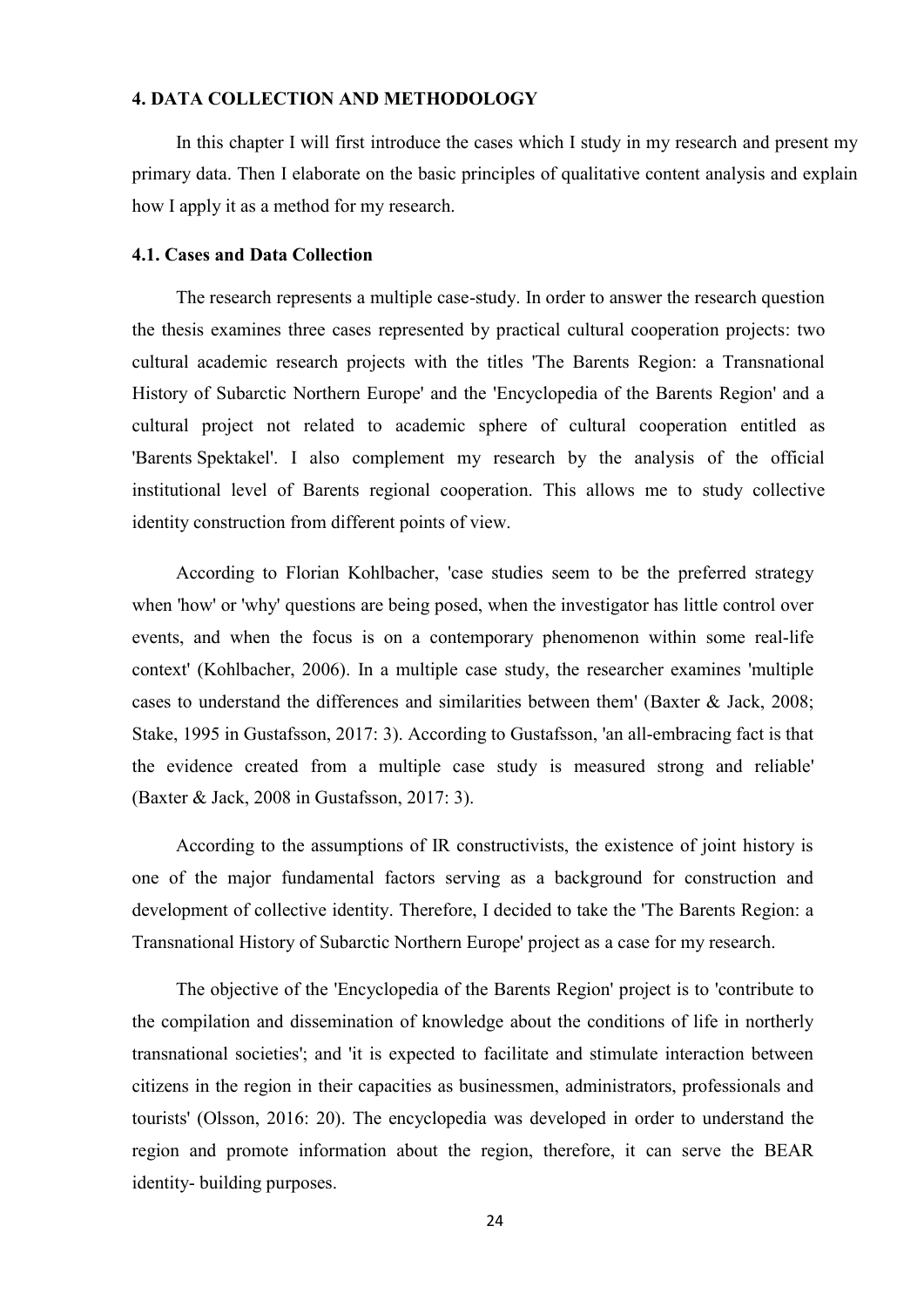## 4. DATA COLLECTION AND METHODOLOGY

In this chapter I will first introduce the cases which I study in my research and present my primary data. Then I elaborate on the basic principles of qualitative content analysis and explain how I apply it as a method for my research.

### 4.1. Cases and Data Collection

The research represents a multiple case-study. In order to answer the research question the thesis examines three cases represented by practical cultural cooperation projects: two cultural academic research projects with the titles 'The Barents Region: a Transnational History of Subarctic Northern Europe' and the 'Encyclopedia of the Barents Region' and a cultural project not related to academic sphere of cultural cooperation entitled as 'Barents Spektakel'. I also complement my research by the analysis of the official institutional level of Barents regional cooperation. This allows me to study collective identity construction from different points of view.

According to Florian Kohlbacher, 'case studies seem to be the preferred strategy when 'how' or 'why' questions are being posed, when the investigator has little control over events, and when the focus is on a contemporary phenomenon within some real-life context' (Kohlbacher, 2006). In a multiple case study, the researcher examines 'multiple cases to understand the differences and similarities between them' (Baxter & Jack, 2008; Stake, 1995 in Gustafsson, 2017: 3). According to Gustafsson, 'an all-embracing fact is that the evidence created from a multiple case study is measured strong and reliable' (Baxter & Jack, 2008 in Gustafsson, 2017: 3).

According to the assumptions of IR constructivists, the existence of joint history is one of the major fundamental factors serving as a background for construction and development of collective identity. Therefore, I decided to take the 'The Barents Region: a Transnational History of Subarctic Northern Europe' project as a case for my research.

The objective of the 'Encyclopedia of the Barents Region' project is to 'contribute to the compilation and dissemination of knowledge about the conditions of life in northerly transnational societies'; and 'it is expected to facilitate and stimulate interaction between citizens in the region in their capacities as businessmen, administrators, professionals and tourists' (Olsson, 2016: 20). The encyclopedia was developed in order to understand the region and promote information about the region, therefore, it can serve the BEAR identity- building purposes.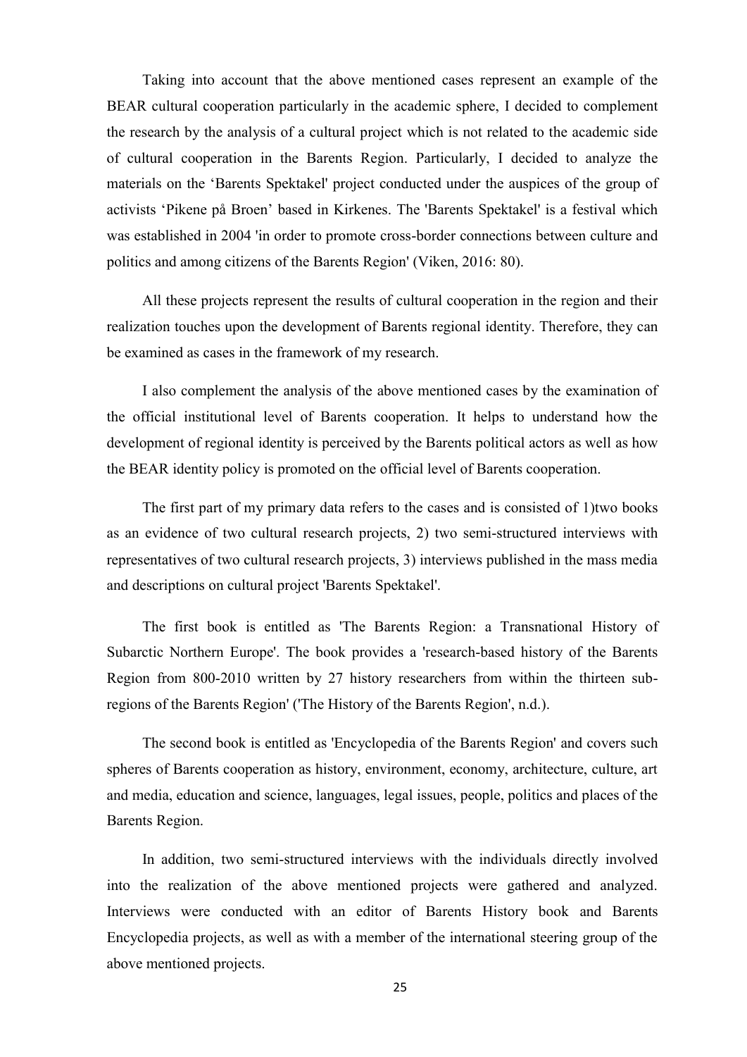Taking into account that the above mentioned cases represent an example of the BEAR cultural cooperation particularly in the academic sphere, I decided to complement the research by the analysis of a cultural project which is not related to the academic side of cultural cooperation in the Barents Region. Particularly, I decided to analyze the materials on the 'Barents Spektakel' project conducted under the auspices of the group of activists 'Pikene på Broen' based in Kirkenes. The 'Barents Spektakel' is a festival which was established in 2004 'in order to promote cross-border connections between culture and politics and among citizens of the Barents Region' (Viken, 2016: 80).

All these projects represent the results of cultural cooperation in the region and their realization touches upon the development of Barents regional identity. Therefore, they can be examined as cases in the framework of my research.

I also complement the analysis of the above mentioned cases by the examination of the official institutional level of Barents cooperation. It helps to understand how the development of regional identity is perceived by the Barents political actors as well as how the BEAR identity policy is promoted on the official level of Barents cooperation.

The first part of my primary data refers to the cases and is consisted of 1)two books as an evidence of two cultural research projects, 2) two semi-structured interviews with representatives of two cultural research projects, 3) interviews published in the mass media and descriptions on cultural project 'Barents Spektakel'.

The first book is entitled as 'The Barents Region: a Transnational History of Subarctic Northern Europe'. The book provides a 'research-based history of the Barents Region from 800-2010 written by 27 history researchers from within the thirteen sub-regions of the Barents Region' ('The History of the Barents Region', n.d.).

The second book is entitled as 'Encyclopedia of the Barents Region' and covers such spheres of Barents cooperation as history, environment, economy, architecture, culture, art and media, education and science, languages, legal issues, people, politics and places of the Barents Region.

In addition, two semi-structured interviews with the individuals directly involved into the realization of the above mentioned projects were gathered and analyzed. Interviews were conducted with an editor of Barents History book and Barents Encyclopedia projects, as well as with a member of the international steering group of the above mentioned projects.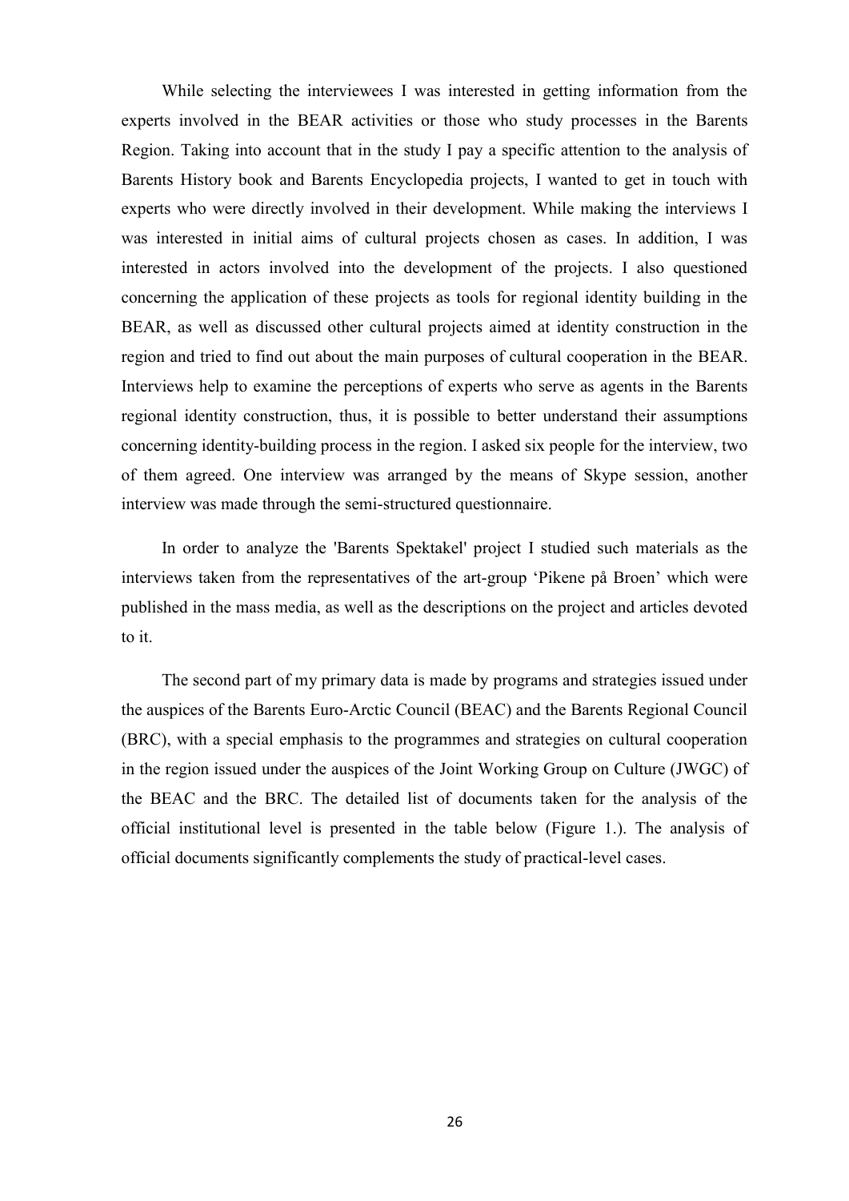While selecting the interviewees I was interested in getting information from the experts involved in the BEAR activities or those who study processes in the Barents Region. Taking into account that in the study I pay a specific attention to the analysis of Barents History book and Barents Encyclopedia projects, I wanted to get in touch with experts who were directly involved in their development. While making the interviews I was interested in initial aims of cultural projects chosen as cases. In addition, I was interested in actors involved into the development of the projects. I also questioned concerning the application of these projects as tools for regional identity building in the BEAR, as well as discussed other cultural projects aimed at identity construction in the region and tried to find out about the main purposes of cultural cooperation in the BEAR. Interviews help to examine the perceptions of experts who serve as agents in the Barents regional identity construction, thus, it is possible to better understand their assumptions concerning identity-building process in the region. I asked six people for the interview, two of them agreed. One interview was arranged by the means of Skype session, another interview was made through the semi-structured questionnaire.

In order to analyze the 'Barents Spektakel' project I studied such materials as the interviews taken from the representatives of the art-group 'Pikene på Broen' which were published in the mass media, as well as the descriptions on the project and articles devoted to it.

The second part of my primary data is made by programs and strategies issued under the auspices of the Barents Euro-Arctic Council (BEAC) and the Barents Regional Council (BRC), with a special emphasis to the programmes and strategies on cultural cooperation in the region issued under the auspices of the Joint Working Group on Culture (JWGC) of the BEAC and the BRC. The detailed list of documents taken for the analysis of the official institutional level is presented in the table below (Figure 1.). The analysis of official documents significantly complements the study of practical-level cases.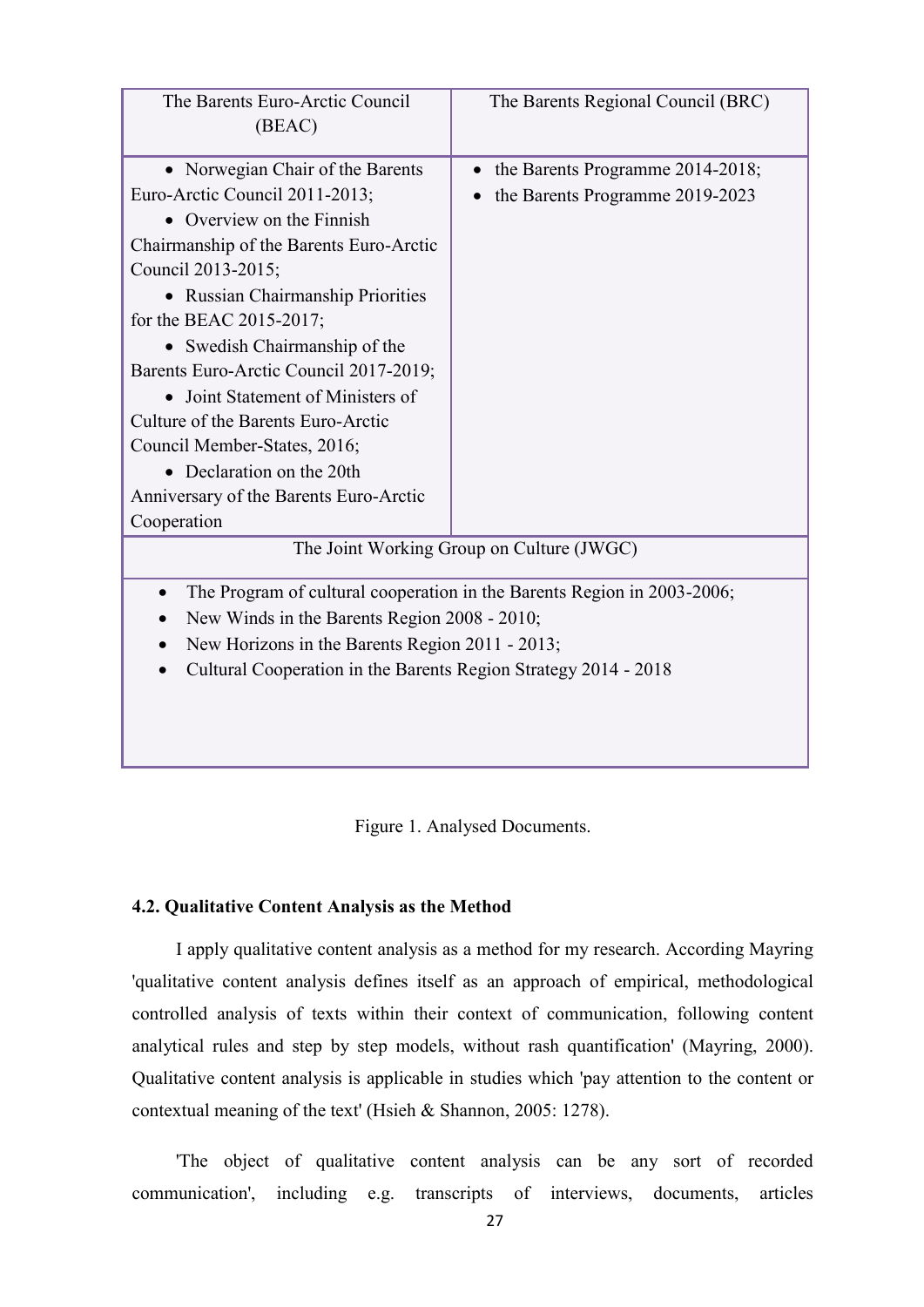| The Barents Euro-Arctic Council (BEAC) | The Barents Regional Council (BRC) |
|---|---|
| • Norwegian Chair of the Barents Euro-Arctic Council 2011-2013;<br>• Overview on the Finnish Chairmanship of the Barents Euro-Arctic Council 2013-2015;<br>• Russian Chairmanship Priorities for the BEAC 2015-2017;<br>• Swedish Chairmanship of the Barents Euro-Arctic Council 2017-2019;<br>• Joint Statement of Ministers of Culture of the Barents Euro-Arctic Council Member-States, 2016;<br>• Declaration on the 20th Anniversary of the Barents Euro-Arctic Cooperation | • the Barents Programme 2014-2018;<br>• the Barents Programme 2019-2023 |
| The Joint Working Group on Culture (JWGC) | |
| • The Program of cultural cooperation in the Barents Region in 2003-2006;<br>• New Winds in the Barents Region 2008 - 2010;<br>• New Horizons in the Barents Region 2011 - 2013;<br>• Cultural Cooperation in the Barents Region Strategy 2014 - 2018 | |

Figure 1. Analysed Documents.

### 4.2. Qualitative Content Analysis as the Method

I apply qualitative content analysis as a method for my research. According Mayring 'qualitative content analysis defines itself as an approach of empirical, methodological controlled analysis of texts within their context of communication, following content analytical rules and step by step models, without rash quantification' (Mayring, 2000). Qualitative content analysis is applicable in studies which 'pay attention to the content or contextual meaning of the text' (Hsieh & Shannon, 2005: 1278).

'The object of qualitative content analysis can be any sort of recorded communication', including e.g. transcripts of interviews, documents, articles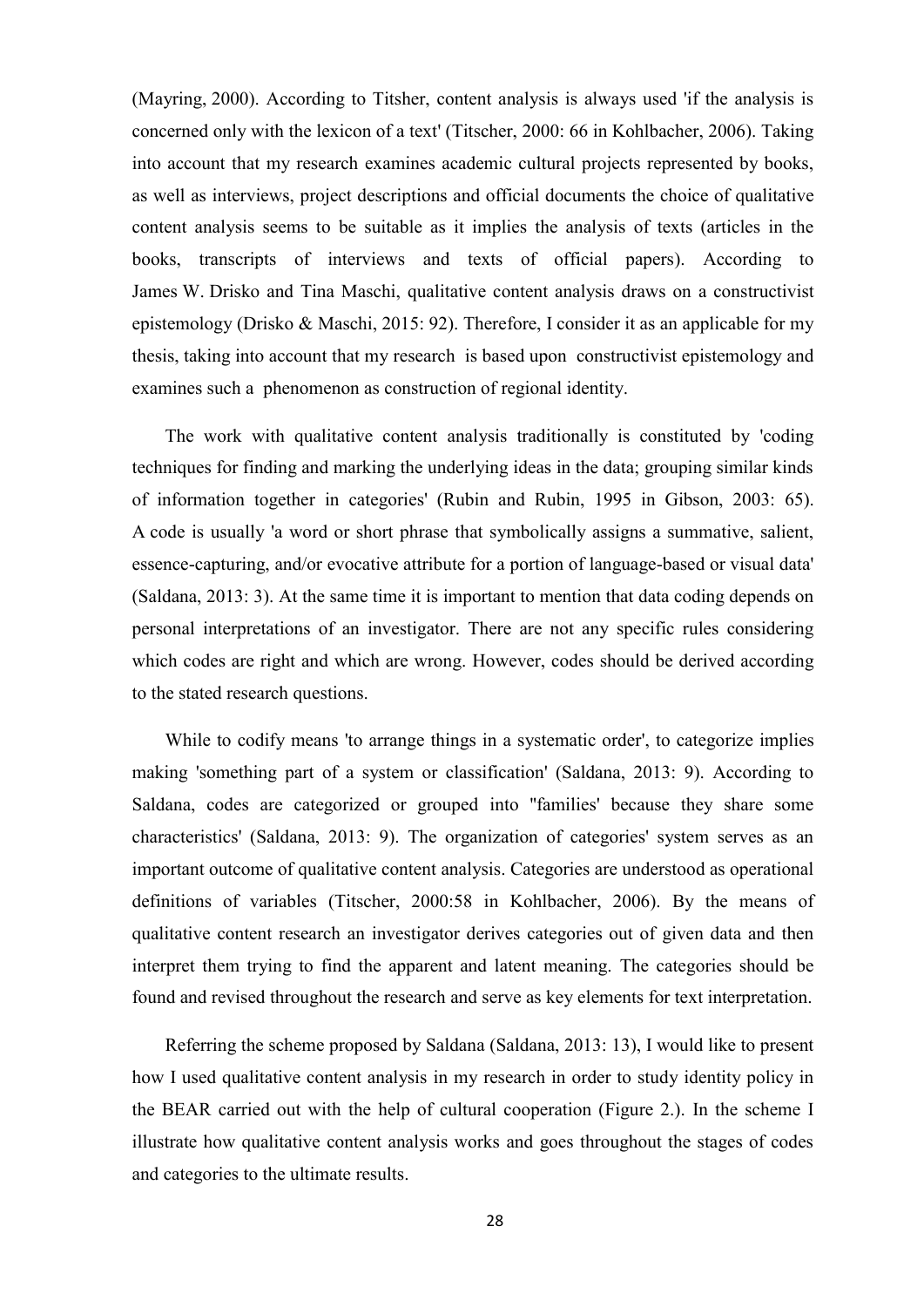(Mayring, 2000). According to Titsher, content analysis is always used 'if the analysis is concerned only with the lexicon of a text' (Titscher, 2000: 66 in Kohlbacher, 2006). Taking into account that my research examines academic cultural projects represented by books, as well as interviews, project descriptions and official documents the choice of qualitative content analysis seems to be suitable as it implies the analysis of texts (articles in the books, transcripts of interviews and texts of official papers). According to James W. Drisko and Tina Maschi, qualitative content analysis draws on a constructivist epistemology (Drisko & Maschi, 2015: 92). Therefore, I consider it as an applicable for my thesis, taking into account that my research is based upon constructivist epistemology and examines such a phenomenon as construction of regional identity.

The work with qualitative content analysis traditionally is constituted by 'coding techniques for finding and marking the underlying ideas in the data; grouping similar kinds of information together in categories' (Rubin and Rubin, 1995 in Gibson, 2003: 65). A code is usually 'a word or short phrase that symbolically assigns a summative, salient, essence-capturing, and/or evocative attribute for a portion of language-based or visual data' (Saldana, 2013: 3). At the same time it is important to mention that data coding depends on personal interpretations of an investigator. There are not any specific rules considering which codes are right and which are wrong. However, codes should be derived according to the stated research questions.

While to codify means 'to arrange things in a systematic order', to categorize implies making 'something part of a system or classification' (Saldana, 2013: 9). According to Saldana, codes are categorized or grouped into ''families' because they share some characteristics' (Saldana, 2013: 9). The organization of categories' system serves as an important outcome of qualitative content analysis. Categories are understood as operational definitions of variables (Titscher, 2000:58 in Kohlbacher, 2006). By the means of qualitative content research an investigator derives categories out of given data and then interpret them trying to find the apparent and latent meaning. The categories should be found and revised throughout the research and serve as key elements for text interpretation.

Referring the scheme proposed by Saldana (Saldana, 2013: 13), I would like to present how I used qualitative content analysis in my research in order to study identity policy in the BEAR carried out with the help of cultural cooperation (Figure 2.). In the scheme I illustrate how qualitative content analysis works and goes throughout the stages of codes and categories to the ultimate results.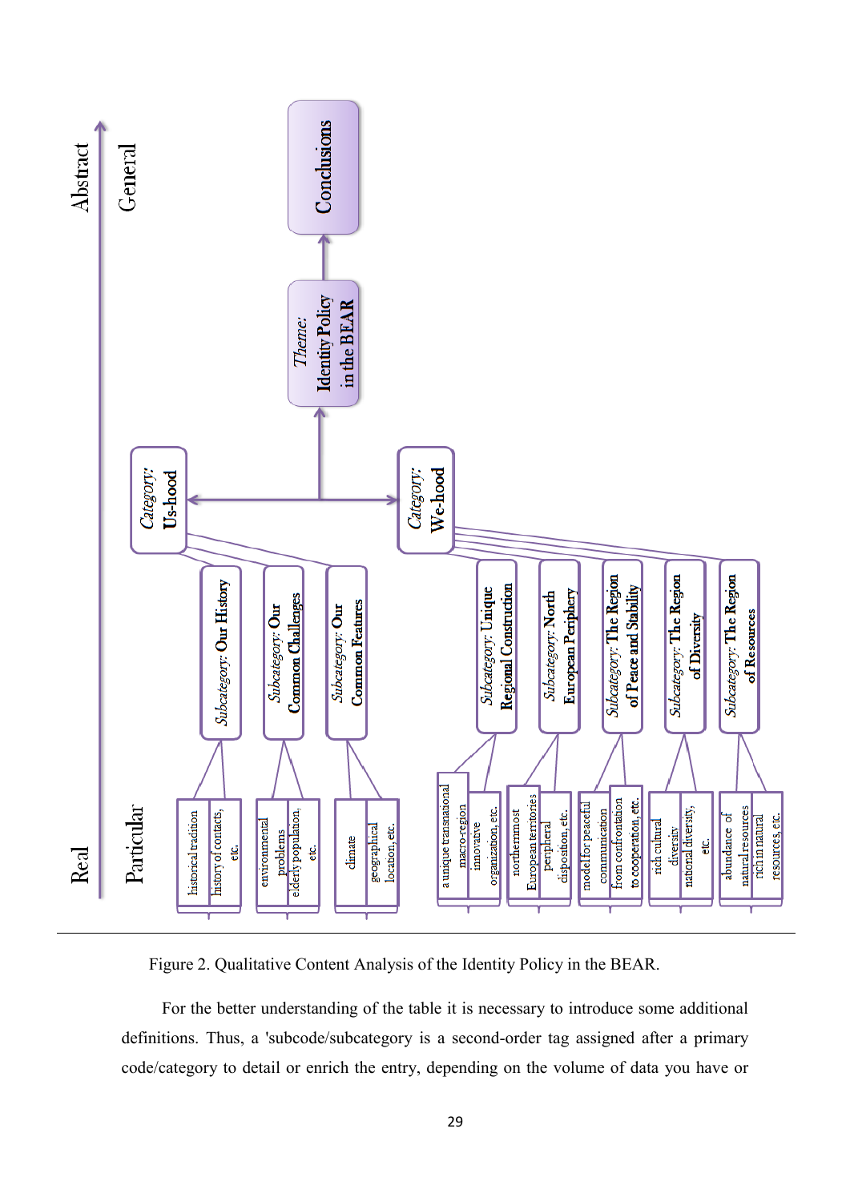Abstract / General

Real / Particular

- **Conclusions**
  - *Theme:* **Identity Policy in the BEAR**
    - *Category:* **Us-hood**
      - *Subcategory:* **Our History**
        - historical tradition
        - history of contacts, etc.
      - *Subcategory:* **Our Common Challenges**
        - environmental problems
        - elderly population, etc.
      - *Subcategory:* **Our Common Features**
        - climate
        - geographical location, etc.
    - *Category:* **We-hood**
      - *Subcategory:* **Unique Regional Construction**
        - a unique transnational macro-region
        - innovative organization, etc.
      - *Subcategory:* **North European Periphery**
        - northernmost European territories
        - peripheral disposition, etc.
      - *Subcategory:* **The Region of Peace and Stability**
        - model for peaceful communication
        - from confrontation to cooperation, etc.
      - *Subcategory:* **The Region of Diversity**
        - rich cultural diversity
        - national diversity, etc.
      - *Subcategory:* **The Region of Resources**
        - abundance of natural resources
        - rich in natural resources, etc.

Figure 2. Qualitative Content Analysis of the Identity Policy in the BEAR.

For the better understanding of the table it is necessary to introduce some additional definitions. Thus, a 'subcode/subcategory is a second-order tag assigned after a primary code/category to detail or enrich the entry, depending on the volume of data you have or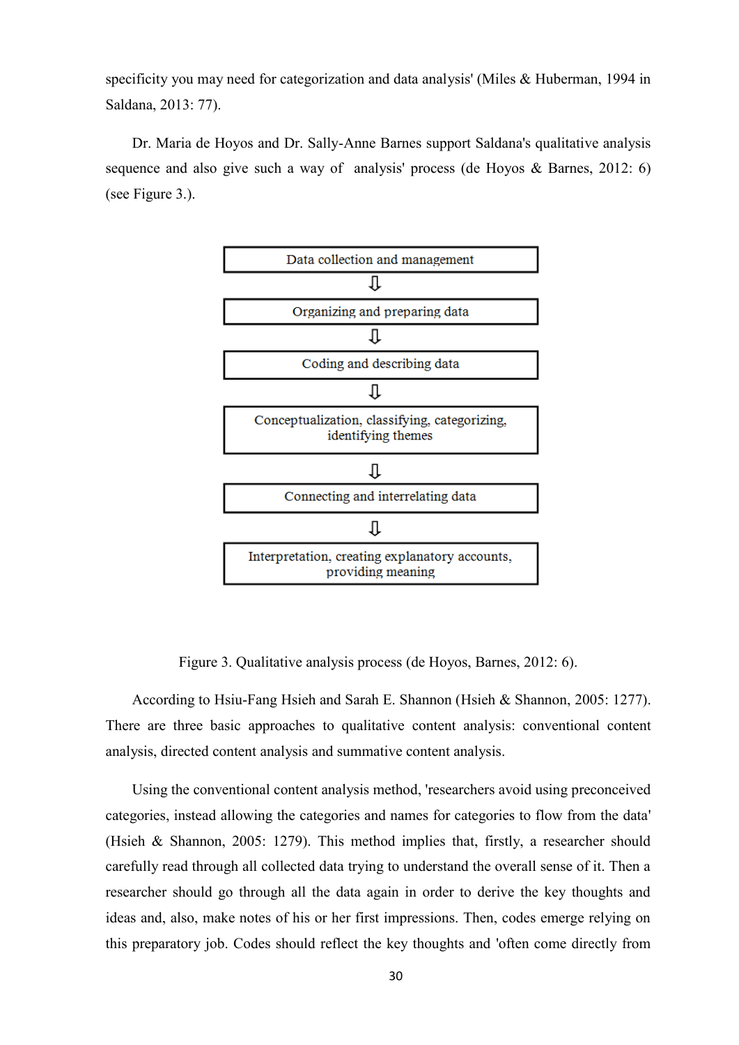specificity you may need for categorization and data analysis' (Miles & Huberman, 1994 in Saldana, 2013: 77).

Dr. Maria de Hoyos and Dr. Sally-Anne Barnes support Saldana's qualitative analysis sequence and also give such a way of analysis' process (de Hoyos & Barnes, 2012: 6) (see Figure 3.).

Data collection and management

⇩

Organizing and preparing data

⇩

Coding and describing data

⇩

Conceptualization, classifying, categorizing, identifying themes

⇩

Connecting and interrelating data

⇩

Interpretation, creating explanatory accounts, providing meaning

Figure 3. Qualitative analysis process (de Hoyos, Barnes, 2012: 6).

According to Hsiu-Fang Hsieh and Sarah E. Shannon (Hsieh & Shannon, 2005: 1277). There are three basic approaches to qualitative content analysis: conventional content analysis, directed content analysis and summative content analysis.

Using the conventional content analysis method, 'researchers avoid using preconceived categories, instead allowing the categories and names for categories to flow from the data' (Hsieh & Shannon, 2005: 1279). This method implies that, firstly, a researcher should carefully read through all collected data trying to understand the overall sense of it. Then a researcher should go through all the data again in order to derive the key thoughts and ideas and, also, make notes of his or her first impressions. Then, codes emerge relying on this preparatory job. Codes should reflect the key thoughts and 'often come directly from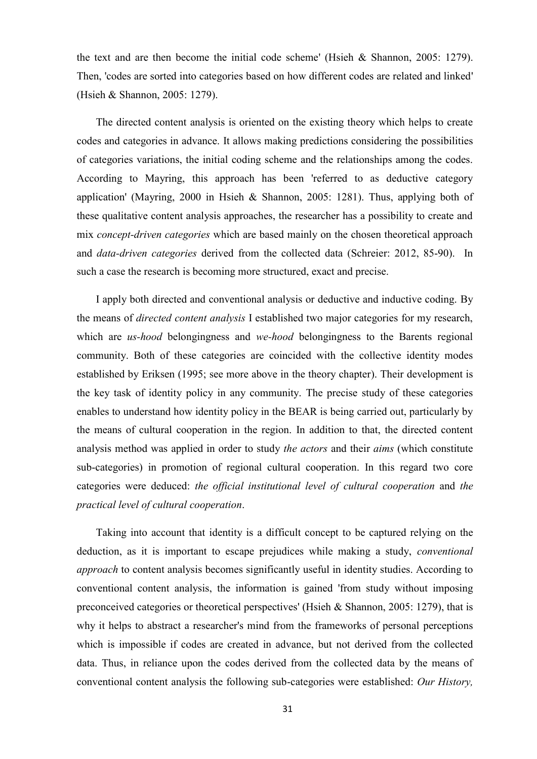the text and are then become the initial code scheme' (Hsieh & Shannon, 2005: 1279). Then, 'codes are sorted into categories based on how different codes are related and linked' (Hsieh & Shannon, 2005: 1279).

The directed content analysis is oriented on the existing theory which helps to create codes and categories in advance. It allows making predictions considering the possibilities of categories variations, the initial coding scheme and the relationships among the codes. According to Mayring, this approach has been 'referred to as deductive category application' (Mayring, 2000 in Hsieh & Shannon, 2005: 1281). Thus, applying both of these qualitative content analysis approaches, the researcher has a possibility to create and mix *concept-driven categories* which are based mainly on the chosen theoretical approach and *data-driven categories* derived from the collected data (Schreier: 2012, 85-90). In such a case the research is becoming more structured, exact and precise.

I apply both directed and conventional analysis or deductive and inductive coding. By the means of *directed content analysis* I established two major categories for my research, which are *us-hood* belongingness and *we-hood* belongingness to the Barents regional community. Both of these categories are coincided with the collective identity modes established by Eriksen (1995; see more above in the theory chapter). Their development is the key task of identity policy in any community. The precise study of these categories enables to understand how identity policy in the BEAR is being carried out, particularly by the means of cultural cooperation in the region. In addition to that, the directed content analysis method was applied in order to study *the actors* and their *aims* (which constitute sub-categories) in promotion of regional cultural cooperation. In this regard two core categories were deduced: *the official institutional level of cultural cooperation* and *the practical level of cultural cooperation*.

Taking into account that identity is a difficult concept to be captured relying on the deduction, as it is important to escape prejudices while making a study, *conventional approach* to content analysis becomes significantly useful in identity studies. According to conventional content analysis, the information is gained 'from study without imposing preconceived categories or theoretical perspectives' (Hsieh & Shannon, 2005: 1279), that is why it helps to abstract a researcher's mind from the frameworks of personal perceptions which is impossible if codes are created in advance, but not derived from the collected data. Thus, in reliance upon the codes derived from the collected data by the means of conventional content analysis the following sub-categories were established: *Our History,*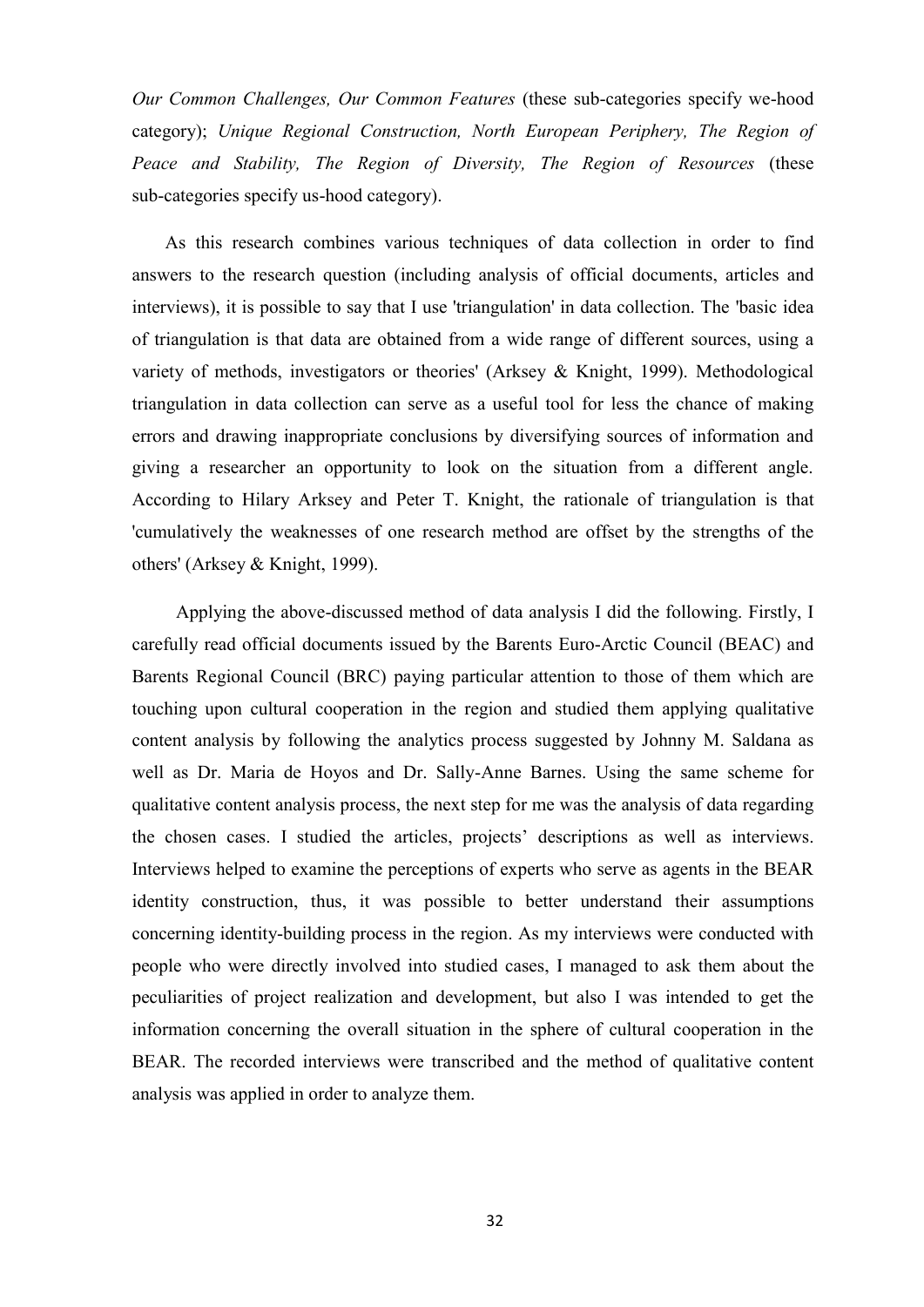*Our Common Challenges, Our Common Features* (these sub-categories specify we-hood category); *Unique Regional Construction, North European Periphery, The Region of Peace and Stability, The Region of Diversity, The Region of Resources* (these sub-categories specify us-hood category).

As this research combines various techniques of data collection in order to find answers to the research question (including analysis of official documents, articles and interviews), it is possible to say that I use 'triangulation' in data collection. The 'basic idea of triangulation is that data are obtained from a wide range of different sources, using a variety of methods, investigators or theories' (Arksey & Knight, 1999). Methodological triangulation in data collection can serve as a useful tool for less the chance of making errors and drawing inappropriate conclusions by diversifying sources of information and giving a researcher an opportunity to look on the situation from a different angle. According to Hilary Arksey and Peter T. Knight, the rationale of triangulation is that 'cumulatively the weaknesses of one research method are offset by the strengths of the others' (Arksey & Knight, 1999).

Applying the above-discussed method of data analysis I did the following. Firstly, I carefully read official documents issued by the Barents Euro-Arctic Council (BEAC) and Barents Regional Council (BRC) paying particular attention to those of them which are touching upon cultural cooperation in the region and studied them applying qualitative content analysis by following the analytics process suggested by Johnny M. Saldana as well as Dr. Maria de Hoyos and Dr. Sally-Anne Barnes. Using the same scheme for qualitative content analysis process, the next step for me was the analysis of data regarding the chosen cases. I studied the articles, projects' descriptions as well as interviews. Interviews helped to examine the perceptions of experts who serve as agents in the BEAR identity construction, thus, it was possible to better understand their assumptions concerning identity-building process in the region. As my interviews were conducted with people who were directly involved into studied cases, I managed to ask them about the peculiarities of project realization and development, but also I was intended to get the information concerning the overall situation in the sphere of cultural cooperation in the BEAR. The recorded interviews were transcribed and the method of qualitative content analysis was applied in order to analyze them.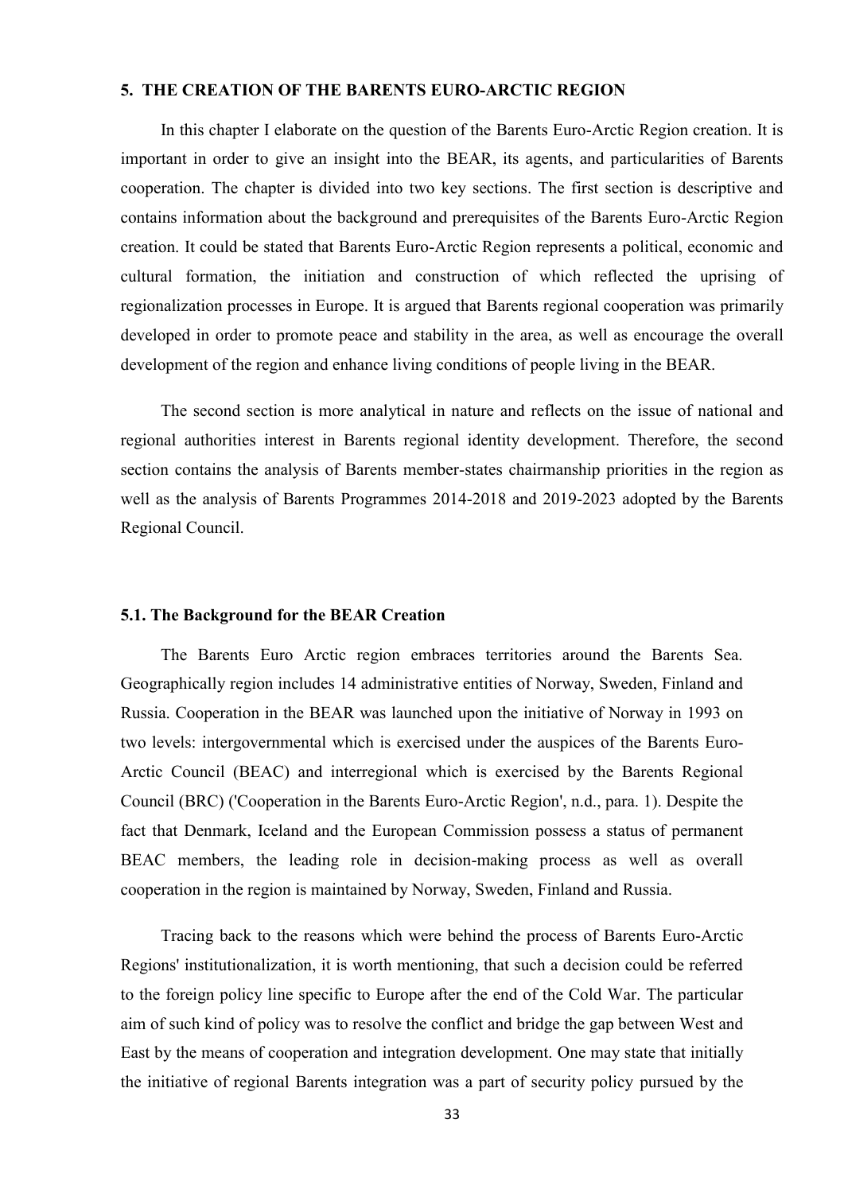## 5. THE CREATION OF THE BARENTS EURO-ARCTIC REGION

In this chapter I elaborate on the question of the Barents Euro-Arctic Region creation. It is important in order to give an insight into the BEAR, its agents, and particularities of Barents cooperation. The chapter is divided into two key sections. The first section is descriptive and contains information about the background and prerequisites of the Barents Euro-Arctic Region creation. It could be stated that Barents Euro-Arctic Region represents a political, economic and cultural formation, the initiation and construction of which reflected the uprising of regionalization processes in Europe. It is argued that Barents regional cooperation was primarily developed in order to promote peace and stability in the area, as well as encourage the overall development of the region and enhance living conditions of people living in the BEAR.

The second section is more analytical in nature and reflects on the issue of national and regional authorities interest in Barents regional identity development. Therefore, the second section contains the analysis of Barents member-states chairmanship priorities in the region as well as the analysis of Barents Programmes 2014-2018 and 2019-2023 adopted by the Barents Regional Council.

### 5.1. The Background for the BEAR Creation

The Barents Euro Arctic region embraces territories around the Barents Sea. Geographically region includes 14 administrative entities of Norway, Sweden, Finland and Russia. Cooperation in the BEAR was launched upon the initiative of Norway in 1993 on two levels: intergovernmental which is exercised under the auspices of the Barents Euro-Arctic Council (BEAC) and interregional which is exercised by the Barents Regional Council (BRC) ('Cooperation in the Barents Euro-Arctic Region', n.d., para. 1). Despite the fact that Denmark, Iceland and the European Commission possess a status of permanent BEAC members, the leading role in decision-making process as well as overall cooperation in the region is maintained by Norway, Sweden, Finland and Russia.

Tracing back to the reasons which were behind the process of Barents Euro-Arctic Regions' institutionalization, it is worth mentioning, that such a decision could be referred to the foreign policy line specific to Europe after the end of the Cold War. The particular aim of such kind of policy was to resolve the conflict and bridge the gap between West and East by the means of cooperation and integration development. One may state that initially the initiative of regional Barents integration was a part of security policy pursued by the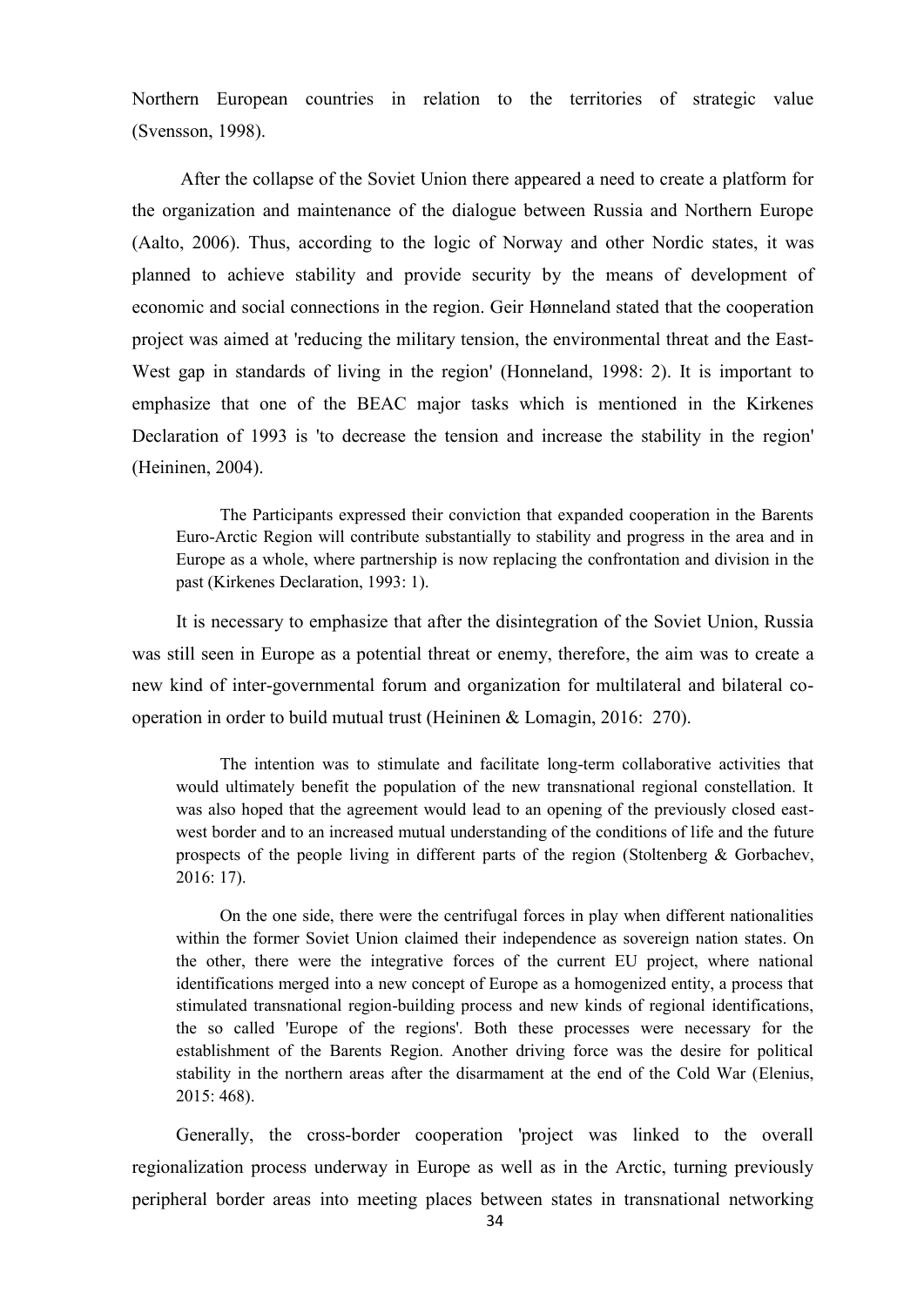Northern European countries in relation to the territories of strategic value (Svensson, 1998).

After the collapse of the Soviet Union there appeared a need to create a platform for the organization and maintenance of the dialogue between Russia and Northern Europe (Aalto, 2006). Thus, according to the logic of Norway and other Nordic states, it was planned to achieve stability and provide security by the means of development of economic and social connections in the region. Geir Hønneland stated that the cooperation project was aimed at 'reducing the military tension, the environmental threat and the East-West gap in standards of living in the region' (Honneland, 1998: 2). It is important to emphasize that one of the BEAC major tasks which is mentioned in the Kirkenes Declaration of 1993 is 'to decrease the tension and increase the stability in the region' (Heininen, 2004).

> The Participants expressed their conviction that expanded cooperation in the Barents Euro-Arctic Region will contribute substantially to stability and progress in the area and in Europe as a whole, where partnership is now replacing the confrontation and division in the past (Kirkenes Declaration, 1993: 1).

It is necessary to emphasize that after the disintegration of the Soviet Union, Russia was still seen in Europe as a potential threat or enemy, therefore, the aim was to create a new kind of inter-governmental forum and organization for multilateral and bilateral co-operation in order to build mutual trust (Heininen & Lomagin, 2016: 270).

> The intention was to stimulate and facilitate long-term collaborative activities that would ultimately benefit the population of the new transnational regional constellation. It was also hoped that the agreement would lead to an opening of the previously closed east-west border and to an increased mutual understanding of the conditions of life and the future prospects of the people living in different parts of the region (Stoltenberg & Gorbachev, 2016: 17).

> On the one side, there were the centrifugal forces in play when different nationalities within the former Soviet Union claimed their independence as sovereign nation states. On the other, there were the integrative forces of the current EU project, where national identifications merged into a new concept of Europe as a homogenized entity, a process that stimulated transnational region-building process and new kinds of regional identifications, the so called 'Europe of the regions'. Both these processes were necessary for the establishment of the Barents Region. Another driving force was the desire for political stability in the northern areas after the disarmament at the end of the Cold War (Elenius, 2015: 468).

Generally, the cross-border cooperation 'project was linked to the overall regionalization process underway in Europe as well as in the Arctic, turning previously peripheral border areas into meeting places between states in transnational networking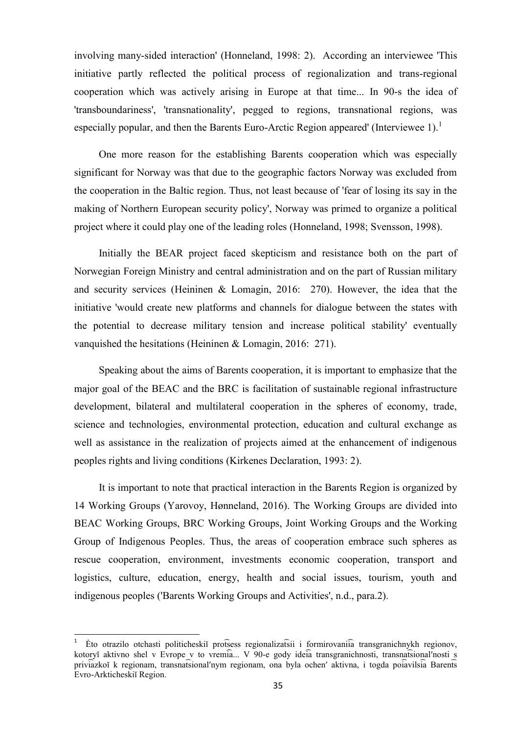involving many-sided interaction' (Honneland, 1998: 2). According an interviewee 'This initiative partly reflected the political process of regionalization and trans-regional cooperation which was actively arising in Europe at that time... In 90-s the idea of 'transboundariness', 'transnationality', pegged to regions, transnational regions, was especially popular, and then the Barents Euro-Arctic Region appeared' (Interviewee 1).[1]

One more reason for the establishing Barents cooperation which was especially significant for Norway was that due to the geographic factors Norway was excluded from the cooperation in the Baltic region. Thus, not least because of 'fear of losing its say in the making of Northern European security policy', Norway was primed to organize a political project where it could play one of the leading roles (Honneland, 1998; Svensson, 1998).

Initially the BEAR project faced skepticism and resistance both on the part of Norwegian Foreign Ministry and central administration and on the part of Russian military and security services (Heininen & Lomagin, 2016: 270). However, the idea that the initiative 'would create new platforms and channels for dialogue between the states with the potential to decrease military tension and increase political stability' eventually vanquished the hesitations (Heininen & Lomagin, 2016: 271).

Speaking about the aims of Barents cooperation, it is important to emphasize that the major goal of the BEAC and the BRC is facilitation of sustainable regional infrastructure development, bilateral and multilateral cooperation in the spheres of economy, trade, science and technologies, environmental protection, education and cultural exchange as well as assistance in the realization of projects aimed at the enhancement of indigenous peoples rights and living conditions (Kirkenes Declaration, 1993: 2).

It is important to note that practical interaction in the Barents Region is organized by 14 Working Groups (Yarovoy, Hønneland, 2016). The Working Groups are divided into BEAC Working Groups, BRC Working Groups, Joint Working Groups and the Working Group of Indigenous Peoples. Thus, the areas of cooperation embrace such spheres as rescue cooperation, environment, investments economic cooperation, transport and logistics, culture, education, energy, health and social issues, tourism, youth and indigenous peoples ('Barents Working Groups and Activities', n.d., para.2).

---

[1] Ėto otrazilo otchasti politicheskiĭ prot͡sess regionalizat͡sii i formirovanii͡a transgranichnykh regionov, kotoryĭ aktivno shel v Evrope v to vremi͡a... V 90-e gody ide͡ia transgranichnosti, transnat͡sional′nosti s privi͡azkoĭ k regionam, transnat͡sional′nym regionam, ona byla ochen′ aktivna, i togda poi͡avilsi͡a Barent͡s Evro-Arkticheskiĭ Region.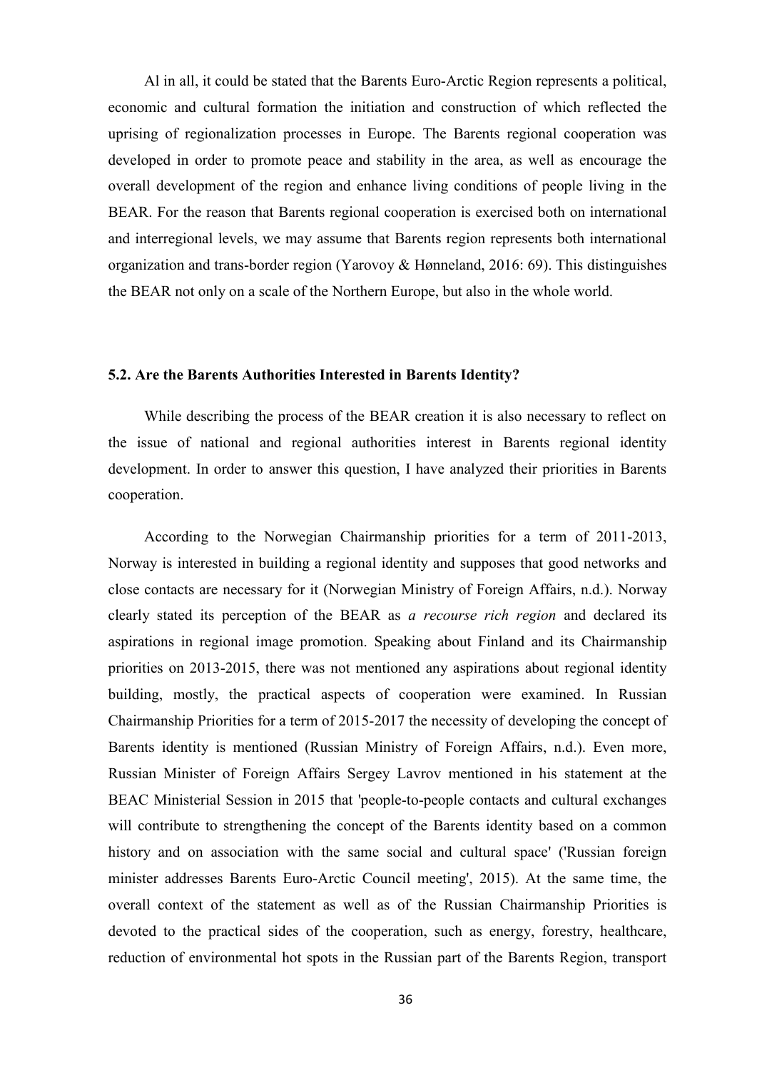Al in all, it could be stated that the Barents Euro-Arctic Region represents a political, economic and cultural formation the initiation and construction of which reflected the uprising of regionalization processes in Europe. The Barents regional cooperation was developed in order to promote peace and stability in the area, as well as encourage the overall development of the region and enhance living conditions of people living in the BEAR. For the reason that Barents regional cooperation is exercised both on international and interregional levels, we may assume that Barents region represents both international organization and trans-border region (Yarovoy & Hønneland, 2016: 69). This distinguishes the BEAR not only on a scale of the Northern Europe, but also in the whole world.

### 5.2. Are the Barents Authorities Interested in Barents Identity?

While describing the process of the BEAR creation it is also necessary to reflect on the issue of national and regional authorities interest in Barents regional identity development. In order to answer this question, I have analyzed their priorities in Barents cooperation.

According to the Norwegian Chairmanship priorities for a term of 2011-2013, Norway is interested in building a regional identity and supposes that good networks and close contacts are necessary for it (Norwegian Ministry of Foreign Affairs, n.d.). Norway clearly stated its perception of the BEAR as *a recourse rich region* and declared its aspirations in regional image promotion. Speaking about Finland and its Chairmanship priorities on 2013-2015, there was not mentioned any aspirations about regional identity building, mostly, the practical aspects of cooperation were examined. In Russian Chairmanship Priorities for a term of 2015-2017 the necessity of developing the concept of Barents identity is mentioned (Russian Ministry of Foreign Affairs, n.d.). Even more, Russian Minister of Foreign Affairs Sergey Lavrov mentioned in his statement at the BEAC Ministerial Session in 2015 that 'people-to-people contacts and cultural exchanges will contribute to strengthening the concept of the Barents identity based on a common history and on association with the same social and cultural space' ('Russian foreign minister addresses Barents Euro-Arctic Council meeting', 2015). At the same time, the overall context of the statement as well as of the Russian Chairmanship Priorities is devoted to the practical sides of the cooperation, such as energy, forestry, healthcare, reduction of environmental hot spots in the Russian part of the Barents Region, transport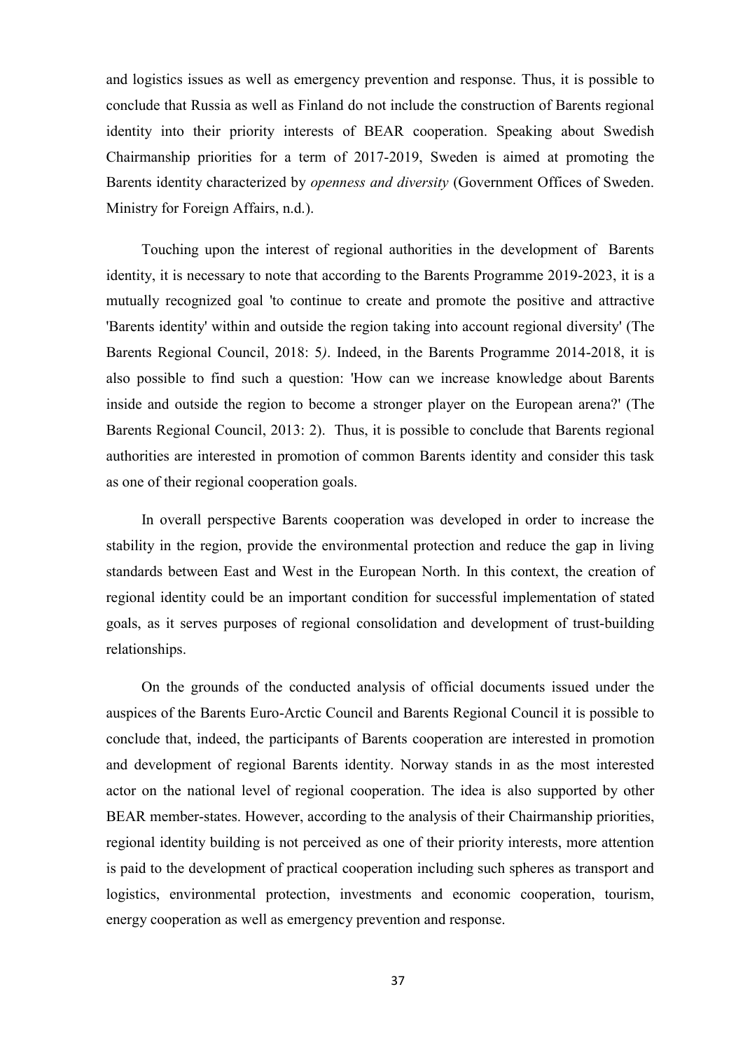and logistics issues as well as emergency prevention and response. Thus, it is possible to conclude that Russia as well as Finland do not include the construction of Barents regional identity into their priority interests of BEAR cooperation. Speaking about Swedish Chairmanship priorities for a term of 2017-2019, Sweden is aimed at promoting the Barents identity characterized by *openness and diversity* (Government Offices of Sweden. Ministry for Foreign Affairs, n.d.).

Touching upon the interest of regional authorities in the development of Barents identity, it is necessary to note that according to the Barents Programme 2019-2023, it is a mutually recognized goal 'to continue to create and promote the positive and attractive 'Barents identity' within and outside the region taking into account regional diversity' (The Barents Regional Council, 2018: 5*)*. Indeed, in the Barents Programme 2014-2018, it is also possible to find such a question: 'How can we increase knowledge about Barents inside and outside the region to become a stronger player on the European arena?' (The Barents Regional Council, 2013: 2). Thus, it is possible to conclude that Barents regional authorities are interested in promotion of common Barents identity and consider this task as one of their regional cooperation goals.

In overall perspective Barents cooperation was developed in order to increase the stability in the region, provide the environmental protection and reduce the gap in living standards between East and West in the European North. In this context, the creation of regional identity could be an important condition for successful implementation of stated goals, as it serves purposes of regional consolidation and development of trust-building relationships.

On the grounds of the conducted analysis of official documents issued under the auspices of the Barents Euro-Arctic Council and Barents Regional Council it is possible to conclude that, indeed, the participants of Barents cooperation are interested in promotion and development of regional Barents identity. Norway stands in as the most interested actor on the national level of regional cooperation. The idea is also supported by other BEAR member-states. However, according to the analysis of their Chairmanship priorities, regional identity building is not perceived as one of their priority interests, more attention is paid to the development of practical cooperation including such spheres as transport and logistics, environmental protection, investments and economic cooperation, tourism, energy cooperation as well as emergency prevention and response.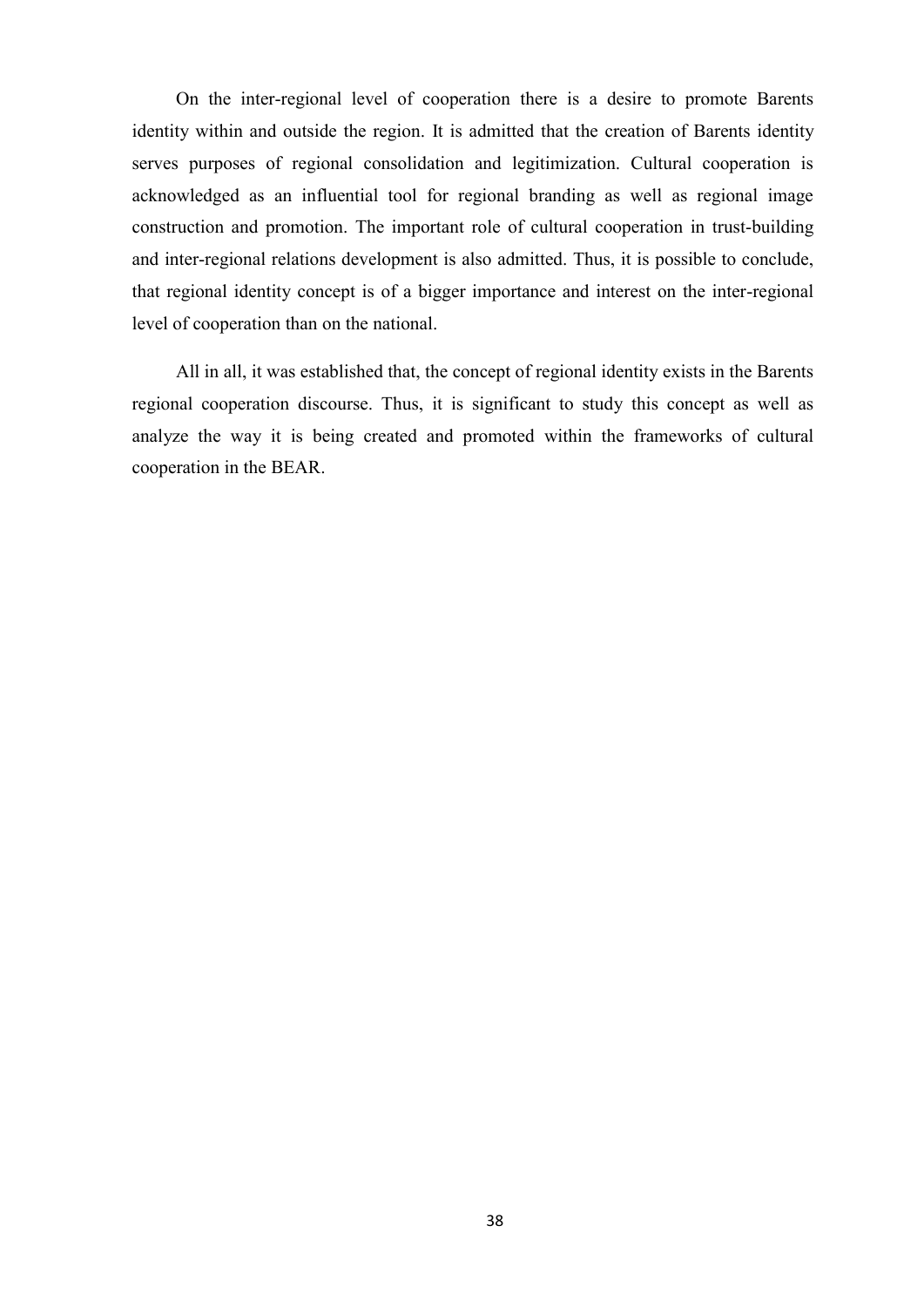On the inter-regional level of cooperation there is a desire to promote Barents identity within and outside the region. It is admitted that the creation of Barents identity serves purposes of regional consolidation and legitimization. Cultural cooperation is acknowledged as an influential tool for regional branding as well as regional image construction and promotion. The important role of cultural cooperation in trust-building and inter-regional relations development is also admitted. Thus, it is possible to conclude, that regional identity concept is of a bigger importance and interest on the inter-regional level of cooperation than on the national.

All in all, it was established that, the concept of regional identity exists in the Barents regional cooperation discourse. Thus, it is significant to study this concept as well as analyze the way it is being created and promoted within the frameworks of cultural cooperation in the BEAR.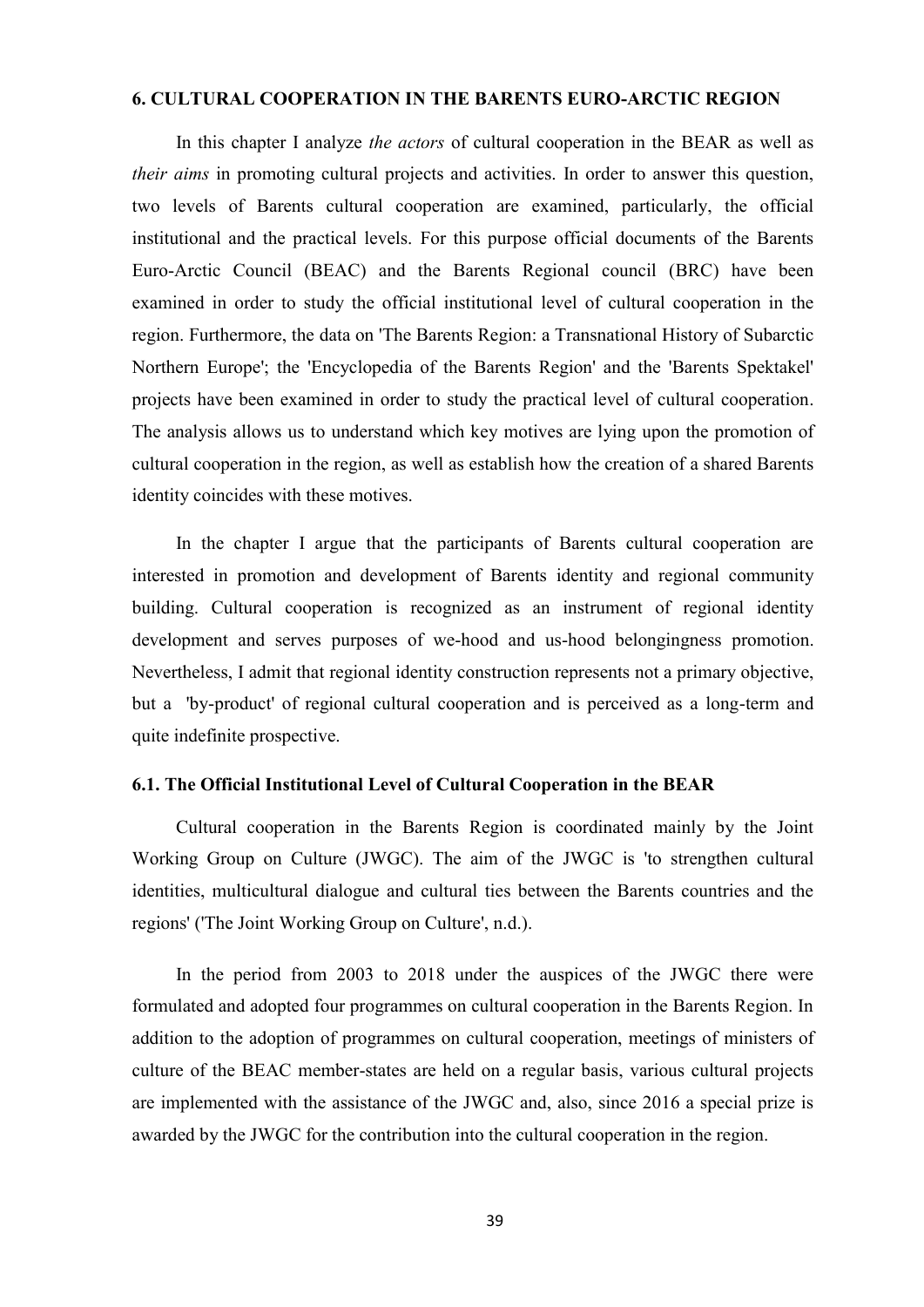## 6. CULTURAL COOPERATION IN THE BARENTS EURO-ARCTIC REGION

In this chapter I analyze *the actors* of cultural cooperation in the BEAR as well as *their aims* in promoting cultural projects and activities. In order to answer this question, two levels of Barents cultural cooperation are examined, particularly, the official institutional and the practical levels. For this purpose official documents of the Barents Euro-Arctic Council (BEAC) and the Barents Regional council (BRC) have been examined in order to study the official institutional level of cultural cooperation in the region. Furthermore, the data on 'The Barents Region: a Transnational History of Subarctic Northern Europe'; the 'Encyclopedia of the Barents Region' and the 'Barents Spektakel' projects have been examined in order to study the practical level of cultural cooperation. The analysis allows us to understand which key motives are lying upon the promotion of cultural cooperation in the region, as well as establish how the creation of a shared Barents identity coincides with these motives.

In the chapter I argue that the participants of Barents cultural cooperation are interested in promotion and development of Barents identity and regional community building. Cultural cooperation is recognized as an instrument of regional identity development and serves purposes of we-hood and us-hood belongingness promotion. Nevertheless, I admit that regional identity construction represents not a primary objective, but a 'by-product' of regional cultural cooperation and is perceived as a long-term and quite indefinite prospective.

### 6.1. The Official Institutional Level of Cultural Cooperation in the BEAR

Cultural cooperation in the Barents Region is coordinated mainly by the Joint Working Group on Culture (JWGC). The aim of the JWGC is 'to strengthen cultural identities, multicultural dialogue and cultural ties between the Barents countries and the regions' ('The Joint Working Group on Culture', n.d.).

In the period from 2003 to 2018 under the auspices of the JWGC there were formulated and adopted four programmes on cultural cooperation in the Barents Region. In addition to the adoption of programmes on cultural cooperation, meetings of ministers of culture of the BEAC member-states are held on a regular basis, various cultural projects are implemented with the assistance of the JWGC and, also, since 2016 a special prize is awarded by the JWGC for the contribution into the cultural cooperation in the region.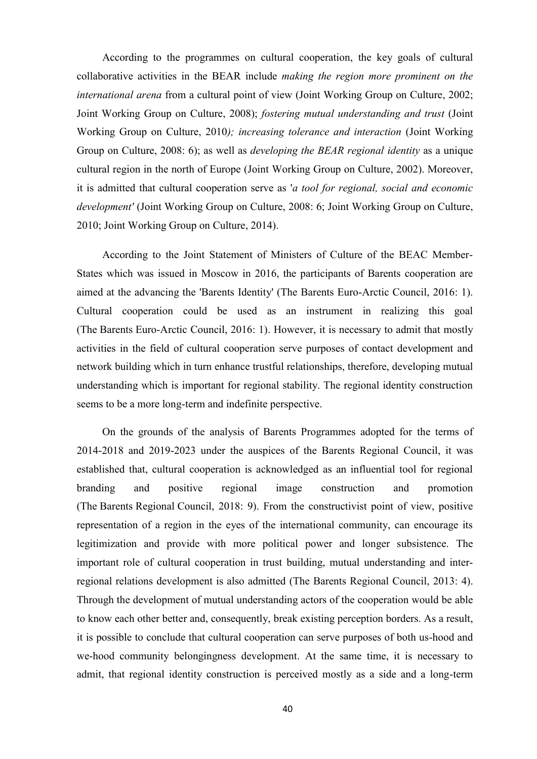According to the programmes on cultural cooperation, the key goals of cultural collaborative activities in the BEAR include *making the region more prominent on the international arena* from a cultural point of view (Joint Working Group on Culture, 2002; Joint Working Group on Culture, 2008); *fostering mutual understanding and trust* (Joint Working Group on Culture, 2010*); increasing tolerance and interaction* (Joint Working Group on Culture, 2008: 6); as well as *developing the BEAR regional identity* as a unique cultural region in the north of Europe (Joint Working Group on Culture, 2002). Moreover, it is admitted that cultural cooperation serve as '*a tool for regional, social and economic development'* (Joint Working Group on Culture, 2008: 6; Joint Working Group on Culture, 2010; Joint Working Group on Culture, 2014).

According to the Joint Statement of Ministers of Culture of the BEAC Member-States which was issued in Moscow in 2016, the participants of Barents cooperation are aimed at the advancing the 'Barents Identity' (The Barents Euro-Arctic Council, 2016: 1). Cultural cooperation could be used as an instrument in realizing this goal (The Barents Euro-Arctic Council, 2016: 1). However, it is necessary to admit that mostly activities in the field of cultural cooperation serve purposes of contact development and network building which in turn enhance trustful relationships, therefore, developing mutual understanding which is important for regional stability. The regional identity construction seems to be a more long-term and indefinite perspective.

On the grounds of the analysis of Barents Programmes adopted for the terms of 2014-2018 and 2019-2023 under the auspices of the Barents Regional Council, it was established that, cultural cooperation is acknowledged as an influential tool for regional branding and positive regional image construction and promotion (The Barents Regional Council, 2018: 9). From the constructivist point of view, positive representation of a region in the eyes of the international community, can encourage its legitimization and provide with more political power and longer subsistence. The important role of cultural cooperation in trust building, mutual understanding and inter-regional relations development is also admitted (The Barents Regional Council, 2013: 4). Through the development of mutual understanding actors of the cooperation would be able to know each other better and, consequently, break existing perception borders. As a result, it is possible to conclude that cultural cooperation can serve purposes of both us-hood and we-hood community belongingness development. At the same time, it is necessary to admit, that regional identity construction is perceived mostly as a side and a long-term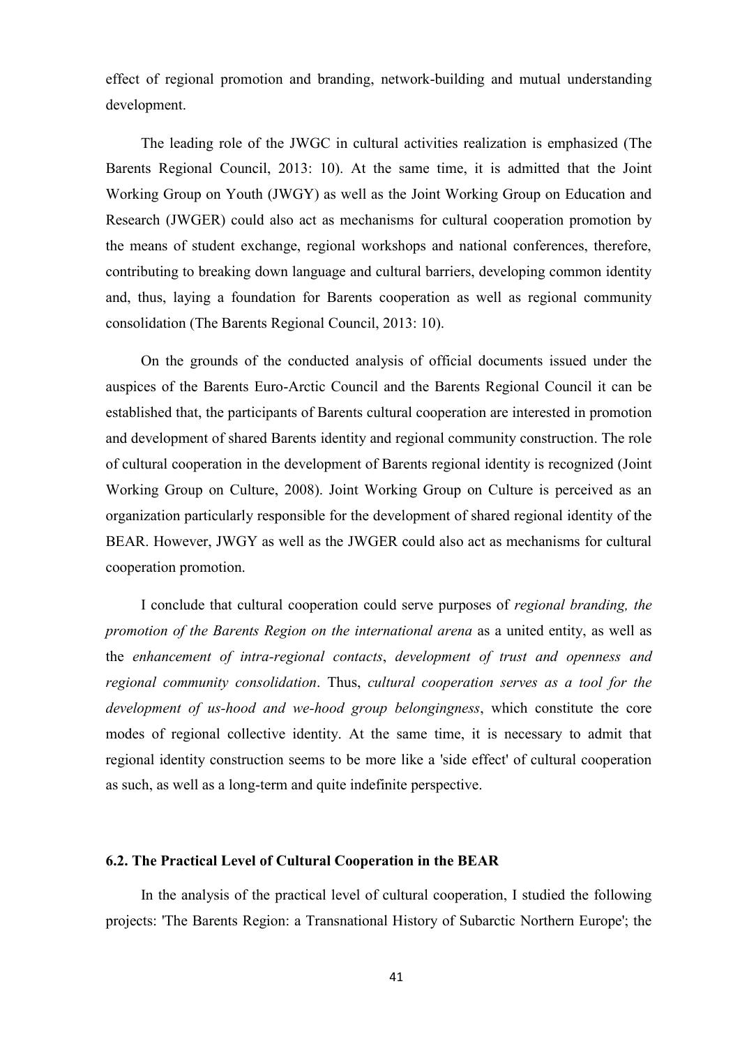effect of regional promotion and branding, network-building and mutual understanding development.

The leading role of the JWGC in cultural activities realization is emphasized (The Barents Regional Council, 2013: 10). At the same time, it is admitted that the Joint Working Group on Youth (JWGY) as well as the Joint Working Group on Education and Research (JWGER) could also act as mechanisms for cultural cooperation promotion by the means of student exchange, regional workshops and national conferences, therefore, contributing to breaking down language and cultural barriers, developing common identity and, thus, laying a foundation for Barents cooperation as well as regional community consolidation (The Barents Regional Council, 2013: 10).

On the grounds of the conducted analysis of official documents issued under the auspices of the Barents Euro-Arctic Council and the Barents Regional Council it can be established that, the participants of Barents cultural cooperation are interested in promotion and development of shared Barents identity and regional community construction. The role of cultural cooperation in the development of Barents regional identity is recognized (Joint Working Group on Culture, 2008). Joint Working Group on Culture is perceived as an organization particularly responsible for the development of shared regional identity of the BEAR. However, JWGY as well as the JWGER could also act as mechanisms for cultural cooperation promotion.

I conclude that cultural cooperation could serve purposes of *regional branding, the promotion of the Barents Region on the international arena* as a united entity, as well as the *enhancement of intra-regional contacts*, *development of trust and openness and regional community consolidation*. Thus, *cultural cooperation serves as a tool for the development of us-hood and we-hood group belongingness*, which constitute the core modes of regional collective identity. At the same time, it is necessary to admit that regional identity construction seems to be more like a 'side effect' of cultural cooperation as such, as well as a long-term and quite indefinite perspective.

### 6.2. The Practical Level of Cultural Cooperation in the BEAR

In the analysis of the practical level of cultural cooperation, I studied the following projects: 'The Barents Region: a Transnational History of Subarctic Northern Europe'; the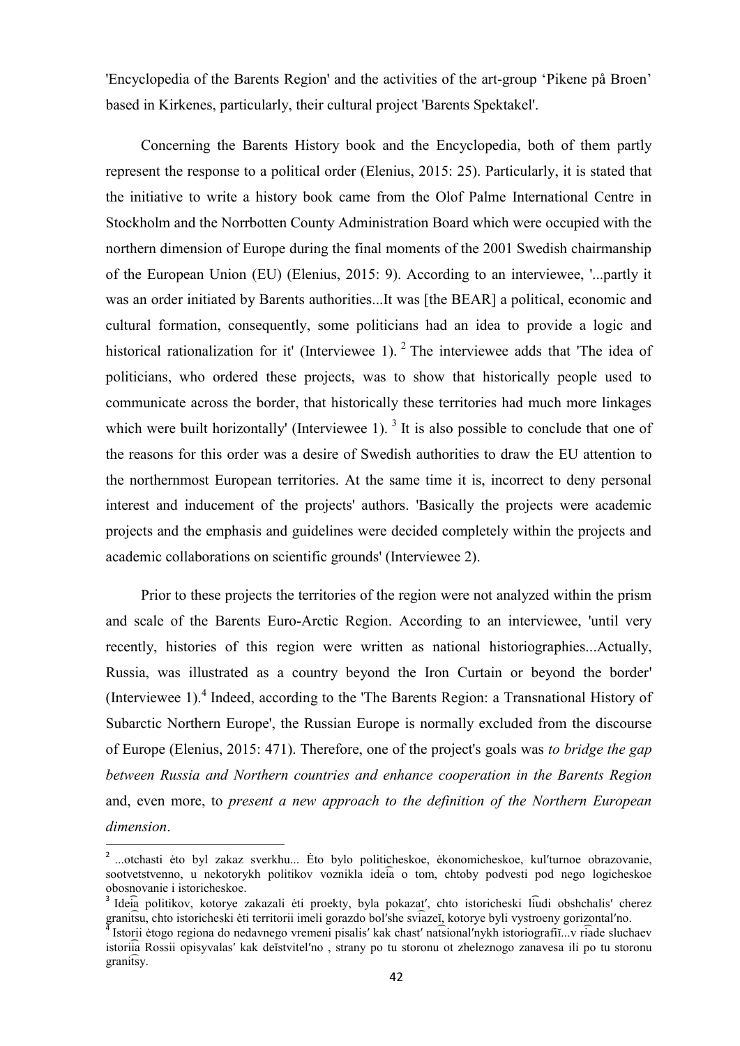'Encyclopedia of the Barents Region' and the activities of the art-group 'Pikene på Broen' based in Kirkenes, particularly, their cultural project 'Barents Spektakel'.

Concerning the Barents History book and the Encyclopedia, both of them partly represent the response to a political order (Elenius, 2015: 25). Particularly, it is stated that the initiative to write a history book came from the Olof Palme International Centre in Stockholm and the Norrbotten County Administration Board which were occupied with the northern dimension of Europe during the final moments of the 2001 Swedish chairmanship of the European Union (EU) (Elenius, 2015: 9). According to an interviewee, '...partly it was an order initiated by Barents authorities...It was [the BEAR] a political, economic and cultural formation, consequently, some politicians had an idea to provide a logic and historical rationalization for it' (Interviewee 1). [2] The interviewee adds that 'The idea of politicians, who ordered these projects, was to show that historically people used to communicate across the border, that historically these territories had much more linkages which were built horizontally' (Interviewee 1). [3] It is also possible to conclude that one of the reasons for this order was a desire of Swedish authorities to draw the EU attention to the northernmost European territories. At the same time it is, incorrect to deny personal interest and inducement of the projects' authors. 'Basically the projects were academic projects and the emphasis and guidelines were decided completely within the projects and academic collaborations on scientific grounds' (Interviewee 2).

Prior to these projects the territories of the region were not analyzed within the prism and scale of the Barents Euro-Arctic Region. According to an interviewee, 'until very recently, histories of this region were written as national historiographies...Actually, Russia, was illustrated as a country beyond the Iron Curtain or beyond the border' (Interviewee 1).[4] Indeed, according to the 'The Barents Region: a Transnational History of Subarctic Northern Europe', the Russian Europe is normally excluded from the discourse of Europe (Elenius, 2015: 471). Therefore, one of the project's goals was *to bridge the gap between Russia and Northern countries and enhance cooperation in the Barents Region* and, even more, to *present a new approach to the definition of the Northern European dimension*.

---

[2] ...otchasti ėto byl zakaz sverkhu... Ėto bylo politicheskoe, ėkonomicheskoe, kulʹturnoe obrazovanie, sootvetstvenno, u nekotorykh politikov voznikla idei͡a o tom, chtoby podvesti pod nego logicheskoe obosnovanie i istoricheskoe.

[3] Idei͡a politikov, kotorye zakazali ėti proekty, byla pokazatʹ, chto istoricheski li͡udi obshchalisʹ cherez granit͡su, chto istoricheski ėti territorii imeli gorazdo bolʹshe svi͡azeĭ, kotorye byli vystroeny gorizontalʹno.

[4] Istorii ėtogo regiona do nedavnego vremeni pisalisʹ kak chastʹ nat͡sionalʹnykh istoriografiĭ...v ri͡ade sluchaev istorii͡a Rossii opisyvalasʹ kak deĭstvitelʹno , strany po tu storonu ot zheleznogo zanavesa ili po tu storonu granit͡sy.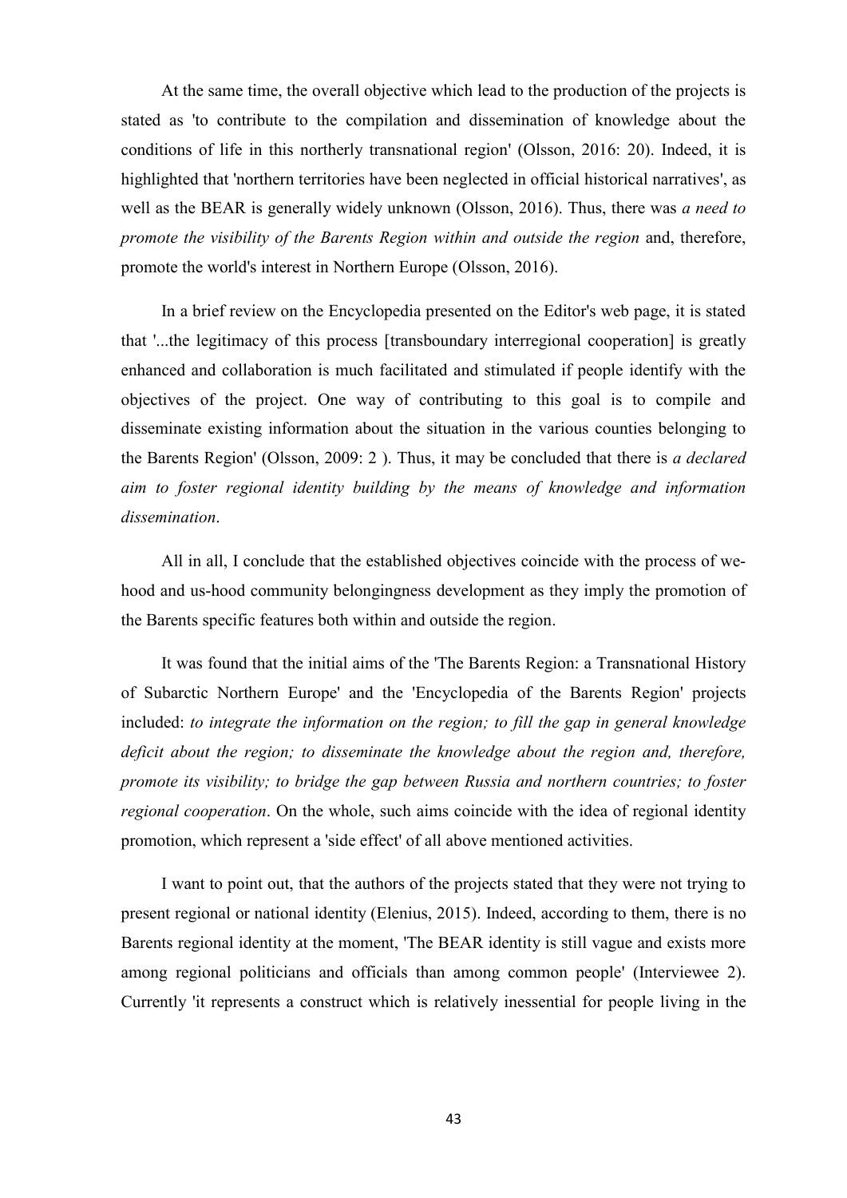At the same time, the overall objective which lead to the production of the projects is stated as 'to contribute to the compilation and dissemination of knowledge about the conditions of life in this northerly transnational region' (Olsson, 2016: 20). Indeed, it is highlighted that 'northern territories have been neglected in official historical narratives', as well as the BEAR is generally widely unknown (Olsson, 2016). Thus, there was *a need to promote the visibility of the Barents Region within and outside the region* and, therefore, promote the world's interest in Northern Europe (Olsson, 2016).

In a brief review on the Encyclopedia presented on the Editor's web page, it is stated that '...the legitimacy of this process [transboundary interregional cooperation] is greatly enhanced and collaboration is much facilitated and stimulated if people identify with the objectives of the project. One way of contributing to this goal is to compile and disseminate existing information about the situation in the various counties belonging to the Barents Region' (Olsson, 2009: 2 ). Thus, it may be concluded that there is *a declared aim to foster regional identity building by the means of knowledge and information dissemination*.

All in all, I conclude that the established objectives coincide with the process of we-hood and us-hood community belongingness development as they imply the promotion of the Barents specific features both within and outside the region.

It was found that the initial aims of the 'The Barents Region: a Transnational History of Subarctic Northern Europe' and the 'Encyclopedia of the Barents Region' projects included: *to integrate the information on the region; to fill the gap in general knowledge deficit about the region; to disseminate the knowledge about the region and, therefore, promote its visibility; to bridge the gap between Russia and northern countries; to foster regional cooperation*. On the whole, such aims coincide with the idea of regional identity promotion, which represent a 'side effect' of all above mentioned activities.

I want to point out, that the authors of the projects stated that they were not trying to present regional or national identity (Elenius, 2015). Indeed, according to them, there is no Barents regional identity at the moment, 'The BEAR identity is still vague and exists more among regional politicians and officials than among common people' (Interviewee 2). Currently 'it represents a construct which is relatively inessential for people living in the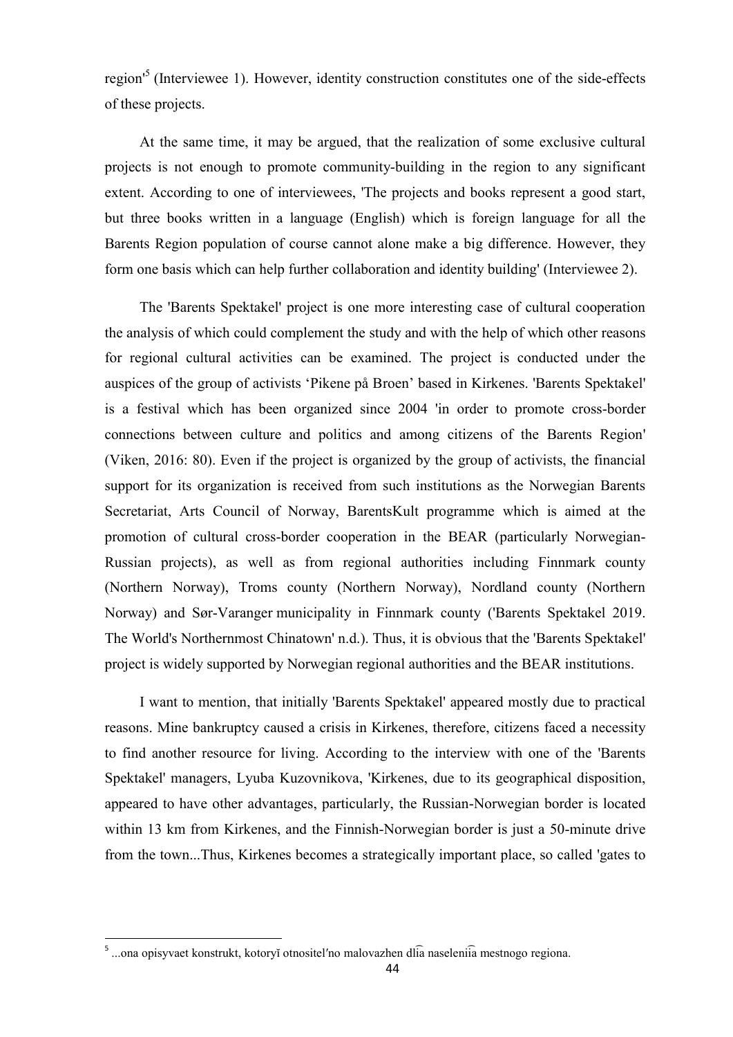region'[5] (Interviewee 1). However, identity construction constitutes one of the side-effects of these projects.

At the same time, it may be argued, that the realization of some exclusive cultural projects is not enough to promote community-building in the region to any significant extent. According to one of interviewees, 'The projects and books represent a good start, but three books written in a language (English) which is foreign language for all the Barents Region population of course cannot alone make a big difference. However, they form one basis which can help further collaboration and identity building' (Interviewee 2).

The 'Barents Spektakel' project is one more interesting case of cultural cooperation the analysis of which could complement the study and with the help of which other reasons for regional cultural activities can be examined. The project is conducted under the auspices of the group of activists 'Pikene på Broen' based in Kirkenes. 'Barents Spektakel' is a festival which has been organized since 2004 'in order to promote cross-border connections between culture and politics and among citizens of the Barents Region' (Viken, 2016: 80). Even if the project is organized by the group of activists, the financial support for its organization is received from such institutions as the Norwegian Barents Secretariat, Arts Council of Norway, BarentsKult programme which is aimed at the promotion of cultural cross-border cooperation in the BEAR (particularly Norwegian-Russian projects), as well as from regional authorities including Finnmark county (Northern Norway), Troms county (Northern Norway), Nordland county (Northern Norway) and Sør-Varanger municipality in Finnmark county ('Barents Spektakel 2019. The World's Northernmost Chinatown' n.d.). Thus, it is obvious that the 'Barents Spektakel' project is widely supported by Norwegian regional authorities and the BEAR institutions.

I want to mention, that initially 'Barents Spektakel' appeared mostly due to practical reasons. Mine bankruptcy caused a crisis in Kirkenes, therefore, citizens faced a necessity to find another resource for living. According to the interview with one of the 'Barents Spektakel' managers, Lyuba Kuzovnikova, 'Kirkenes, due to its geographical disposition, appeared to have other advantages, particularly, the Russian-Norwegian border is located within 13 km from Kirkenes, and the Finnish-Norwegian border is just a 50-minute drive from the town...Thus, Kirkenes becomes a strategically important place, so called 'gates to

---

[5] ...ona opisyvaet konstrukt, kotoryĭ otnositelʹno malovazhen dli͡a naselenii͡a mestnogo regiona.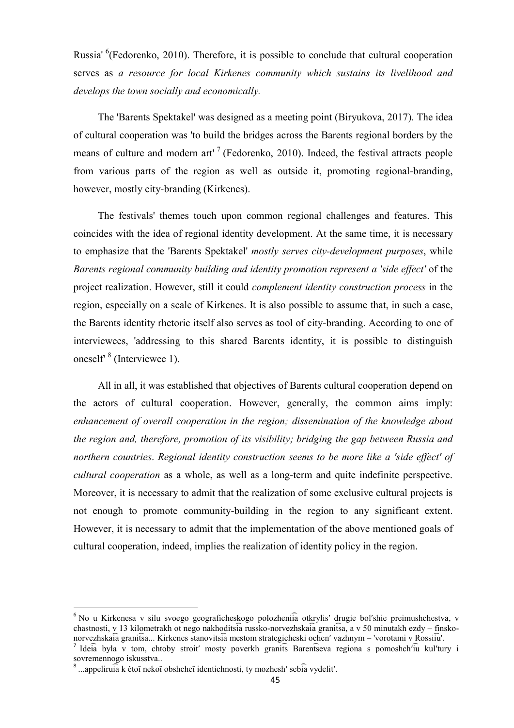Russia' [6](Fedorenko, 2010). Therefore, it is possible to conclude that cultural cooperation serves as *a resource for local Kirkenes community which sustains its livelihood and develops the town socially and economically.*

The 'Barents Spektakel' was designed as a meeting point (Biryukova, 2017). The idea of cultural cooperation was 'to build the bridges across the Barents regional borders by the means of culture and modern art' [7] (Fedorenko, 2010). Indeed, the festival attracts people from various parts of the region as well as outside it, promoting regional-branding, however, mostly city-branding (Kirkenes).

The festivals' themes touch upon common regional challenges and features. This coincides with the idea of regional identity development. At the same time, it is necessary to emphasize that the 'Barents Spektakel' *mostly serves city-development purposes*, while *Barents regional community building and identity promotion represent a 'side effect'* of the project realization. However, still it could *complement identity construction process* in the region, especially on a scale of Kirkenes. It is also possible to assume that, in such a case, the Barents identity rhetoric itself also serves as tool of city-branding. According to one of interviewees, 'addressing to this shared Barents identity, it is possible to distinguish oneself' [8] (Interviewee 1).

All in all, it was established that objectives of Barents cultural cooperation depend on the actors of cultural cooperation. However, generally, the common aims imply: *enhancement of overall cooperation in the region; dissemination of the knowledge about the region and, therefore, promotion of its visibility; bridging the gap between Russia and northern countries*. *Regional identity construction seems to be more like a 'side effect' of cultural cooperation* as a whole, as well as a long-term and quite indefinite perspective. Moreover, it is necessary to admit that the realization of some exclusive cultural projects is not enough to promote community-building in the region to any significant extent. However, it is necessary to admit that the implementation of the above mentioned goals of cultural cooperation, indeed, implies the realization of identity policy in the region.

---

[6] No u Kirkenesa v silu svoego geograficheskogo polozheni͡ia otkrylis′ drugie bol′shie preimushchestva, v chastnosti, v 13 kilometrakh ot nego nakhodits͡ia russko-norvezhskai͡a granit͡sa, a v 50 minutakh ezdy – finsko-norvezhskai͡a granit͡sa... Kirkenes stanovits͡ia mestom strategicheski ochen′ vazhnym – 'vorotami v Rossii͡u'.

[7] Ide͡ia byla v tom, chtoby stroit′ mosty poverkh granit͡s Barent͡seva regiona s pomoshch′i͡u kul′tury i sovremennogo iskusstva..

[8] ...appeliru͡ia k ėtoĭ nekoĭ obshcheĭ identichnosti, ty mozhesh′ seb͡ia vydelit′.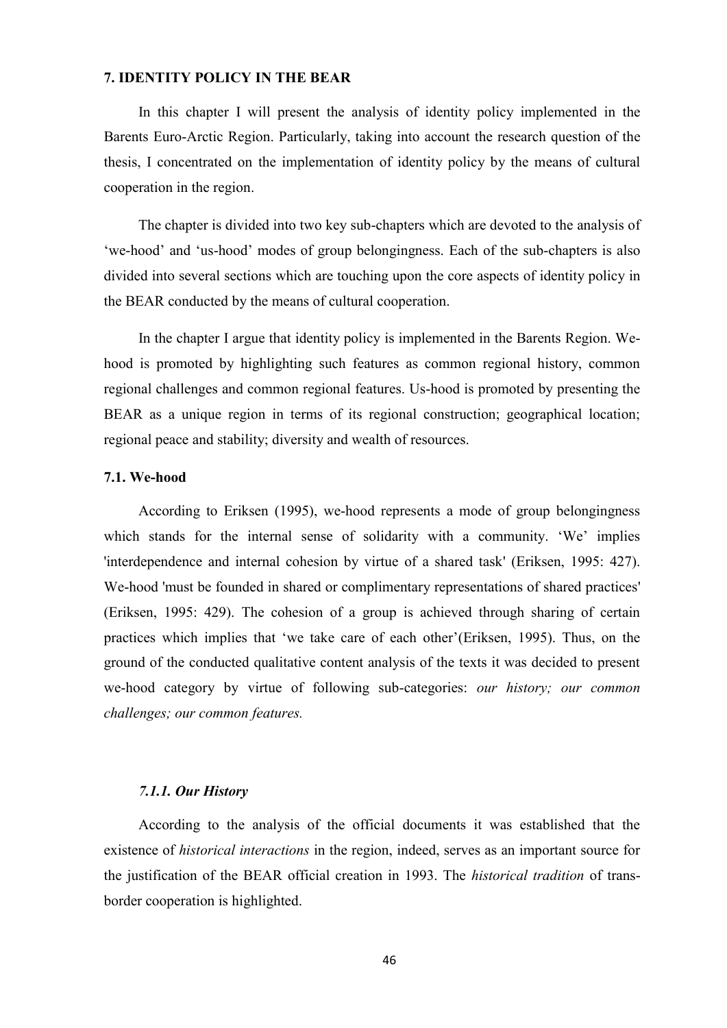# 7. IDENTITY POLICY IN THE BEAR

In this chapter I will present the analysis of identity policy implemented in the Barents Euro-Arctic Region. Particularly, taking into account the research question of the thesis, I concentrated on the implementation of identity policy by the means of cultural cooperation in the region.

The chapter is divided into two key sub-chapters which are devoted to the analysis of 'we-hood' and 'us-hood' modes of group belongingness. Each of the sub-chapters is also divided into several sections which are touching upon the core aspects of identity policy in the BEAR conducted by the means of cultural cooperation.

In the chapter I argue that identity policy is implemented in the Barents Region. We-hood is promoted by highlighting such features as common regional history, common regional challenges and common regional features. Us-hood is promoted by presenting the BEAR as a unique region in terms of its regional construction; geographical location; regional peace and stability; diversity and wealth of resources.

## 7.1. We-hood

According to Eriksen (1995), we-hood represents a mode of group belongingness which stands for the internal sense of solidarity with a community. 'We' implies 'interdependence and internal cohesion by virtue of a shared task' (Eriksen, 1995: 427). We-hood 'must be founded in shared or complimentary representations of shared practices' (Eriksen, 1995: 429). The cohesion of a group is achieved through sharing of certain practices which implies that 'we take care of each other'(Eriksen, 1995). Thus, on the ground of the conducted qualitative content analysis of the texts it was decided to present we-hood category by virtue of following sub-categories: *our history; our common challenges; our common features.*

### *7.1.1. Our History*

According to the analysis of the official documents it was established that the existence of *historical interactions* in the region, indeed, serves as an important source for the justification of the BEAR official creation in 1993. The *historical tradition* of trans-border cooperation is highlighted.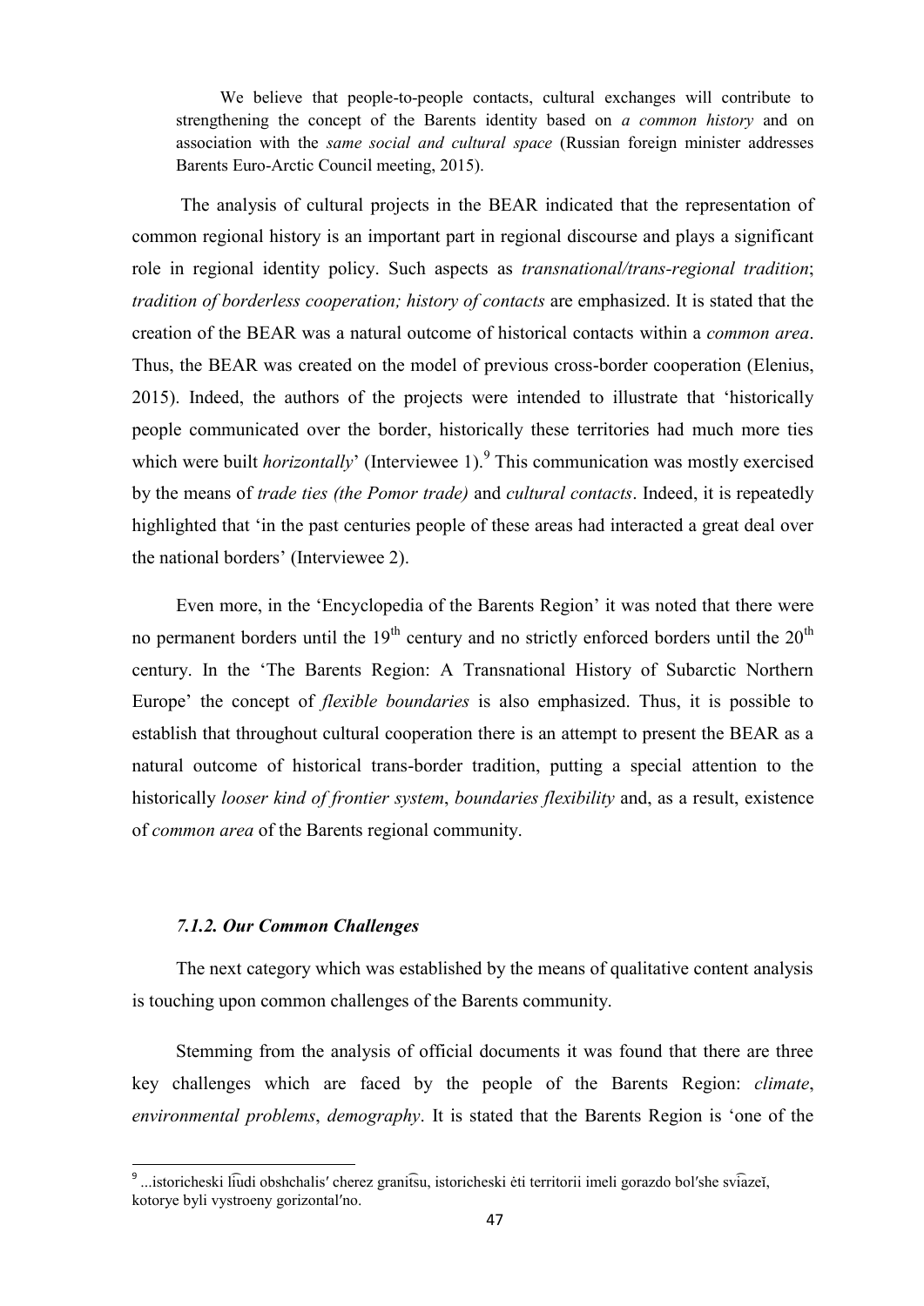> We believe that people-to-people contacts, cultural exchanges will contribute to strengthening the concept of the Barents identity based on *a common history* and on association with the *same social and cultural space* (Russian foreign minister addresses Barents Euro-Arctic Council meeting, 2015).

The analysis of cultural projects in the BEAR indicated that the representation of common regional history is an important part in regional discourse and plays a significant role in regional identity policy. Such aspects as *transnational/trans-regional tradition*; *tradition of borderless cooperation; history of contacts* are emphasized. It is stated that the creation of the BEAR was a natural outcome of historical contacts within a *common area*. Thus, the BEAR was created on the model of previous cross-border cooperation (Elenius, 2015). Indeed, the authors of the projects were intended to illustrate that 'historically people communicated over the border, historically these territories had much more ties which were built *horizontally*' (Interviewee 1).[9] This communication was mostly exercised by the means of *trade ties (the Pomor trade)* and *cultural contacts*. Indeed, it is repeatedly highlighted that 'in the past centuries people of these areas had interacted a great deal over the national borders' (Interviewee 2).

Even more, in the 'Encyclopedia of the Barents Region' it was noted that there were no permanent borders until the 19th century and no strictly enforced borders until the 20th century. In the 'The Barents Region: A Transnational History of Subarctic Northern Europe' the concept of *flexible boundaries* is also emphasized. Thus, it is possible to establish that throughout cultural cooperation there is an attempt to present the BEAR as a natural outcome of historical trans-border tradition, putting a special attention to the historically *looser kind of frontier system*, *boundaries flexibility* and, as a result, existence of *common area* of the Barents regional community.

#### *7.1.2. Our Common Challenges*

The next category which was established by the means of qualitative content analysis is touching upon common challenges of the Barents community.

Stemming from the analysis of official documents it was found that there are three key challenges which are faced by the people of the Barents Region: *climate*, *environmental problems*, *demography*. It is stated that the Barents Region is 'one of the

---

[9] ...istoricheski li͡udi obshchalis′ cherez granit͡su, istoricheski ėti territorii imeli gorazdo bol′she svi͡azeĭ, kotorye byli vystroeny gorizontal′no.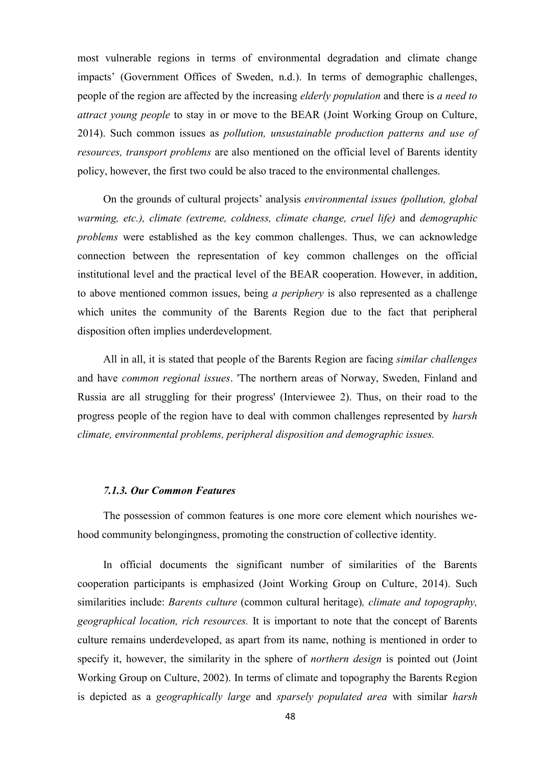most vulnerable regions in terms of environmental degradation and climate change impacts' (Government Offices of Sweden, n.d.). In terms of demographic challenges, people of the region are affected by the increasing *elderly population* and there is *a need to attract young people* to stay in or move to the BEAR (Joint Working Group on Culture, 2014). Such common issues as *pollution, unsustainable production patterns and use of resources, transport problems* are also mentioned on the official level of Barents identity policy, however, the first two could be also traced to the environmental challenges.

On the grounds of cultural projects' analysis *environmental issues (pollution, global warming, etc.), climate (extreme, coldness, climate change, cruel life)* and *demographic problems* were established as the key common challenges. Thus, we can acknowledge connection between the representation of key common challenges on the official institutional level and the practical level of the BEAR cooperation. However, in addition, to above mentioned common issues, being *a periphery* is also represented as a challenge which unites the community of the Barents Region due to the fact that peripheral disposition often implies underdevelopment.

All in all, it is stated that people of the Barents Region are facing *similar challenges* and have *common regional issues*. 'The northern areas of Norway, Sweden, Finland and Russia are all struggling for their progress' (Interviewee 2). Thus, on their road to the progress people of the region have to deal with common challenges represented by *harsh climate, environmental problems, peripheral disposition and demographic issues.*

#### *7.1.3. Our Common Features*

The possession of common features is one more core element which nourishes we-hood community belongingness, promoting the construction of collective identity.

In official documents the significant number of similarities of the Barents cooperation participants is emphasized (Joint Working Group on Culture, 2014). Such similarities include: *Barents culture* (common cultural heritage)*, climate and topography, geographical location, rich resources.* It is important to note that the concept of Barents culture remains underdeveloped, as apart from its name, nothing is mentioned in order to specify it, however, the similarity in the sphere of *northern design* is pointed out (Joint Working Group on Culture, 2002). In terms of climate and topography the Barents Region is depicted as a *geographically large* and *sparsely populated area* with similar *harsh*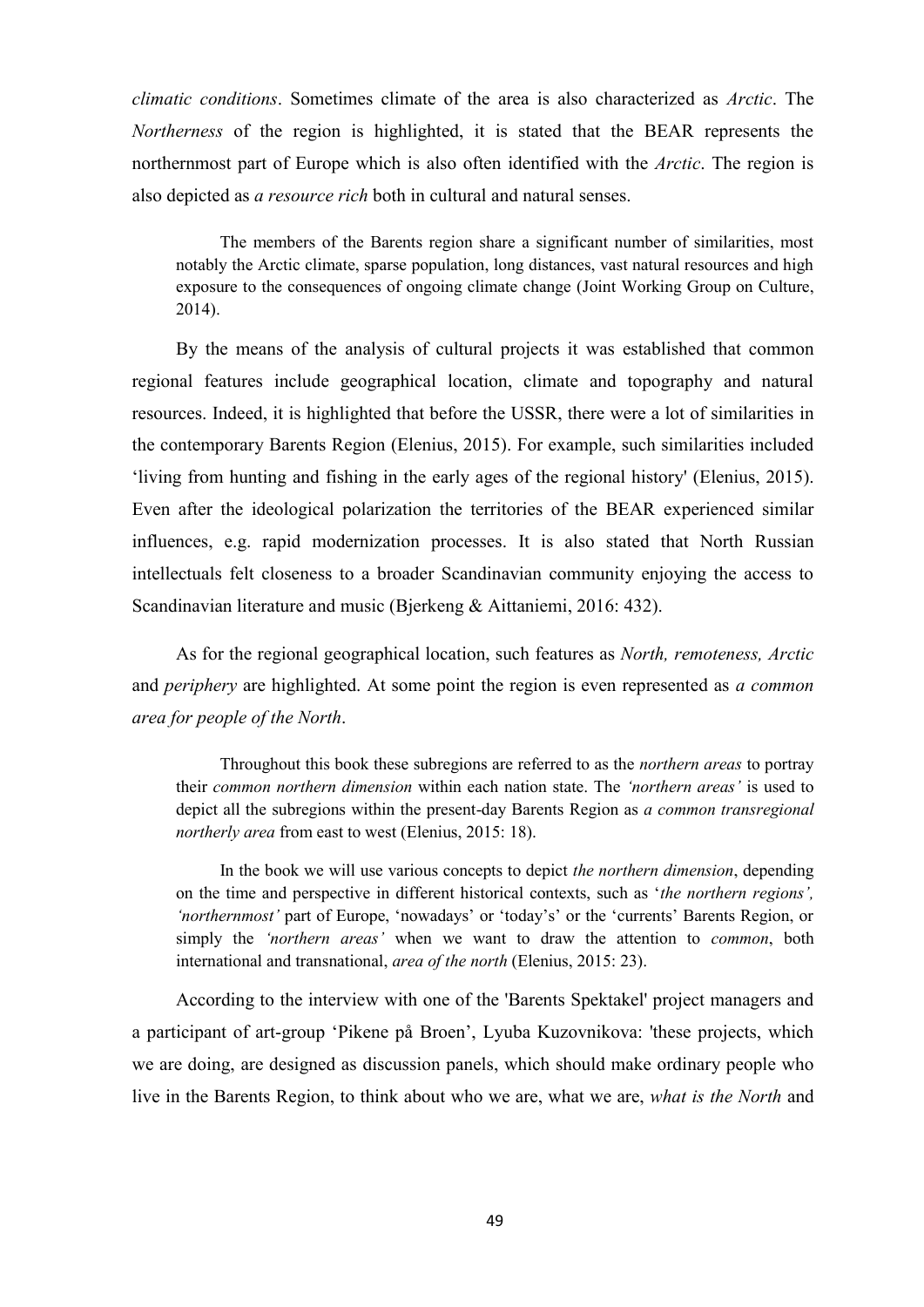*climatic conditions*. Sometimes climate of the area is also characterized as *Arctic*. The *Northerness* of the region is highlighted, it is stated that the BEAR represents the northernmost part of Europe which is also often identified with the *Arctic*. The region is also depicted as *a resource rich* both in cultural and natural senses.

> The members of the Barents region share a significant number of similarities, most notably the Arctic climate, sparse population, long distances, vast natural resources and high exposure to the consequences of ongoing climate change (Joint Working Group on Culture, 2014).

By the means of the analysis of cultural projects it was established that common regional features include geographical location, climate and topography and natural resources. Indeed, it is highlighted that before the USSR, there were a lot of similarities in the contemporary Barents Region (Elenius, 2015). For example, such similarities included 'living from hunting and fishing in the early ages of the regional history' (Elenius, 2015). Even after the ideological polarization the territories of the BEAR experienced similar influences, e.g. rapid modernization processes. It is also stated that North Russian intellectuals felt closeness to a broader Scandinavian community enjoying the access to Scandinavian literature and music (Bjerkeng & Aittaniemi, 2016: 432).

As for the regional geographical location, such features as *North, remoteness, Arctic* and *periphery* are highlighted. At some point the region is even represented as *a common area for people of the North*.

> Throughout this book these subregions are referred to as the *northern areas* to portray their *common northern dimension* within each nation state. The *'northern areas'* is used to depict all the subregions within the present-day Barents Region as *a common transregional northerly area* from east to west (Elenius, 2015: 18).

> In the book we will use various concepts to depict *the northern dimension*, depending on the time and perspective in different historical contexts, such as '*the northern regions', 'northernmost'* part of Europe, 'nowadays' or 'today's' or the 'currents' Barents Region, or simply the *'northern areas'* when we want to draw the attention to *common*, both international and transnational, *area of the north* (Elenius, 2015: 23).

According to the interview with one of the 'Barents Spektakel' project managers and a participant of art-group 'Pikene på Broen', Lyuba Kuzovnikova: 'these projects, which we are doing, are designed as discussion panels, which should make ordinary people who live in the Barents Region, to think about who we are, what we are, *what is the North* and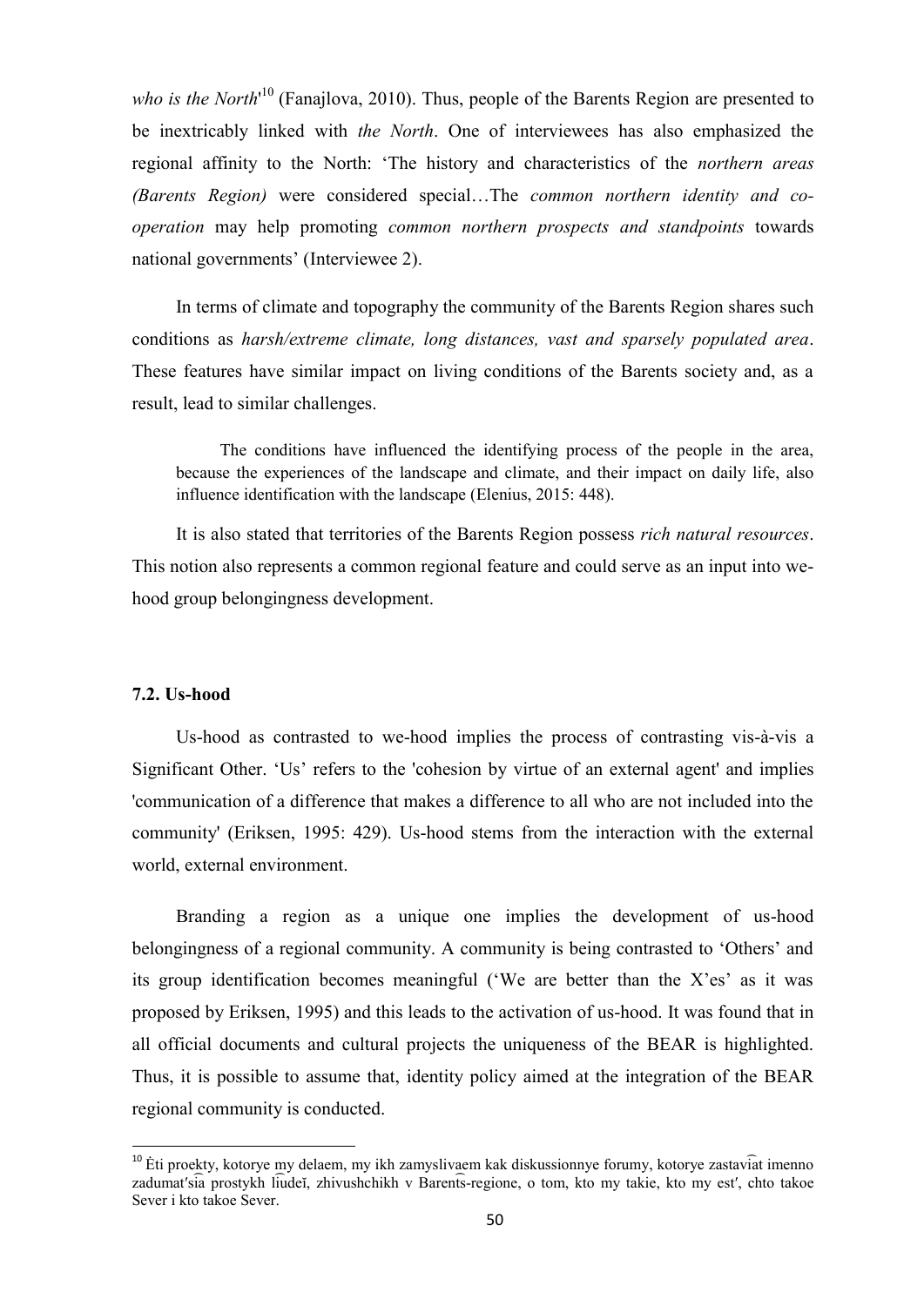*who is the North*'[10] (Fanajlova, 2010). Thus, people of the Barents Region are presented to be inextricably linked with *the North*. One of interviewees has also emphasized the regional affinity to the North: 'The history and characteristics of the *northern areas (Barents Region)* were considered special…The *common northern identity and co-operation* may help promoting *common northern prospects and standpoints* towards national governments' (Interviewee 2).

In terms of climate and topography the community of the Barents Region shares such conditions as *harsh/extreme climate, long distances, vast and sparsely populated area*. These features have similar impact on living conditions of the Barents society and, as a result, lead to similar challenges.

> The conditions have influenced the identifying process of the people in the area, because the experiences of the landscape and climate, and their impact on daily life, also influence identification with the landscape (Elenius, 2015: 448).

It is also stated that territories of the Barents Region possess *rich natural resources*. This notion also represents a common regional feature and could serve as an input into we-hood group belongingness development.

### 7.2. Us-hood

Us-hood as contrasted to we-hood implies the process of contrasting vis-à-vis a Significant Other. 'Us' refers to the 'cohesion by virtue of an external agent' and implies 'communication of a difference that makes a difference to all who are not included into the community' (Eriksen, 1995: 429). Us-hood stems from the interaction with the external world, external environment.

Branding a region as a unique one implies the development of us-hood belongingness of a regional community. A community is being contrasted to 'Others' and its group identification becomes meaningful ('We are better than the X'es' as it was proposed by Eriksen, 1995) and this leads to the activation of us-hood. It was found that in all official documents and cultural projects the uniqueness of the BEAR is highlighted. Thus, it is possible to assume that, identity policy aimed at the integration of the BEAR regional community is conducted.

---

[10] Ėti proekty, kotorye my delaem, my ikh zamyslivaem kak diskussionnye forumy, kotorye zastavi͡at imenno zadumat′si͡a prostykh li͡udeĭ, zhivushchikh v Barent͡s-regione, o tom, kto my takie, kto my est′, chto takoe Sever i kto takoe Sever.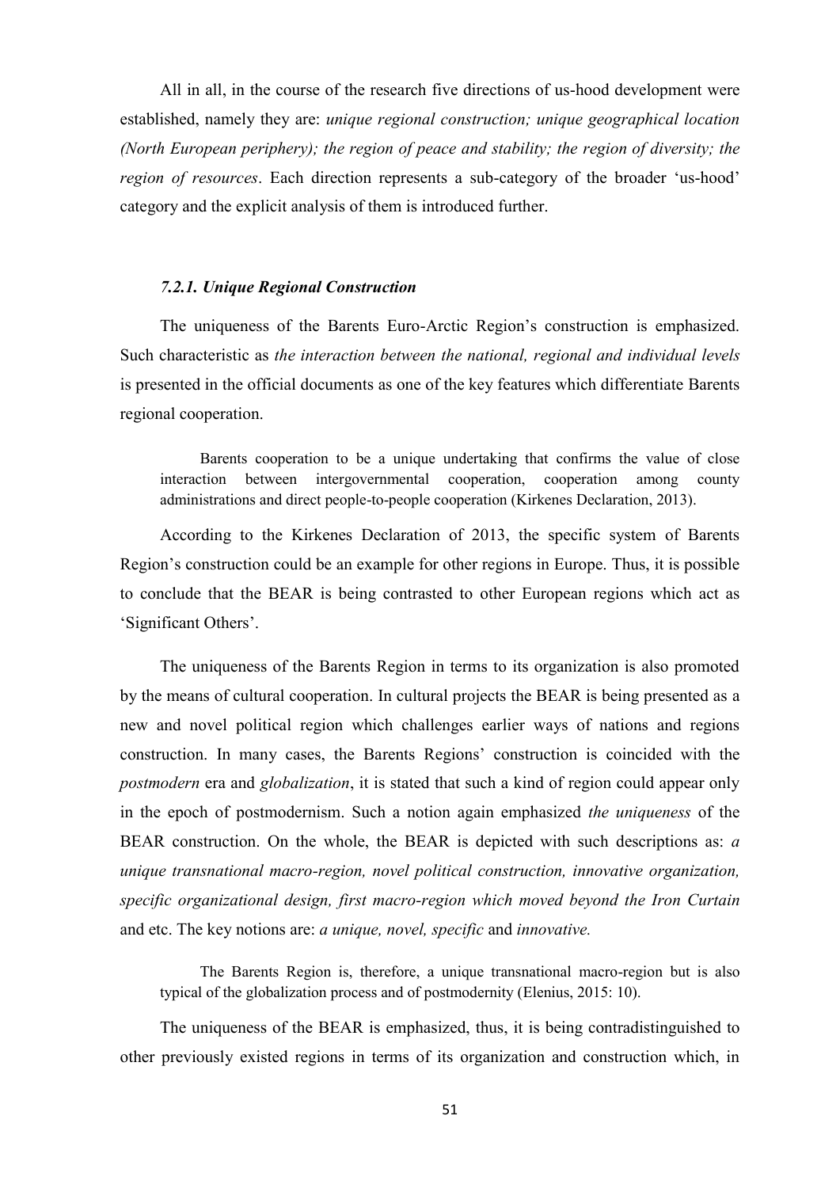All in all, in the course of the research five directions of us-hood development were established, namely they are: *unique regional construction; unique geographical location (North European periphery); the region of peace and stability; the region of diversity; the region of resources*. Each direction represents a sub-category of the broader 'us-hood' category and the explicit analysis of them is introduced further.

### *7.2.1. Unique Regional Construction*

The uniqueness of the Barents Euro-Arctic Region's construction is emphasized. Such characteristic as *the interaction between the national, regional and individual levels* is presented in the official documents as one of the key features which differentiate Barents regional cooperation.

> Barents cooperation to be a unique undertaking that confirms the value of close interaction between intergovernmental cooperation, cooperation among county administrations and direct people-to-people cooperation (Kirkenes Declaration, 2013).

According to the Kirkenes Declaration of 2013, the specific system of Barents Region's construction could be an example for other regions in Europe. Thus, it is possible to conclude that the BEAR is being contrasted to other European regions which act as 'Significant Others'.

The uniqueness of the Barents Region in terms to its organization is also promoted by the means of cultural cooperation. In cultural projects the BEAR is being presented as a new and novel political region which challenges earlier ways of nations and regions construction. In many cases, the Barents Regions' construction is coincided with the *postmodern* era and *globalization*, it is stated that such a kind of region could appear only in the epoch of postmodernism. Such a notion again emphasized *the uniqueness* of the BEAR construction. On the whole, the BEAR is depicted with such descriptions as: *a unique transnational macro-region, novel political construction, innovative organization, specific organizational design, first macro-region which moved beyond the Iron Curtain* and etc. The key notions are: *a unique, novel, specific* and *innovative.*

> The Barents Region is, therefore, a unique transnational macro-region but is also typical of the globalization process and of postmodernity (Elenius, 2015: 10).

The uniqueness of the BEAR is emphasized, thus, it is being contradistinguished to other previously existed regions in terms of its organization and construction which, in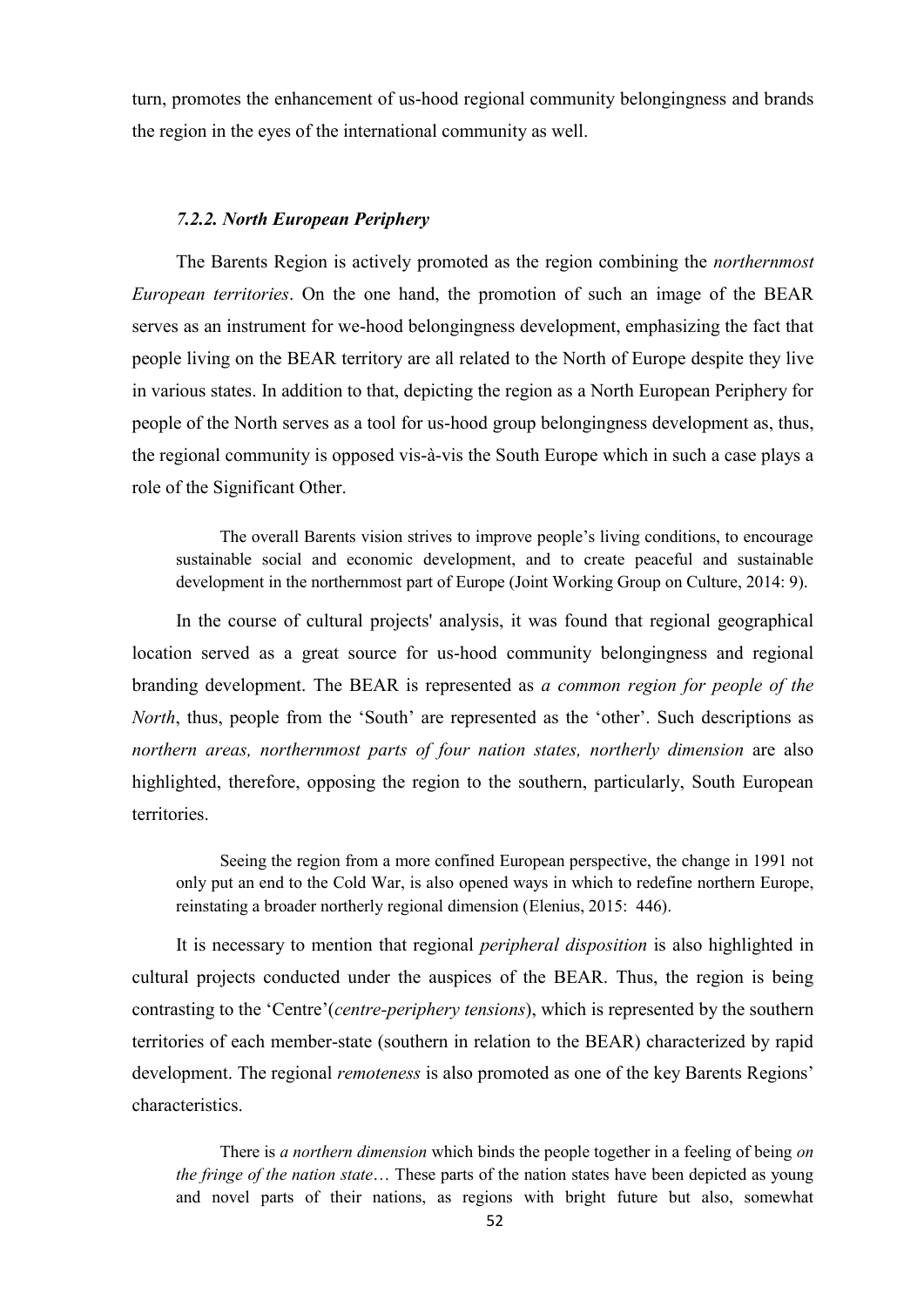turn, promotes the enhancement of us-hood regional community belongingness and brands the region in the eyes of the international community as well.

### *7.2.2. North European Periphery*

The Barents Region is actively promoted as the region combining the *northernmost European territories*. On the one hand, the promotion of such an image of the BEAR serves as an instrument for we-hood belongingness development, emphasizing the fact that people living on the BEAR territory are all related to the North of Europe despite they live in various states. In addition to that, depicting the region as a North European Periphery for people of the North serves as a tool for us-hood group belongingness development as, thus, the regional community is opposed vis-à-vis the South Europe which in such a case plays a role of the Significant Other.

> The overall Barents vision strives to improve people's living conditions, to encourage sustainable social and economic development, and to create peaceful and sustainable development in the northernmost part of Europe (Joint Working Group on Culture, 2014: 9).

In the course of cultural projects' analysis, it was found that regional geographical location served as a great source for us-hood community belongingness and regional branding development. The BEAR is represented as *a common region for people of the North*, thus, people from the 'South' are represented as the 'other'. Such descriptions as *northern areas, northernmost parts of four nation states, northerly dimension* are also highlighted, therefore, opposing the region to the southern, particularly, South European territories.

> Seeing the region from a more confined European perspective, the change in 1991 not only put an end to the Cold War, is also opened ways in which to redefine northern Europe, reinstating a broader northerly regional dimension (Elenius, 2015: 446).

It is necessary to mention that regional *peripheral disposition* is also highlighted in cultural projects conducted under the auspices of the BEAR. Thus, the region is being contrasting to the 'Centre'(*centre-periphery tensions*), which is represented by the southern territories of each member-state (southern in relation to the BEAR) characterized by rapid development. The regional *remoteness* is also promoted as one of the key Barents Regions' characteristics.

> There is *a northern dimension* which binds the people together in a feeling of being *on the fringe of the nation state*… These parts of the nation states have been depicted as young and novel parts of their nations, as regions with bright future but also, somewhat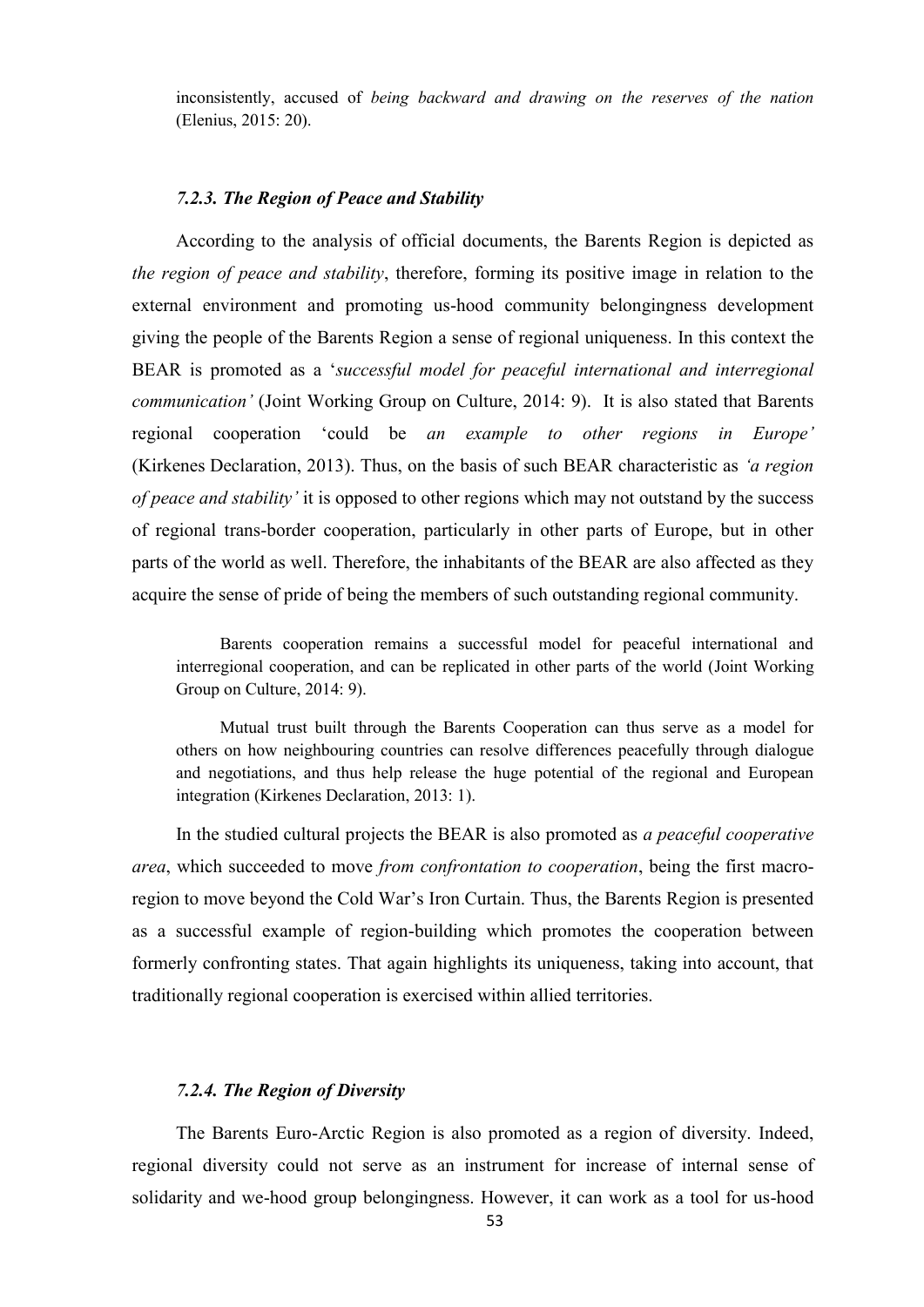inconsistently, accused of *being backward and drawing on the reserves of the nation* (Elenius, 2015: 20).

### *7.2.3. The Region of Peace and Stability*

According to the analysis of official documents, the Barents Region is depicted as *the region of peace and stability*, therefore, forming its positive image in relation to the external environment and promoting us-hood community belongingness development giving the people of the Barents Region a sense of regional uniqueness. In this context the BEAR is promoted as a '*successful model for peaceful international and interregional communication'* (Joint Working Group on Culture, 2014: 9). It is also stated that Barents regional cooperation 'could be *an example to other regions in Europe'* (Kirkenes Declaration, 2013). Thus, on the basis of such BEAR characteristic as *'a region of peace and stability'* it is opposed to other regions which may not outstand by the success of regional trans-border cooperation, particularly in other parts of Europe, but in other parts of the world as well. Therefore, the inhabitants of the BEAR are also affected as they acquire the sense of pride of being the members of such outstanding regional community.

> Barents cooperation remains a successful model for peaceful international and interregional cooperation, and can be replicated in other parts of the world (Joint Working Group on Culture, 2014: 9).

> Mutual trust built through the Barents Cooperation can thus serve as a model for others on how neighbouring countries can resolve differences peacefully through dialogue and negotiations, and thus help release the huge potential of the regional and European integration (Kirkenes Declaration, 2013: 1).

In the studied cultural projects the BEAR is also promoted as *a peaceful cooperative area*, which succeeded to move *from confrontation to cooperation*, being the first macro-region to move beyond the Cold War's Iron Curtain. Thus, the Barents Region is presented as a successful example of region-building which promotes the cooperation between formerly confronting states. That again highlights its uniqueness, taking into account, that traditionally regional cooperation is exercised within allied territories.

### *7.2.4. The Region of Diversity*

The Barents Euro-Arctic Region is also promoted as a region of diversity. Indeed, regional diversity could not serve as an instrument for increase of internal sense of solidarity and we-hood group belongingness. However, it can work as a tool for us-hood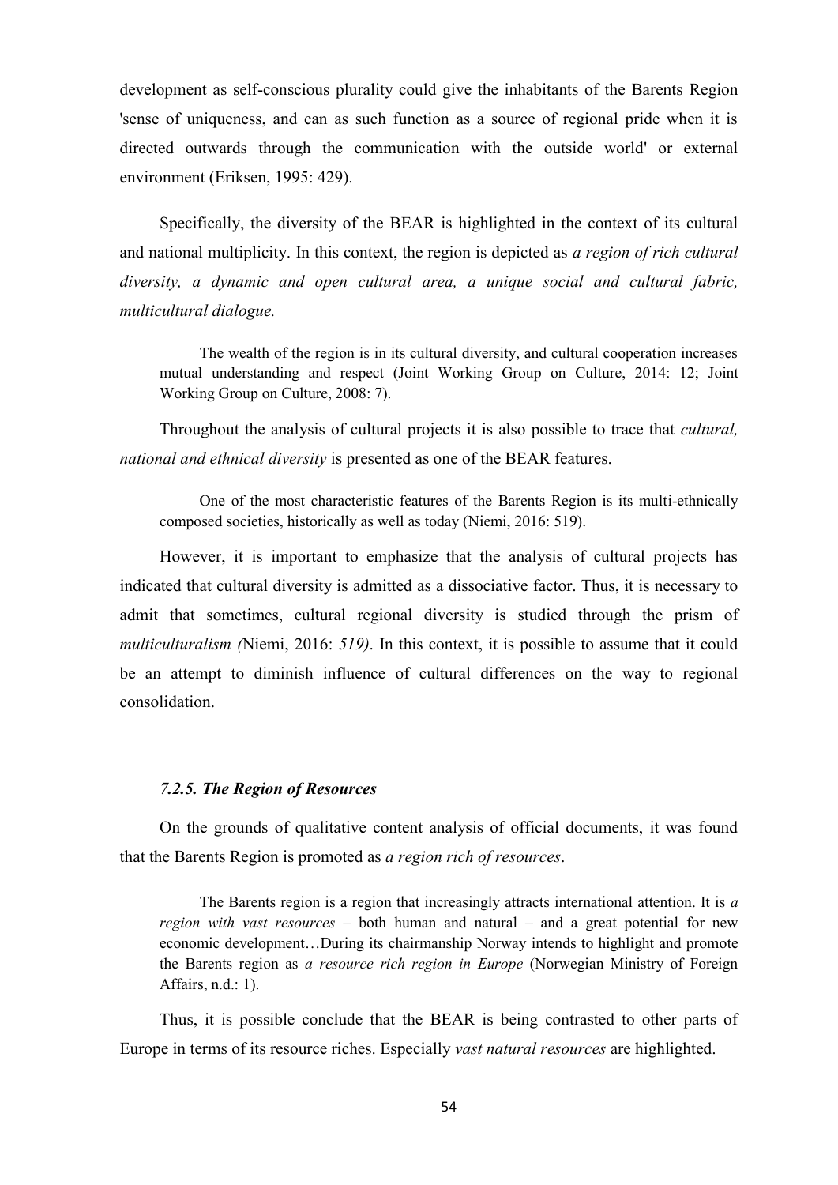development as self-conscious plurality could give the inhabitants of the Barents Region 'sense of uniqueness, and can as such function as a source of regional pride when it is directed outwards through the communication with the outside world' or external environment (Eriksen, 1995: 429).

Specifically, the diversity of the BEAR is highlighted in the context of its cultural and national multiplicity. In this context, the region is depicted as *a region of rich cultural diversity, a dynamic and open cultural area, a unique social and cultural fabric, multicultural dialogue.*

> The wealth of the region is in its cultural diversity, and cultural cooperation increases mutual understanding and respect (Joint Working Group on Culture, 2014: 12; Joint Working Group on Culture, 2008: 7).

Throughout the analysis of cultural projects it is also possible to trace that *cultural, national and ethnical diversity* is presented as one of the BEAR features.

> One of the most characteristic features of the Barents Region is its multi-ethnically composed societies, historically as well as today (Niemi, 2016: 519).

However, it is important to emphasize that the analysis of cultural projects has indicated that cultural diversity is admitted as a dissociative factor. Thus, it is necessary to admit that sometimes, cultural regional diversity is studied through the prism of *multiculturalism (*Niemi, 2016: *519)*. In this context, it is possible to assume that it could be an attempt to diminish influence of cultural differences on the way to regional consolidation.

### *7.2.5. The Region of Resources*

On the grounds of qualitative content analysis of official documents, it was found that the Barents Region is promoted as *a region rich of resources*.

> The Barents region is a region that increasingly attracts international attention. It is *a region with vast resources* – both human and natural – and a great potential for new economic development…During its chairmanship Norway intends to highlight and promote the Barents region as *a resource rich region in Europe* (Norwegian Ministry of Foreign Affairs, n.d.: 1).

Thus, it is possible conclude that the BEAR is being contrasted to other parts of Europe in terms of its resource riches. Especially *vast natural resources* are highlighted.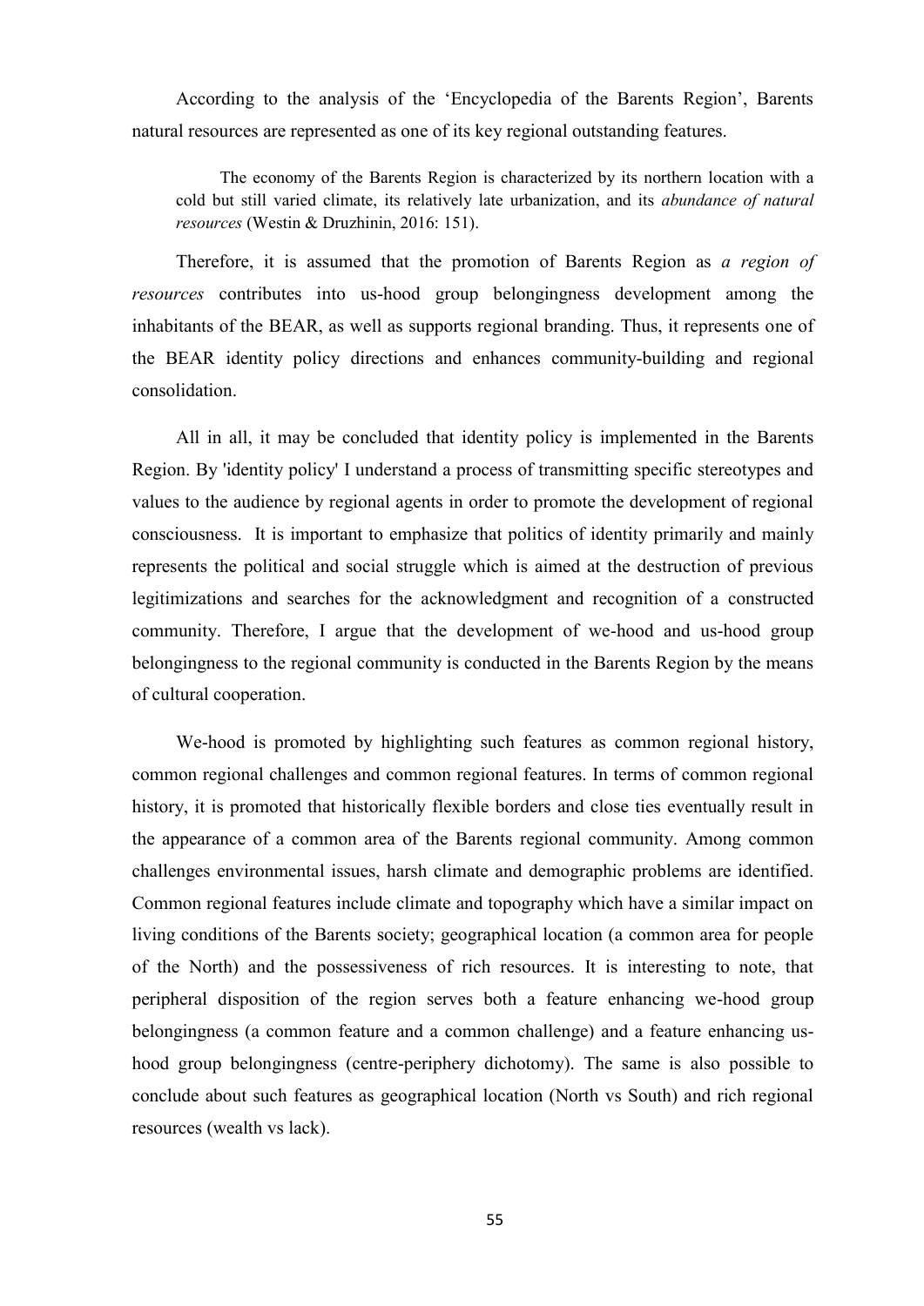According to the analysis of the 'Encyclopedia of the Barents Region', Barents natural resources are represented as one of its key regional outstanding features.

> The economy of the Barents Region is characterized by its northern location with a cold but still varied climate, its relatively late urbanization, and its *abundance of natural resources* (Westin & Druzhinin, 2016: 151).

Therefore, it is assumed that the promotion of Barents Region as *a region of resources* contributes into us-hood group belongingness development among the inhabitants of the BEAR, as well as supports regional branding. Thus, it represents one of the BEAR identity policy directions and enhances community-building and regional consolidation.

All in all, it may be concluded that identity policy is implemented in the Barents Region. By 'identity policy' I understand a process of transmitting specific stereotypes and values to the audience by regional agents in order to promote the development of regional consciousness. It is important to emphasize that politics of identity primarily and mainly represents the political and social struggle which is aimed at the destruction of previous legitimizations and searches for the acknowledgment and recognition of a constructed community. Therefore, I argue that the development of we-hood and us-hood group belongingness to the regional community is conducted in the Barents Region by the means of cultural cooperation.

We-hood is promoted by highlighting such features as common regional history, common regional challenges and common regional features. In terms of common regional history, it is promoted that historically flexible borders and close ties eventually result in the appearance of a common area of the Barents regional community. Among common challenges environmental issues, harsh climate and demographic problems are identified. Common regional features include climate and topography which have a similar impact on living conditions of the Barents society; geographical location (a common area for people of the North) and the possessiveness of rich resources. It is interesting to note, that peripheral disposition of the region serves both a feature enhancing we-hood group belongingness (a common feature and a common challenge) and a feature enhancing us-hood group belongingness (centre-periphery dichotomy). The same is also possible to conclude about such features as geographical location (North vs South) and rich regional resources (wealth vs lack).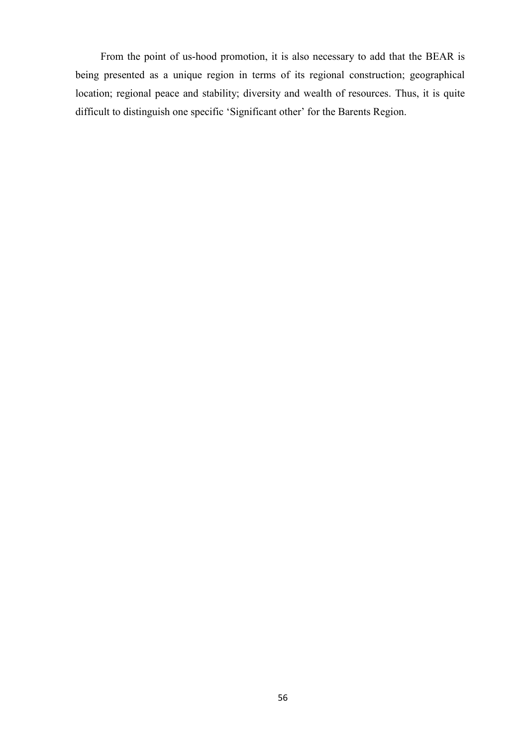From the point of us-hood promotion, it is also necessary to add that the BEAR is being presented as a unique region in terms of its regional construction; geographical location; regional peace and stability; diversity and wealth of resources. Thus, it is quite difficult to distinguish one specific ‘Significant other’ for the Barents Region.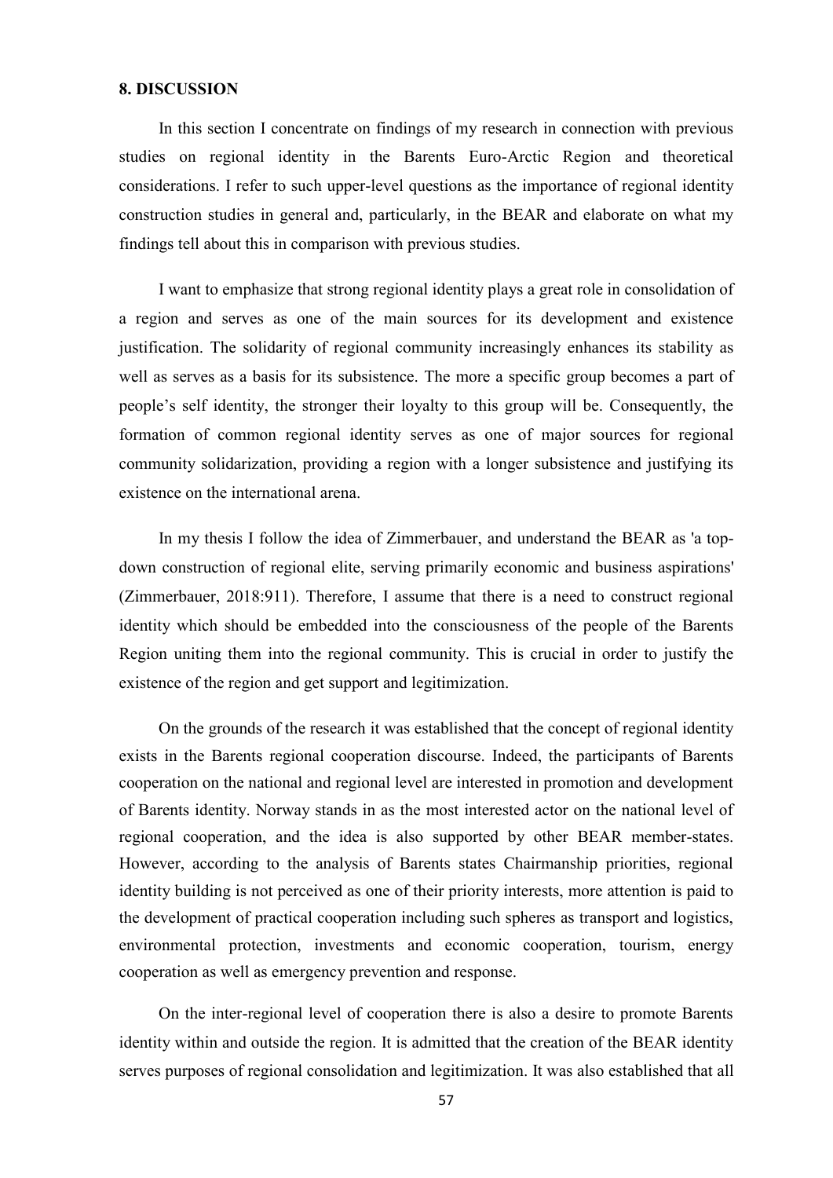## 8. DISCUSSION

In this section I concentrate on findings of my research in connection with previous studies on regional identity in the Barents Euro-Arctic Region and theoretical considerations. I refer to such upper-level questions as the importance of regional identity construction studies in general and, particularly, in the BEAR and elaborate on what my findings tell about this in comparison with previous studies.

I want to emphasize that strong regional identity plays a great role in consolidation of a region and serves as one of the main sources for its development and existence justification. The solidarity of regional community increasingly enhances its stability as well as serves as a basis for its subsistence. The more a specific group becomes a part of people's self identity, the stronger their loyalty to this group will be. Consequently, the formation of common regional identity serves as one of major sources for regional community solidarization, providing a region with a longer subsistence and justifying its existence on the international arena.

In my thesis I follow the idea of Zimmerbauer, and understand the BEAR as 'a top-down construction of regional elite, serving primarily economic and business aspirations' (Zimmerbauer, 2018:911). Therefore, I assume that there is a need to construct regional identity which should be embedded into the consciousness of the people of the Barents Region uniting them into the regional community. This is crucial in order to justify the existence of the region and get support and legitimization.

On the grounds of the research it was established that the concept of regional identity exists in the Barents regional cooperation discourse. Indeed, the participants of Barents cooperation on the national and regional level are interested in promotion and development of Barents identity. Norway stands in as the most interested actor on the national level of regional cooperation, and the idea is also supported by other BEAR member-states. However, according to the analysis of Barents states Chairmanship priorities, regional identity building is not perceived as one of their priority interests, more attention is paid to the development of practical cooperation including such spheres as transport and logistics, environmental protection, investments and economic cooperation, tourism, energy cooperation as well as emergency prevention and response.

On the inter-regional level of cooperation there is also a desire to promote Barents identity within and outside the region. It is admitted that the creation of the BEAR identity serves purposes of regional consolidation and legitimization. It was also established that all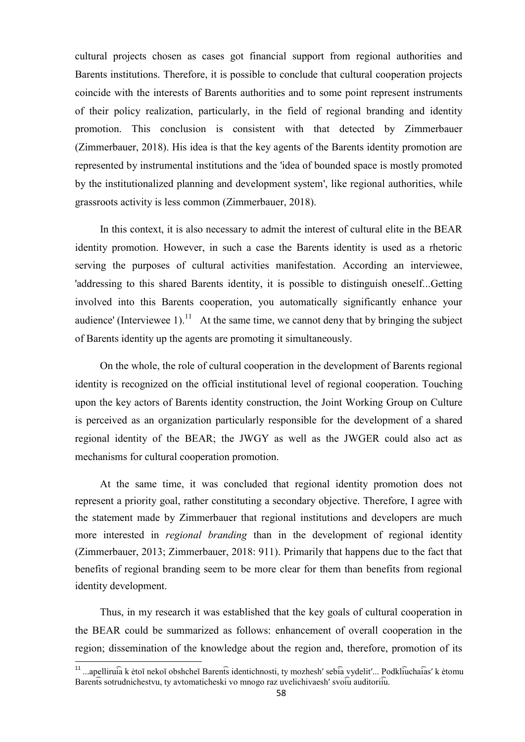cultural projects chosen as cases got financial support from regional authorities and Barents institutions. Therefore, it is possible to conclude that cultural cooperation projects coincide with the interests of Barents authorities and to some point represent instruments of their policy realization, particularly, in the field of regional branding and identity promotion. This conclusion is consistent with that detected by Zimmerbauer (Zimmerbauer, 2018). His idea is that the key agents of the Barents identity promotion are represented by instrumental institutions and the 'idea of bounded space is mostly promoted by the institutionalized planning and development system', like regional authorities, while grassroots activity is less common (Zimmerbauer, 2018).

In this context, it is also necessary to admit the interest of cultural elite in the BEAR identity promotion. However, in such a case the Barents identity is used as a rhetoric serving the purposes of cultural activities manifestation. According an interviewee, 'addressing to this shared Barents identity, it is possible to distinguish oneself...Getting involved into this Barents cooperation, you automatically significantly enhance your audience' (Interviewee 1).[11] At the same time, we cannot deny that by bringing the subject of Barents identity up the agents are promoting it simultaneously.

On the whole, the role of cultural cooperation in the development of Barents regional identity is recognized on the official institutional level of regional cooperation. Touching upon the key actors of Barents identity construction, the Joint Working Group on Culture is perceived as an organization particularly responsible for the development of a shared regional identity of the BEAR; the JWGY as well as the JWGER could also act as mechanisms for cultural cooperation promotion.

At the same time, it was concluded that regional identity promotion does not represent a priority goal, rather constituting a secondary objective. Therefore, I agree with the statement made by Zimmerbauer that regional institutions and developers are much more interested in *regional branding* than in the development of regional identity (Zimmerbauer, 2013; Zimmerbauer, 2018: 911). Primarily that happens due to the fact that benefits of regional branding seem to be more clear for them than benefits from regional identity development.

Thus, in my research it was established that the key goals of cultural cooperation in the BEAR could be summarized as follows: enhancement of overall cooperation in the region; dissemination of the knowledge about the region and, therefore, promotion of its

[11] ...apelliru͡ia k ėtoĭ nekoĭ obshcheĭ Barent͡s identichnosti, ty mozhesh′ seb͡ia vydelit′... Podkl͡iuchai͡as′ k ėtomu Barent͡s sotrudnichestvu, ty avtomaticheski vo mnogo raz uvelichivaesh′ svoi͡u auditorii͡u.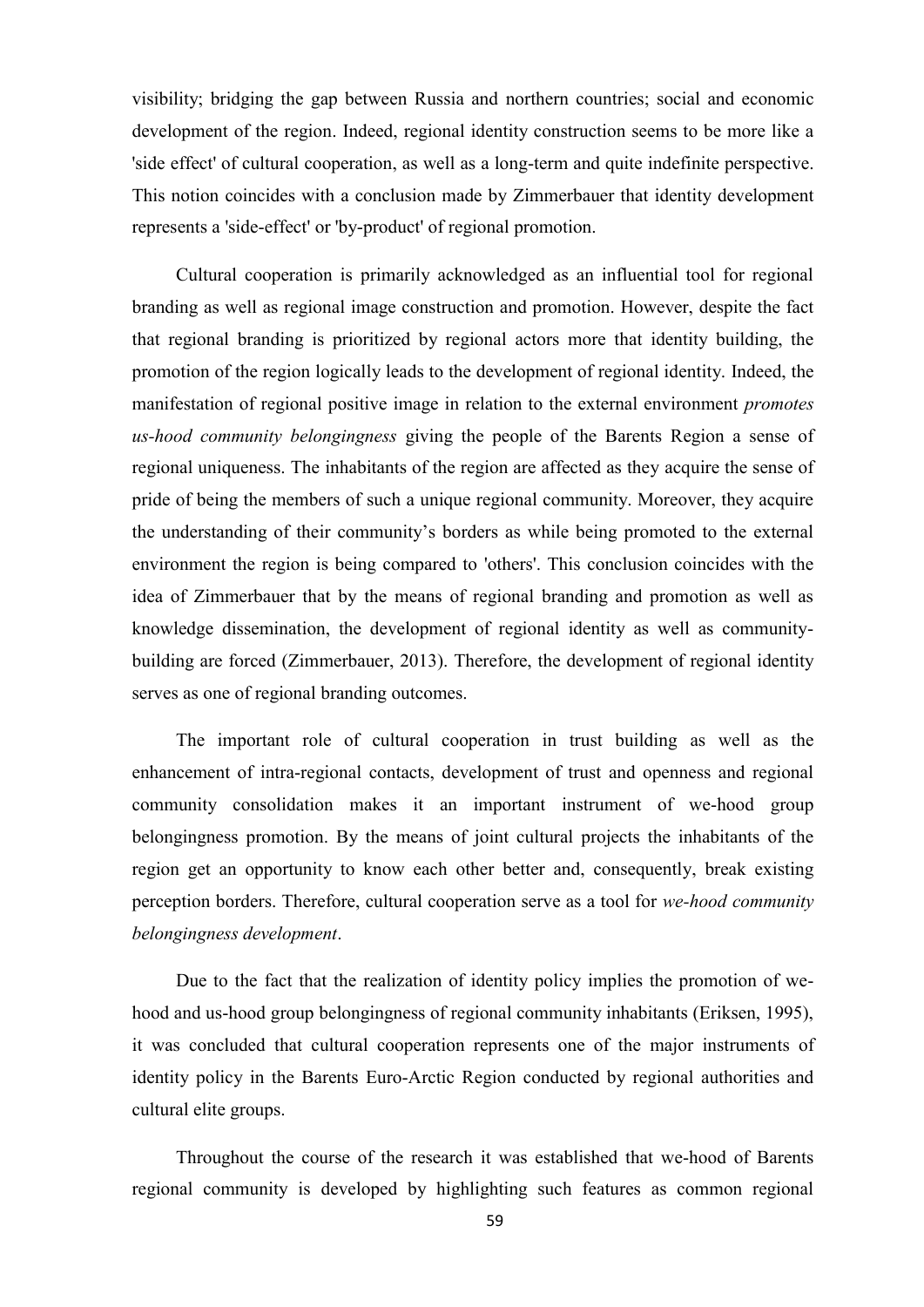visibility; bridging the gap between Russia and northern countries; social and economic development of the region. Indeed, regional identity construction seems to be more like a 'side effect' of cultural cooperation, as well as a long-term and quite indefinite perspective. This notion coincides with a conclusion made by Zimmerbauer that identity development represents a 'side-effect' or 'by-product' of regional promotion.

Cultural cooperation is primarily acknowledged as an influential tool for regional branding as well as regional image construction and promotion. However, despite the fact that regional branding is prioritized by regional actors more that identity building, the promotion of the region logically leads to the development of regional identity. Indeed, the manifestation of regional positive image in relation to the external environment *promotes us-hood community belongingness* giving the people of the Barents Region a sense of regional uniqueness. The inhabitants of the region are affected as they acquire the sense of pride of being the members of such a unique regional community. Moreover, they acquire the understanding of their community's borders as while being promoted to the external environment the region is being compared to 'others'. This conclusion coincides with the idea of Zimmerbauer that by the means of regional branding and promotion as well as knowledge dissemination, the development of regional identity as well as community-building are forced (Zimmerbauer, 2013). Therefore, the development of regional identity serves as one of regional branding outcomes.

The important role of cultural cooperation in trust building as well as the enhancement of intra-regional contacts, development of trust and openness and regional community consolidation makes it an important instrument of we-hood group belongingness promotion. By the means of joint cultural projects the inhabitants of the region get an opportunity to know each other better and, consequently, break existing perception borders. Therefore, cultural cooperation serve as a tool for *we-hood community belongingness development*.

Due to the fact that the realization of identity policy implies the promotion of we-hood and us-hood group belongingness of regional community inhabitants (Eriksen, 1995), it was concluded that cultural cooperation represents one of the major instruments of identity policy in the Barents Euro-Arctic Region conducted by regional authorities and cultural elite groups.

Throughout the course of the research it was established that we-hood of Barents regional community is developed by highlighting such features as common regional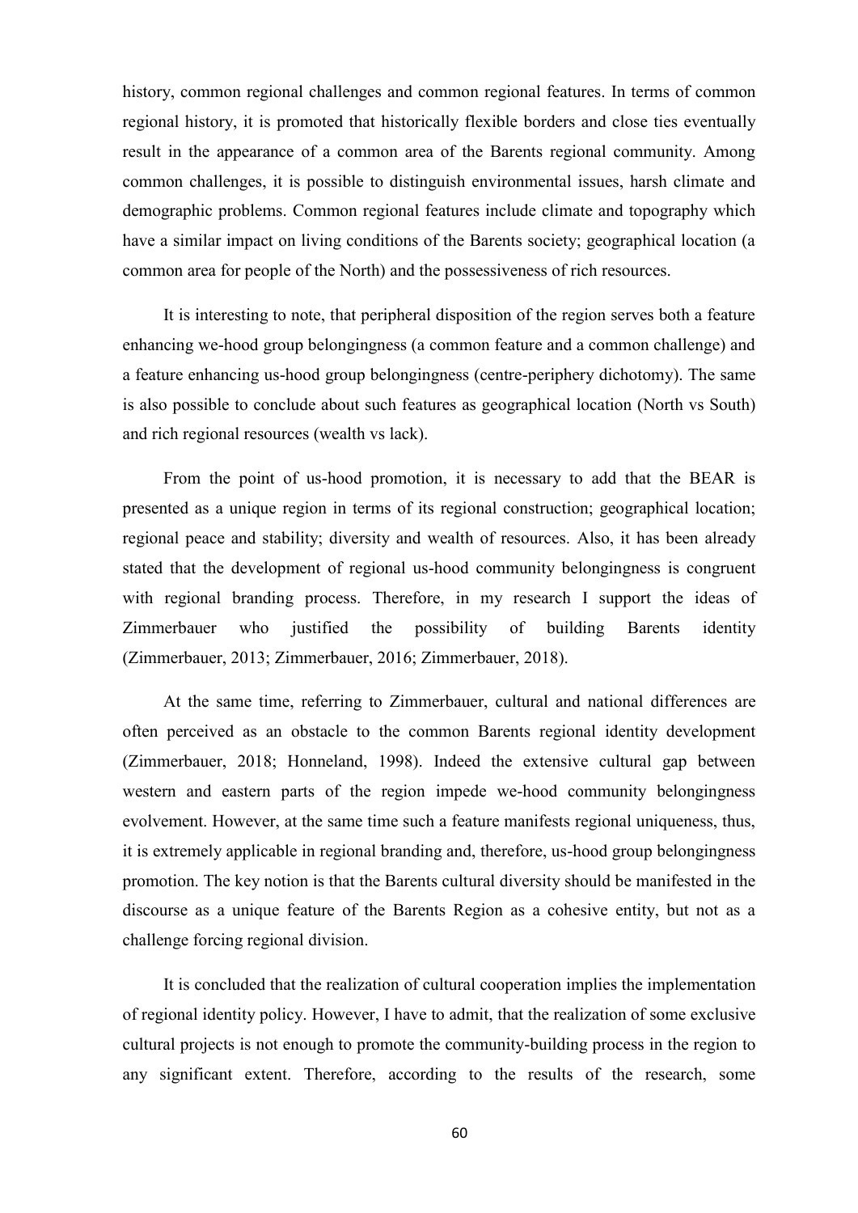history, common regional challenges and common regional features. In terms of common regional history, it is promoted that historically flexible borders and close ties eventually result in the appearance of a common area of the Barents regional community. Among common challenges, it is possible to distinguish environmental issues, harsh climate and demographic problems. Common regional features include climate and topography which have a similar impact on living conditions of the Barents society; geographical location (a common area for people of the North) and the possessiveness of rich resources.

It is interesting to note, that peripheral disposition of the region serves both a feature enhancing we-hood group belongingness (a common feature and a common challenge) and a feature enhancing us-hood group belongingness (centre-periphery dichotomy). The same is also possible to conclude about such features as geographical location (North vs South) and rich regional resources (wealth vs lack).

From the point of us-hood promotion, it is necessary to add that the BEAR is presented as a unique region in terms of its regional construction; geographical location; regional peace and stability; diversity and wealth of resources. Also, it has been already stated that the development of regional us-hood community belongingness is congruent with regional branding process. Therefore, in my research I support the ideas of Zimmerbauer who justified the possibility of building Barents identity (Zimmerbauer, 2013; Zimmerbauer, 2016; Zimmerbauer, 2018).

At the same time, referring to Zimmerbauer, cultural and national differences are often perceived as an obstacle to the common Barents regional identity development (Zimmerbauer, 2018; Honneland, 1998). Indeed the extensive cultural gap between western and eastern parts of the region impede we-hood community belongingness evolvement. However, at the same time such a feature manifests regional uniqueness, thus, it is extremely applicable in regional branding and, therefore, us-hood group belongingness promotion. The key notion is that the Barents cultural diversity should be manifested in the discourse as a unique feature of the Barents Region as a cohesive entity, but not as a challenge forcing regional division.

It is concluded that the realization of cultural cooperation implies the implementation of regional identity policy. However, I have to admit, that the realization of some exclusive cultural projects is not enough to promote the community-building process in the region to any significant extent. Therefore, according to the results of the research, some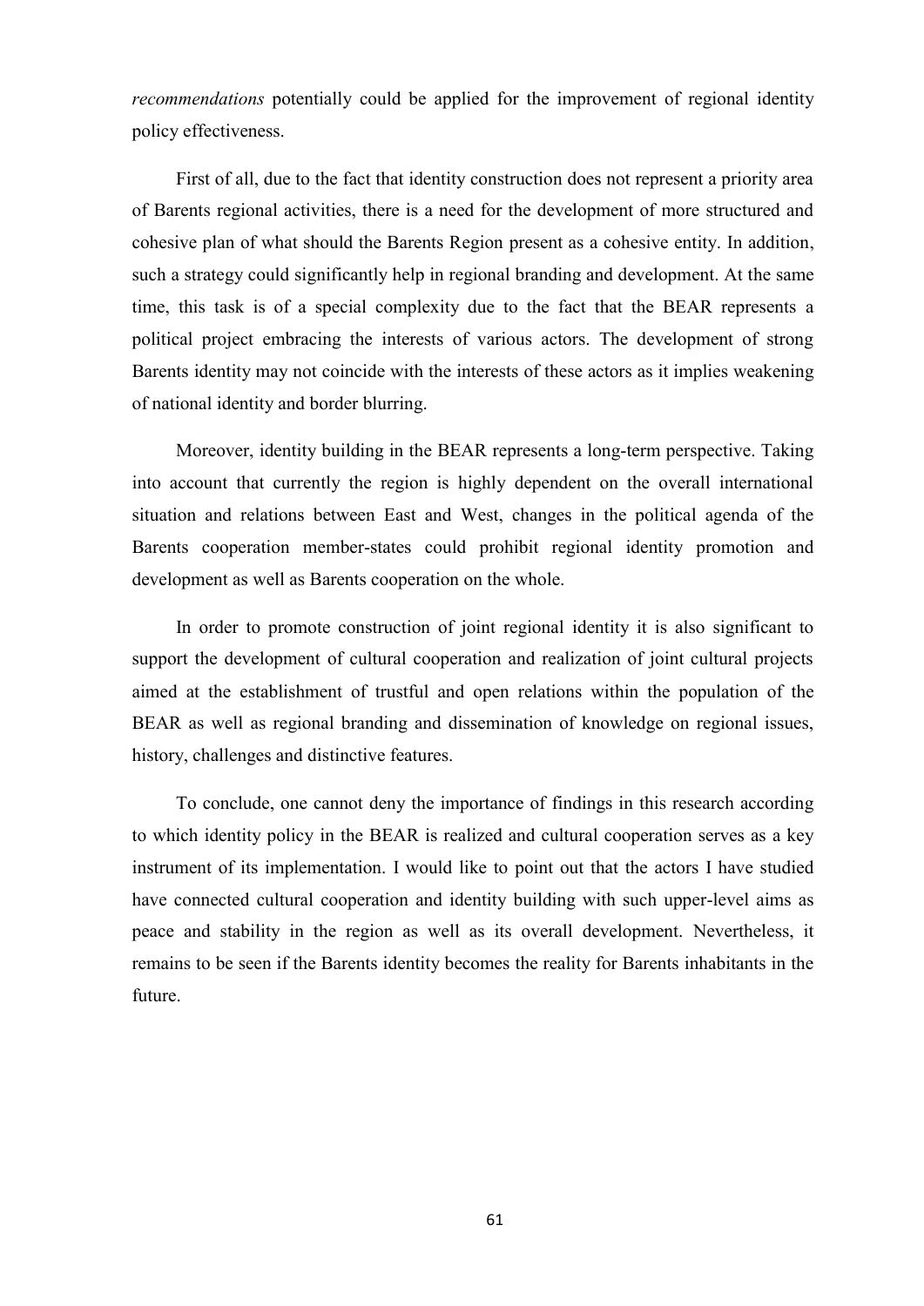*recommendations* potentially could be applied for the improvement of regional identity policy effectiveness.

First of all, due to the fact that identity construction does not represent a priority area of Barents regional activities, there is a need for the development of more structured and cohesive plan of what should the Barents Region present as a cohesive entity. In addition, such a strategy could significantly help in regional branding and development. At the same time, this task is of a special complexity due to the fact that the BEAR represents a political project embracing the interests of various actors. The development of strong Barents identity may not coincide with the interests of these actors as it implies weakening of national identity and border blurring.

Moreover, identity building in the BEAR represents a long-term perspective. Taking into account that currently the region is highly dependent on the overall international situation and relations between East and West, changes in the political agenda of the Barents cooperation member-states could prohibit regional identity promotion and development as well as Barents cooperation on the whole.

In order to promote construction of joint regional identity it is also significant to support the development of cultural cooperation and realization of joint cultural projects aimed at the establishment of trustful and open relations within the population of the BEAR as well as regional branding and dissemination of knowledge on regional issues, history, challenges and distinctive features.

To conclude, one cannot deny the importance of findings in this research according to which identity policy in the BEAR is realized and cultural cooperation serves as a key instrument of its implementation. I would like to point out that the actors I have studied have connected cultural cooperation and identity building with such upper-level aims as peace and stability in the region as well as its overall development. Nevertheless, it remains to be seen if the Barents identity becomes the reality for Barents inhabitants in the future.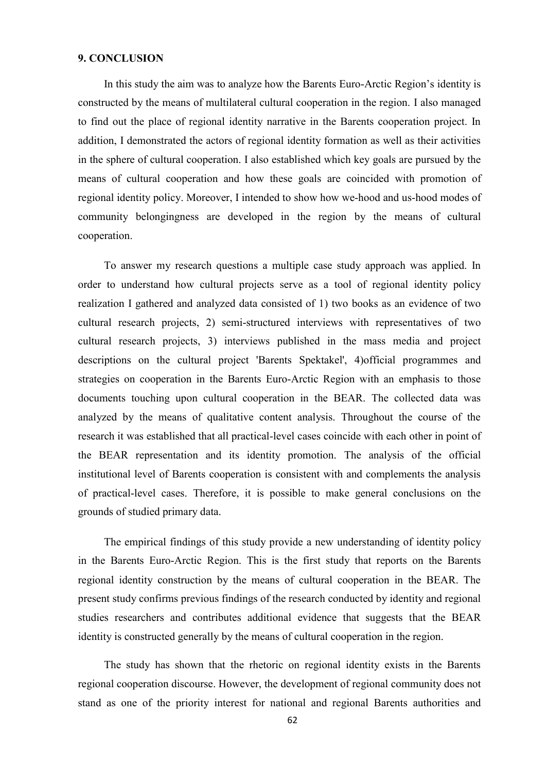## 9. CONCLUSION

In this study the aim was to analyze how the Barents Euro-Arctic Region's identity is constructed by the means of multilateral cultural cooperation in the region. I also managed to find out the place of regional identity narrative in the Barents cooperation project. In addition, I demonstrated the actors of regional identity formation as well as their activities in the sphere of cultural cooperation. I also established which key goals are pursued by the means of cultural cooperation and how these goals are coincided with promotion of regional identity policy. Moreover, I intended to show how we-hood and us-hood modes of community belongingness are developed in the region by the means of cultural cooperation.

To answer my research questions a multiple case study approach was applied. In order to understand how cultural projects serve as a tool of regional identity policy realization I gathered and analyzed data consisted of 1) two books as an evidence of two cultural research projects, 2) semi-structured interviews with representatives of two cultural research projects, 3) interviews published in the mass media and project descriptions on the cultural project 'Barents Spektakel', 4)official programmes and strategies on cooperation in the Barents Euro-Arctic Region with an emphasis to those documents touching upon cultural cooperation in the BEAR. The collected data was analyzed by the means of qualitative content analysis. Throughout the course of the research it was established that all practical-level cases coincide with each other in point of the BEAR representation and its identity promotion. The analysis of the official institutional level of Barents cooperation is consistent with and complements the analysis of practical-level cases. Therefore, it is possible to make general conclusions on the grounds of studied primary data.

The empirical findings of this study provide a new understanding of identity policy in the Barents Euro-Arctic Region. This is the first study that reports on the Barents regional identity construction by the means of cultural cooperation in the BEAR. The present study confirms previous findings of the research conducted by identity and regional studies researchers and contributes additional evidence that suggests that the BEAR identity is constructed generally by the means of cultural cooperation in the region.

The study has shown that the rhetoric on regional identity exists in the Barents regional cooperation discourse. However, the development of regional community does not stand as one of the priority interest for national and regional Barents authorities and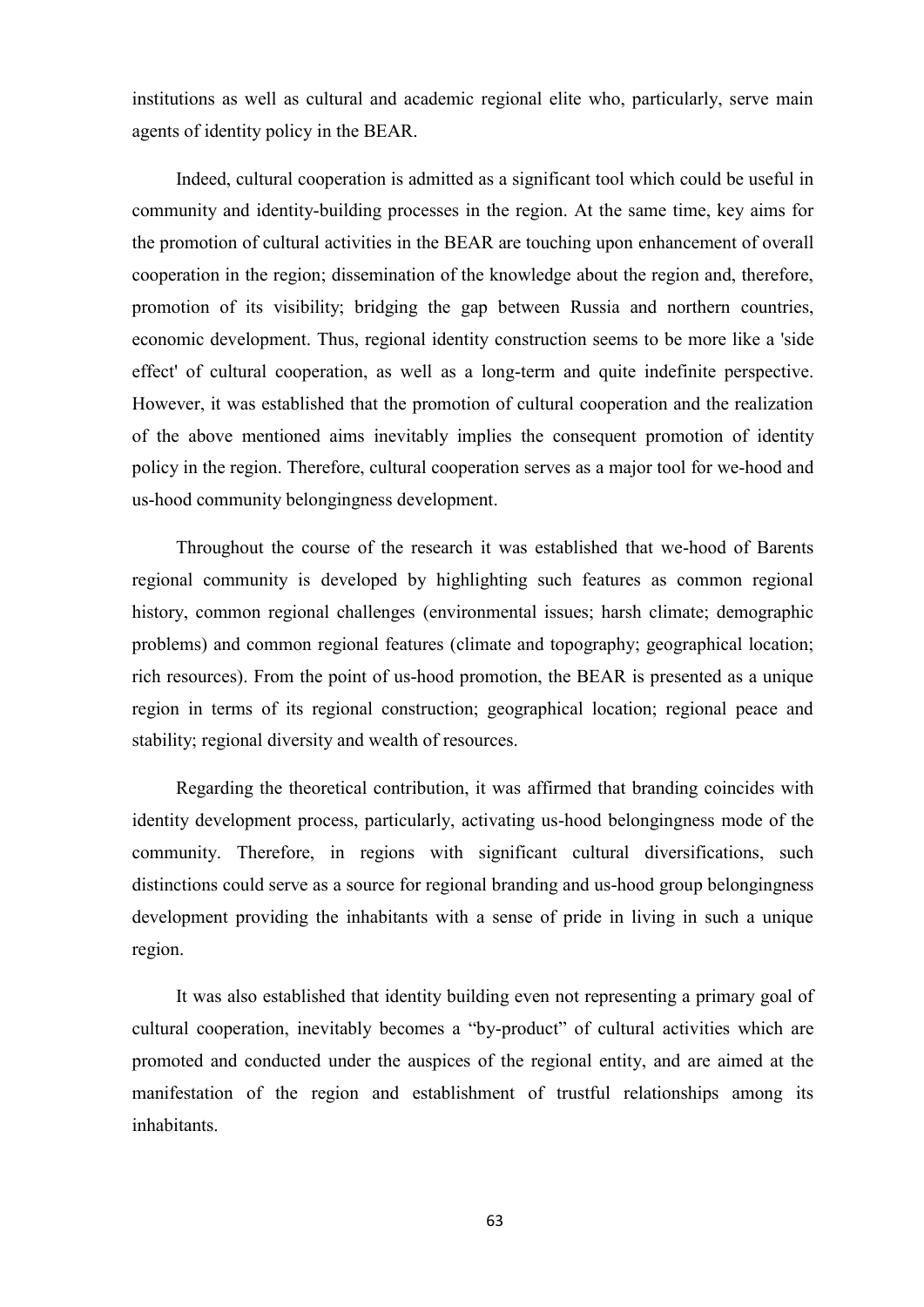institutions as well as cultural and academic regional elite who, particularly, serve main agents of identity policy in the BEAR.

Indeed, cultural cooperation is admitted as a significant tool which could be useful in community and identity-building processes in the region. At the same time, key aims for the promotion of cultural activities in the BEAR are touching upon enhancement of overall cooperation in the region; dissemination of the knowledge about the region and, therefore, promotion of its visibility; bridging the gap between Russia and northern countries, economic development. Thus, regional identity construction seems to be more like a 'side effect' of cultural cooperation, as well as a long-term and quite indefinite perspective. However, it was established that the promotion of cultural cooperation and the realization of the above mentioned aims inevitably implies the consequent promotion of identity policy in the region. Therefore, cultural cooperation serves as a major tool for we-hood and us-hood community belongingness development.

Throughout the course of the research it was established that we-hood of Barents regional community is developed by highlighting such features as common regional history, common regional challenges (environmental issues; harsh climate; demographic problems) and common regional features (climate and topography; geographical location; rich resources). From the point of us-hood promotion, the BEAR is presented as a unique region in terms of its regional construction; geographical location; regional peace and stability; regional diversity and wealth of resources.

Regarding the theoretical contribution, it was affirmed that branding coincides with identity development process, particularly, activating us-hood belongingness mode of the community. Therefore, in regions with significant cultural diversifications, such distinctions could serve as a source for regional branding and us-hood group belongingness development providing the inhabitants with a sense of pride in living in such a unique region.

It was also established that identity building even not representing a primary goal of cultural cooperation, inevitably becomes a "by-product" of cultural activities which are promoted and conducted under the auspices of the regional entity, and are aimed at the manifestation of the region and establishment of trustful relationships among its inhabitants.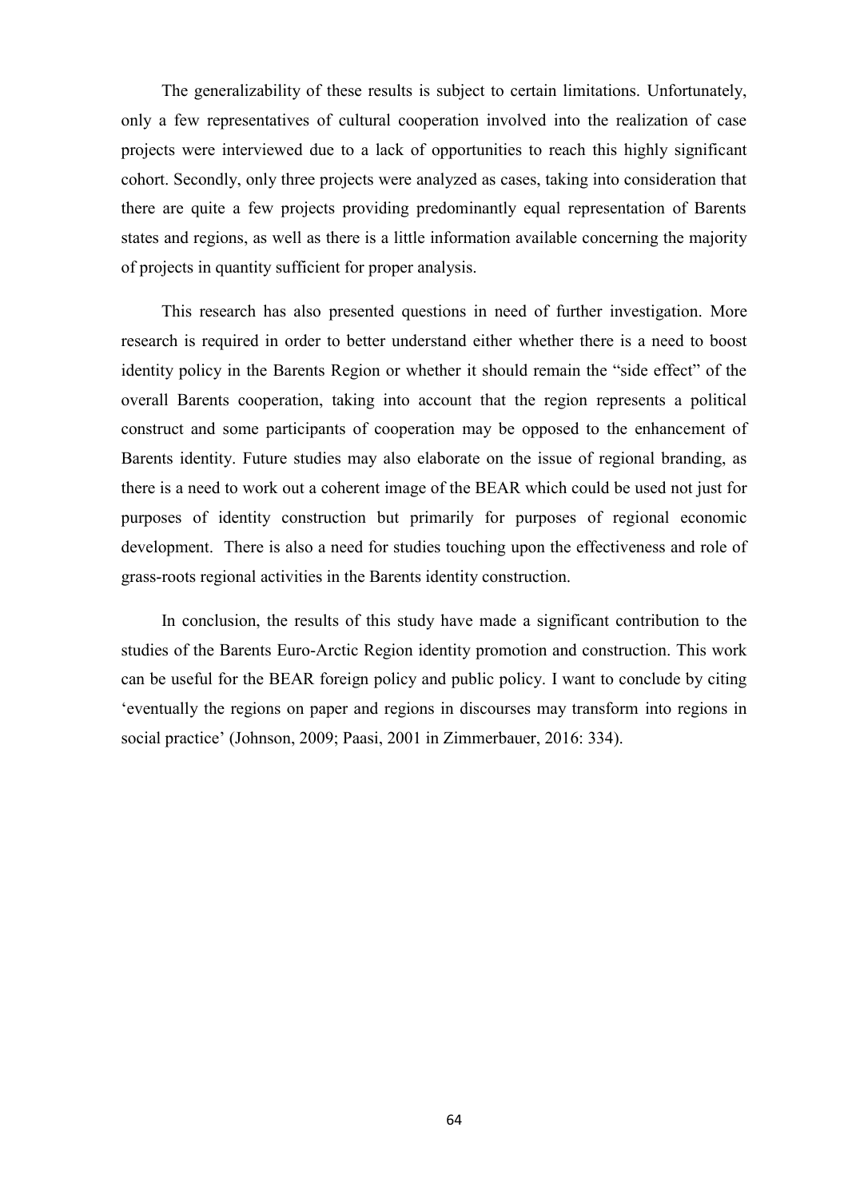The generalizability of these results is subject to certain limitations. Unfortunately, only a few representatives of cultural cooperation involved into the realization of case projects were interviewed due to a lack of opportunities to reach this highly significant cohort. Secondly, only three projects were analyzed as cases, taking into consideration that there are quite a few projects providing predominantly equal representation of Barents states and regions, as well as there is a little information available concerning the majority of projects in quantity sufficient for proper analysis.

This research has also presented questions in need of further investigation. More research is required in order to better understand either whether there is a need to boost identity policy in the Barents Region or whether it should remain the "side effect" of the overall Barents cooperation, taking into account that the region represents a political construct and some participants of cooperation may be opposed to the enhancement of Barents identity. Future studies may also elaborate on the issue of regional branding, as there is a need to work out a coherent image of the BEAR which could be used not just for purposes of identity construction but primarily for purposes of regional economic development. There is also a need for studies touching upon the effectiveness and role of grass-roots regional activities in the Barents identity construction.

In conclusion, the results of this study have made a significant contribution to the studies of the Barents Euro-Arctic Region identity promotion and construction. This work can be useful for the BEAR foreign policy and public policy. I want to conclude by citing 'eventually the regions on paper and regions in discourses may transform into regions in social practice' (Johnson, 2009; Paasi, 2001 in Zimmerbauer, 2016: 334).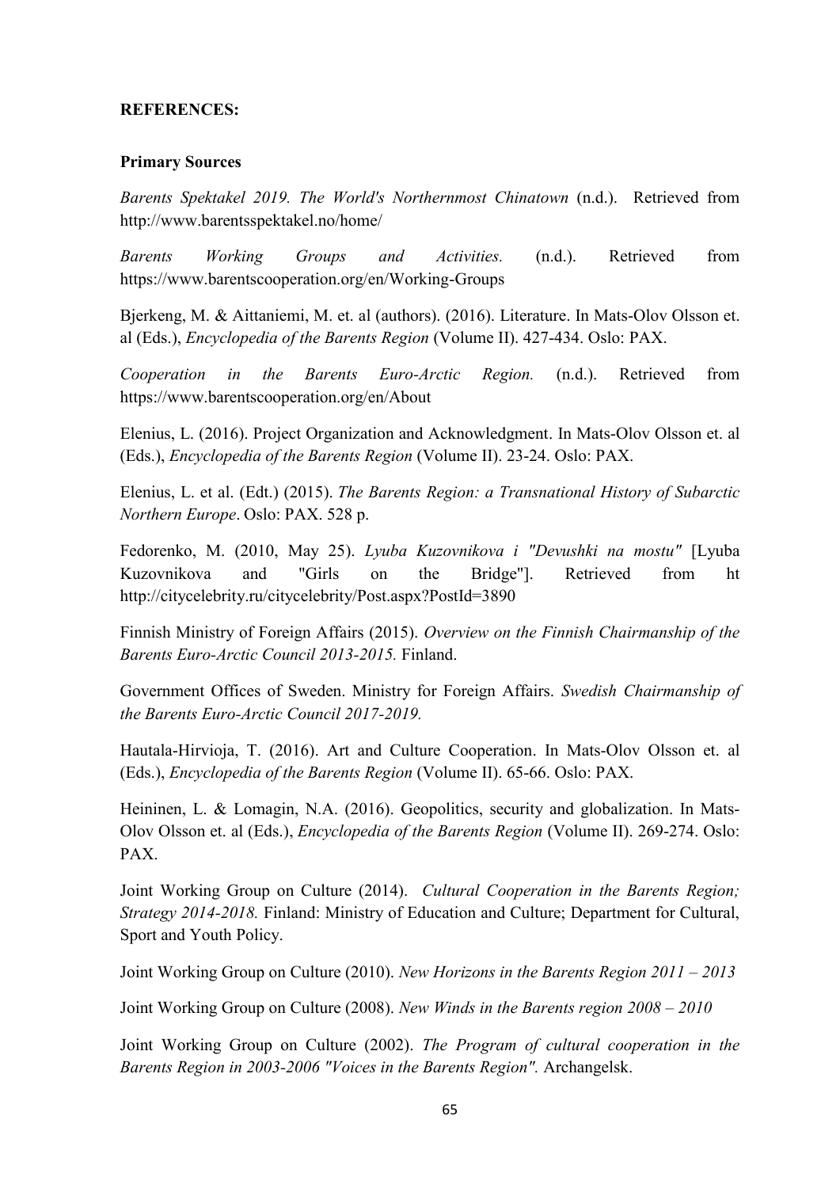**REFERENCES:**

**Primary Sources**

*Barents Spektakel 2019. The World's Northernmost Chinatown* (n.d.). Retrieved from http://www.barentsspektakel.no/home/

*Barents Working Groups and Activities.* (n.d.). Retrieved from https://www.barentscooperation.org/en/Working-Groups

Bjerkeng, M. & Aittaniemi, M. et. al (authors). (2016). Literature. In Mats-Olov Olsson et. al (Eds.), *Encyclopedia of the Barents Region* (Volume II). 427-434. Oslo: PAX.

*Cooperation in the Barents Euro-Arctic Region.* (n.d.). Retrieved from https://www.barentscooperation.org/en/About

Elenius, L. (2016). Project Organization and Acknowledgment. In Mats-Olov Olsson et. al (Eds.), *Encyclopedia of the Barents Region* (Volume II). 23-24. Oslo: PAX.

Elenius, L. et al. (Edt.) (2015). *The Barents Region: a Transnational History of Subarctic Northern Europe*. Oslo: PAX. 528 p.

Fedorenko, M. (2010, May 25). *Lyuba Kuzovnikova i "Devushki na mostu"* [Lyuba Kuzovnikova and "Girls on the Bridge"]. Retrieved from ht http://citycelebrity.ru/citycelebrity/Post.aspx?PostId=3890

Finnish Ministry of Foreign Affairs (2015). *Overview on the Finnish Chairmanship of the Barents Euro-Arctic Council 2013-2015.* Finland.

Government Offices of Sweden. Ministry for Foreign Affairs. *Swedish Chairmanship of the Barents Euro-Arctic Council 2017-2019.*

Hautala-Hirvioja, T. (2016). Art and Culture Cooperation. In Mats-Olov Olsson et. al (Eds.), *Encyclopedia of the Barents Region* (Volume II). 65-66. Oslo: PAX.

Heininen, L. & Lomagin, N.A. (2016). Geopolitics, security and globalization. In Mats-Olov Olsson et. al (Eds.), *Encyclopedia of the Barents Region* (Volume II). 269-274. Oslo: PAX.

Joint Working Group on Culture (2014). *Cultural Cooperation in the Barents Region; Strategy 2014-2018.* Finland: Ministry of Education and Culture; Department for Cultural, Sport and Youth Policy.

Joint Working Group on Culture (2010). *New Horizons in the Barents Region 2011 – 2013*

Joint Working Group on Culture (2008). *New Winds in the Barents region 2008 – 2010*

Joint Working Group on Culture (2002). *The Program of cultural cooperation in the Barents Region in 2003-2006 "Voices in the Barents Region".* Archangelsk.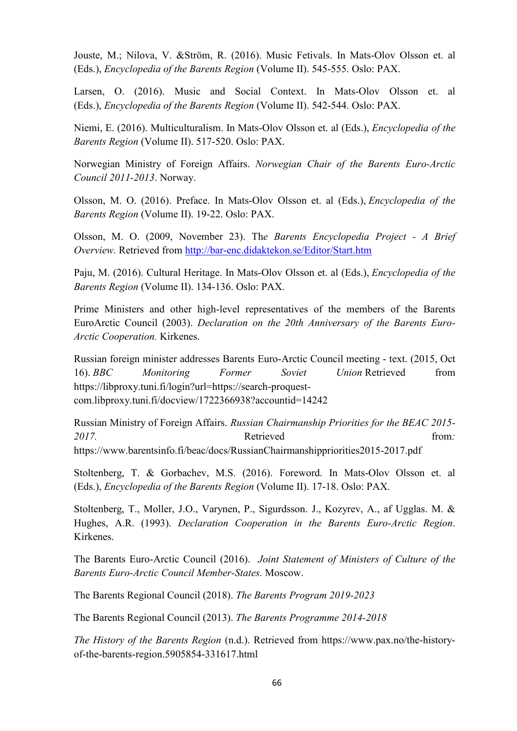Jouste, M.; Nilova, V. &Ström, R. (2016). Music Fetivals. In Mats-Olov Olsson et. al (Eds.), *Encyclopedia of the Barents Region* (Volume II). 545-555. Oslo: PAX.

Larsen, O. (2016). Music and Social Context. In Mats-Olov Olsson et. al (Eds.), *Encyclopedia of the Barents Region* (Volume II). 542-544. Oslo: PAX.

Niemi, E. (2016). Multiculturalism. In Mats-Olov Olsson et. al (Eds.), *Encyclopedia of the Barents Region* (Volume II). 517-520. Oslo: PAX.

Norwegian Ministry of Foreign Affairs. *Norwegian Chair of the Barents Euro-Arctic Council 2011-2013*. Norway.

Olsson, M. O. (2016). Preface. In Mats-Olov Olsson et. al (Eds.), *Encyclopedia of the Barents Region* (Volume II). 19-22. Oslo: PAX.

Olsson, M. O. (2009, November 23). Th*e Barents Encyclopedia Project - A Brief Overview.* Retrieved from http://bar-enc.didaktekon.se/Editor/Start.htm

Paju, M. (2016). Cultural Heritage. In Mats-Olov Olsson et. al (Eds.), *Encyclopedia of the Barents Region* (Volume II). 134-136. Oslo: PAX.

Prime Ministers and other high-level representatives of the members of the Barents EuroArctic Council (2003). *Declaration on the 20th Anniversary of the Barents Euro-Arctic Cooperation.* Kirkenes.

Russian foreign minister addresses Barents Euro-Arctic Council meeting - text. (2015, Oct 16). *BBC Monitoring Former Soviet Union* Retrieved from https://libproxy.tuni.fi/login?url=https://search-proquest-com.libproxy.tuni.fi/docview/1722366938?accountid=14242

Russian Ministry of Foreign Affairs. *Russian Chairmanship Priorities for the BEAC 2015-2017.* Retrieved from*:* https://www.barentsinfo.fi/beac/docs/RussianChairmanshippriorities2015-2017.pdf

Stoltenberg, T. & Gorbachev, M.S. (2016). Foreword. In Mats-Olov Olsson et. al (Eds.), *Encyclopedia of the Barents Region* (Volume II). 17-18. Oslo: PAX.

Stoltenberg, T., Moller, J.O., Varynen, P., Sigurdsson. J., Kozyrev, A., af Ugglas. M. & Hughes, A.R. (1993). *Declaration Cooperation in the Barents Euro-Arctic Region*. Kirkenes.

The Barents Euro-Arctic Council (2016). *Joint Statement of Ministers of Culture of the Barents Euro-Arctic Council Member-States.* Moscow.

The Barents Regional Council (2018). *The Barents Program 2019-2023*

The Barents Regional Council (2013). *The Barents Programme 2014-2018*

*The History of the Barents Region* (n.d.). Retrieved from https://www.pax.no/the-history-of-the-barents-region.5905854-331617.html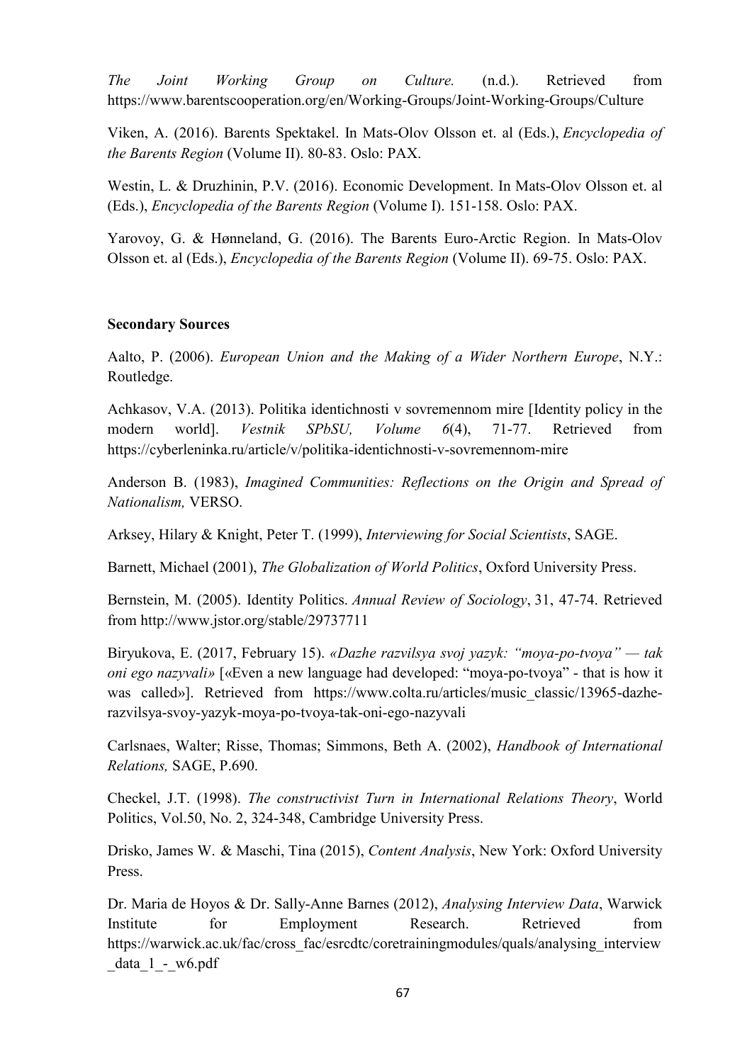*The Joint Working Group on Culture.* (n.d.). Retrieved from https://www.barentscooperation.org/en/Working-Groups/Joint-Working-Groups/Culture

Viken, A. (2016). Barents Spektakel. In Mats-Olov Olsson et. al (Eds.), *Encyclopedia of the Barents Region* (Volume II). 80-83. Oslo: PAX.

Westin, L. & Druzhinin, P.V. (2016). Economic Development. In Mats-Olov Olsson et. al (Eds.), *Encyclopedia of the Barents Region* (Volume I). 151-158. Oslo: PAX.

Yarovoy, G. & Hønneland, G. (2016). The Barents Euro-Arctic Region. In Mats-Olov Olsson et. al (Eds.), *Encyclopedia of the Barents Region* (Volume II). 69-75. Oslo: PAX.

**Secondary Sources**

Aalto, P. (2006). *European Union and the Making of a Wider Northern Europe*, N.Y.: Routledge.

Achkasov, V.A. (2013). Politika identichnosti v sovremennom mire [Identity policy in the modern world]. *Vestnik SPbSU, Volume 6*(4), 71-77. Retrieved from https://cyberleninka.ru/article/v/politika-identichnosti-v-sovremennom-mire

Anderson B. (1983), *Imagined Communities: Reflections on the Origin and Spread of Nationalism,* VERSO.

Arksey, Hilary & Knight, Peter T. (1999), *Interviewing for Social Scientists*, SAGE.

Barnett, Michael (2001), *The Globalization of World Politics*, Oxford University Press.

Bernstein, M. (2005). Identity Politics. *Annual Review of Sociology*, 31, 47-74. Retrieved from http://www.jstor.org/stable/29737711

Biryukova, E. (2017, February 15). *«Dazhe razvilsya svoj yazyk: "moya-po-tvoya" — tak oni ego nazyvali»* [«Even a new language had developed: "moya-po-tvoya" - that is how it was called»]. Retrieved from https://www.colta.ru/articles/music_classic/13965-dazhe-razvilsya-svoy-yazyk-moya-po-tvoya-tak-oni-ego-nazyvali

Carlsnaes, Walter; Risse, Thomas; Simmons, Beth A. (2002), *Handbook of International Relations,* SAGE, P.690.

Checkel, J.T. (1998). *The constructivist Turn in International Relations Theory*, World Politics, Vol.50, No. 2, 324-348, Cambridge University Press.

Drisko, James W. & Maschi, Tina (2015), *Content Analysis*, New York: Oxford University Press.

Dr. Maria de Hoyos & Dr. Sally-Anne Barnes (2012), *Analysing Interview Data*, Warwick Institute for Employment Research. Retrieved from https://warwick.ac.uk/fac/cross_fac/esrcdtc/coretrainingmodules/quals/analysing_interview_data_1_-_w6.pdf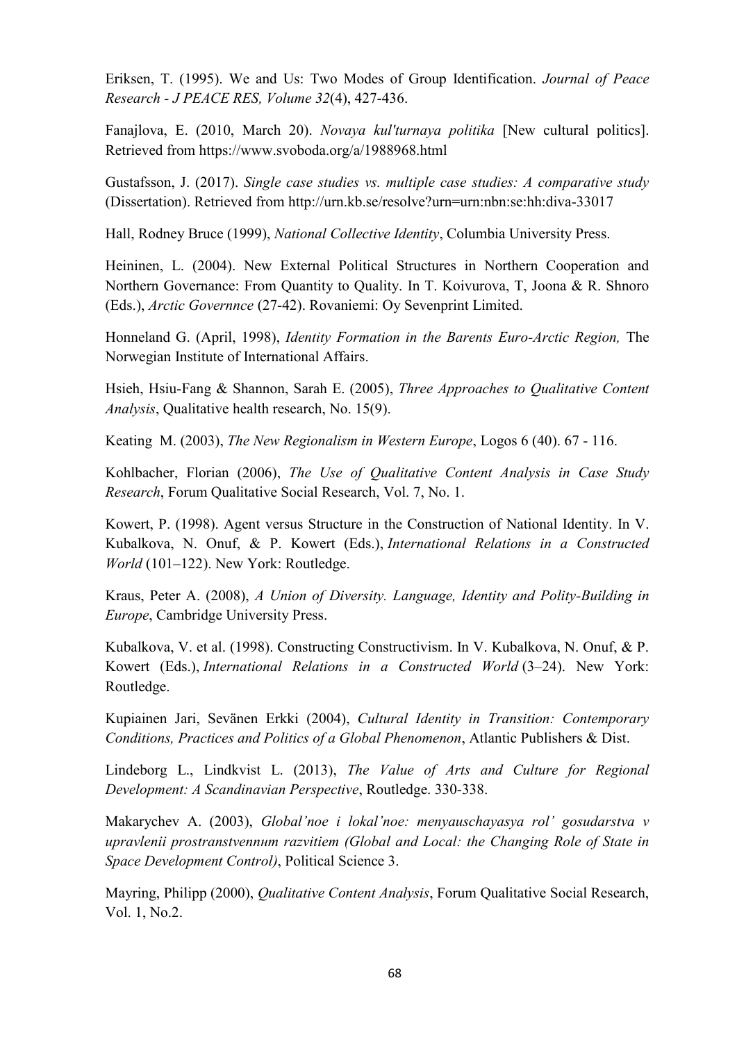Eriksen, T. (1995). We and Us: Two Modes of Group Identification. *Journal of Peace Research - J PEACE RES, Volume 32*(4), 427-436.

Fanajlova, E. (2010, March 20). *Novaya kul'turnaya politika* [New cultural politics]. Retrieved from https://www.svoboda.org/a/1988968.html

Gustafsson, J. (2017). *Single case studies vs. multiple case studies: A comparative study* (Dissertation). Retrieved from http://urn.kb.se/resolve?urn=urn:nbn:se:hh:diva-33017

Hall, Rodney Bruce (1999), *National Collective Identity*, Columbia University Press.

Heininen, L. (2004). New External Political Structures in Northern Cooperation and Northern Governance: From Quantity to Quality. In T. Koivurova, T, Joona & R. Shnoro (Eds.), *Arctic Governnce* (27-42). Rovaniemi: Oy Sevenprint Limited.

Honneland G. (April, 1998), *Identity Formation in the Barents Euro-Arctic Region,* The Norwegian Institute of International Affairs.

Hsieh, Hsiu-Fang & Shannon, Sarah E. (2005), *Three Approaches to Qualitative Content Analysis*, Qualitative health research, No. 15(9).

Keating M. (2003), *The New Regionalism in Western Europe*, Logos 6 (40). 67 - 116.

Kohlbacher, Florian (2006), *The Use of Qualitative Content Analysis in Case Study Research*, Forum Qualitative Social Research, Vol. 7, No. 1.

Kowert, P. (1998). Agent versus Structure in the Construction of National Identity. In V. Kubalkova, N. Onuf, & P. Kowert (Eds.), *International Relations in a Constructed World* (101–122). New York: Routledge.

Kraus, Peter A. (2008), *A Union of Diversity. Language, Identity and Polity-Building in Europe*, Cambridge University Press.

Kubalkova, V. et al. (1998). Constructing Constructivism. In V. Kubalkova, N. Onuf, & P. Kowert (Eds.), *International Relations in a Constructed World* (3–24). New York: Routledge.

Kupiainen Jari, Sevänen Erkki (2004), *Cultural Identity in Transition: Contemporary Conditions, Practices and Politics of a Global Phenomenon*, Atlantic Publishers & Dist.

Lindeborg L., Lindkvist L. (2013), *The Value of Arts and Culture for Regional Development: A Scandinavian Perspective*, Routledge. 330-338.

Makarychev A. (2003), *Global'noe i lokal'noe: menyauschayasya rol' gosudarstva v upravlenii prostranstvennиm razvitiem (Global and Local: the Changing Role of State in Space Development Control)*, Political Science 3.

Mayring, Philipp (2000), *Qualitative Content Analysis*, Forum Qualitative Social Research, Vol. 1, No.2.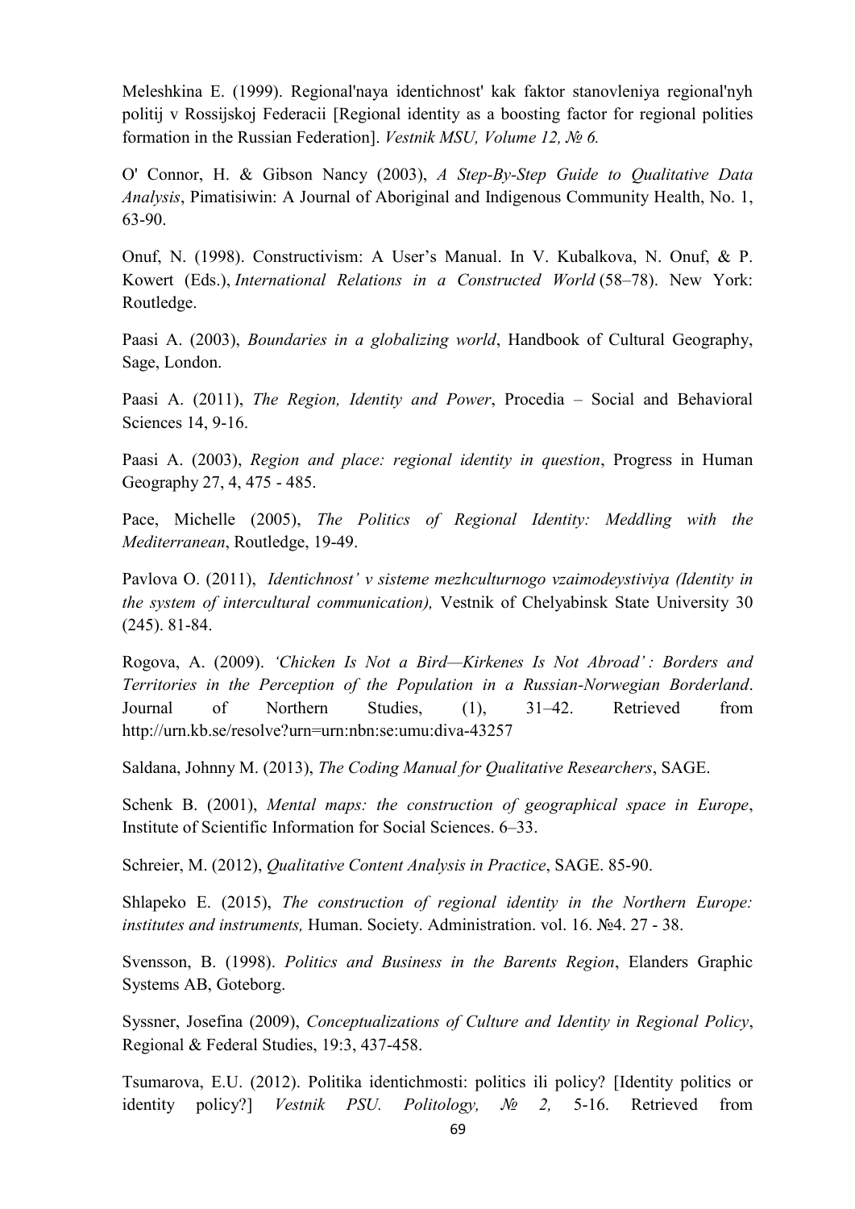Meleshkina E. (1999). Regional'naya identichnost' kak faktor stanovleniya regional'nyh politij v Rossijskoj Federacii [Regional identity as a boosting factor for regional polities formation in the Russian Federation]. *Vestnik MSU, Volume 12, № 6.*

O' Connor, H. & Gibson Nancy (2003), *A Step-By-Step Guide to Qualitative Data Analysis*, Pimatisiwin: A Journal of Aboriginal and Indigenous Community Health, No. 1, 63-90.

Onuf, N. (1998). Constructivism: A User's Manual. In V. Kubalkova, N. Onuf, & P. Kowert (Eds.), *International Relations in a Constructed World* (58–78). New York: Routledge.

Paasi A. (2003), *Boundaries in a globalizing world*, Handbook of Cultural Geography, Sage, London.

Paasi A. (2011), *The Region, Identity and Power*, Procedia – Social and Behavioral Sciences 14, 9-16.

Paasi A. (2003), *Region and place: regional identity in question*, Progress in Human Geography 27, 4, 475 - 485.

Pace, Michelle (2005), *The Politics of Regional Identity: Meddling with the Mediterranean*, Routledge, 19-49.

Pavlova O. (2011), *Identichnost' v sisteme mezhculturnogo vzaimodeystiviya (Identity in the system of intercultural communication),* Vestnik of Chelyabinsk State University 30 (245). 81-84.

Rogova, A. (2009). *'Chicken Is Not a Bird—Kirkenes Is Not Abroad' : Borders and Territories in the Perception of the Population in a Russian-Norwegian Borderland*. Journal of Northern Studies, (1), 31–42. Retrieved from http://urn.kb.se/resolve?urn=urn:nbn:se:umu:diva-43257

Saldana, Johnny M. (2013), *The Coding Manual for Qualitative Researchers*, SAGE.

Schenk B. (2001), *Mental maps: the construction of geographical space in Europe*, Institute of Scientific Information for Social Sciences. 6–33.

Schreier, M. (2012), *Qualitative Content Analysis in Practice*, SAGE. 85-90.

Shlapeko E. (2015), *The construction of regional identity in the Northern Europe: institutes and instruments,* Human. Society. Administration. vol. 16. №4. 27 - 38.

Svensson, B. (1998). *Politics and Business in the Barents Region*, Elanders Graphic Systems AB, Goteborg.

Syssner, Josefina (2009), *Conceptualizations of Culture and Identity in Regional Policy*, Regional & Federal Studies, 19:3, 437-458.

Tsumarova, E.U. (2012). Politika identichmosti: politics ili policy? [Identity politics or identity policy?] *Vestnik PSU. Politology, № 2,* 5-16. Retrieved from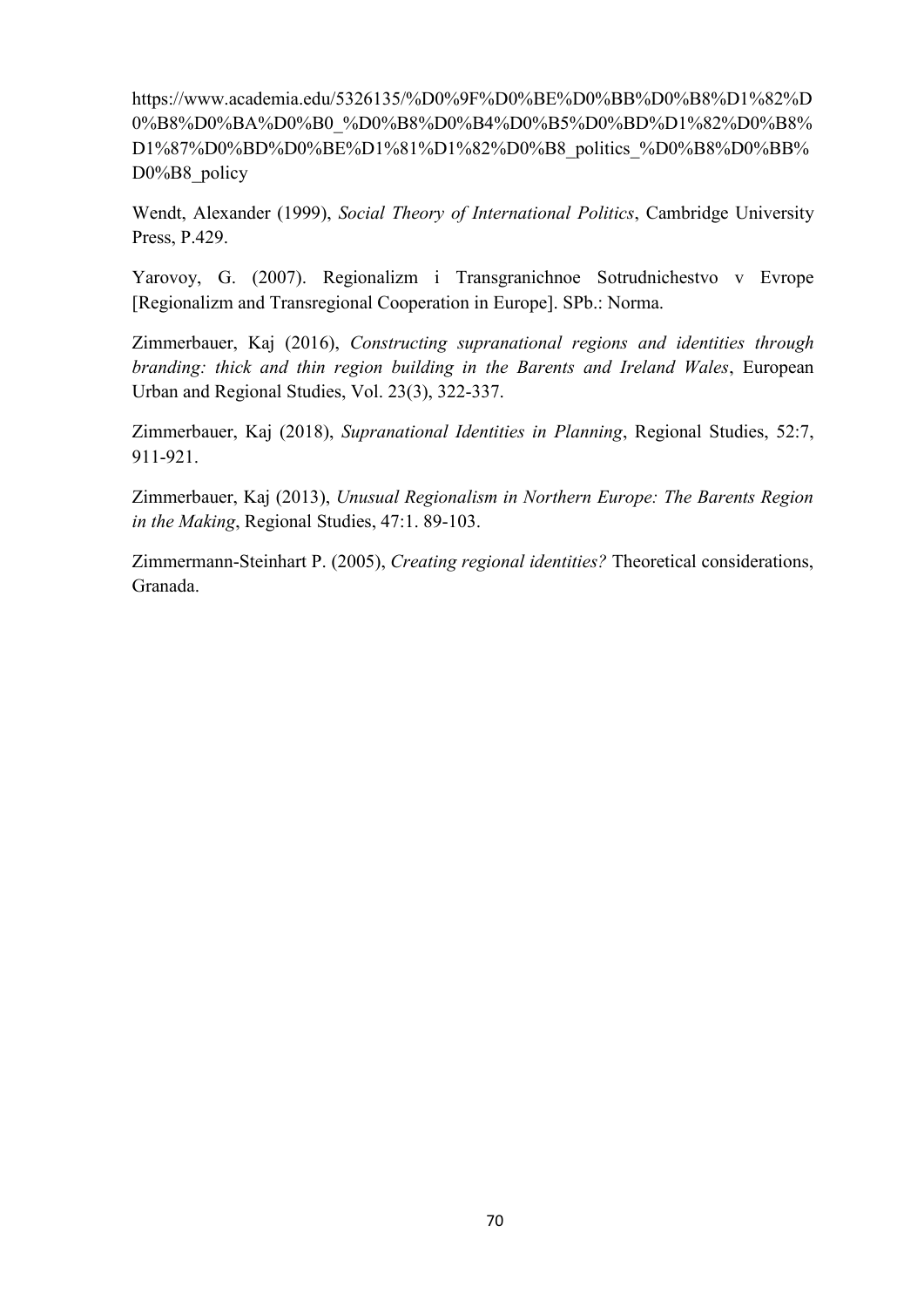https://www.academia.edu/5326135/%D0%9F%D0%BE%D0%BB%D0%B8%D1%82%D0%B8%D0%BA%D0%B0_%D0%B8%D0%B4%D0%B5%D0%BD%D1%82%D0%B8%D1%87%D0%BD%D0%BE%D1%81%D1%82%D0%B8_politics_%D0%B8%D0%BB%D0%B8_policy

Wendt, Alexander (1999), *Social Theory of International Politics*, Cambridge University Press, P.429.

Yarovoy, G. (2007). Regionalizm i Transgranichnoe Sotrudnichestvo v Evrope [Regionalizm and Transregional Cooperation in Europe]. SPb.: Norma.

Zimmerbauer, Kaj (2016), *Constructing supranational regions and identities through branding: thick and thin region building in the Barents and Ireland Wales*, European Urban and Regional Studies, Vol. 23(3), 322-337.

Zimmerbauer, Kaj (2018), *Supranational Identities in Planning*, Regional Studies, 52:7, 911-921.

Zimmerbauer, Kaj (2013), *Unusual Regionalism in Northern Europe: The Barents Region in the Making*, Regional Studies, 47:1. 89-103.

Zimmermann-Steinhart P. (2005), *Creating regional identities?* Theoretical considerations, Granada.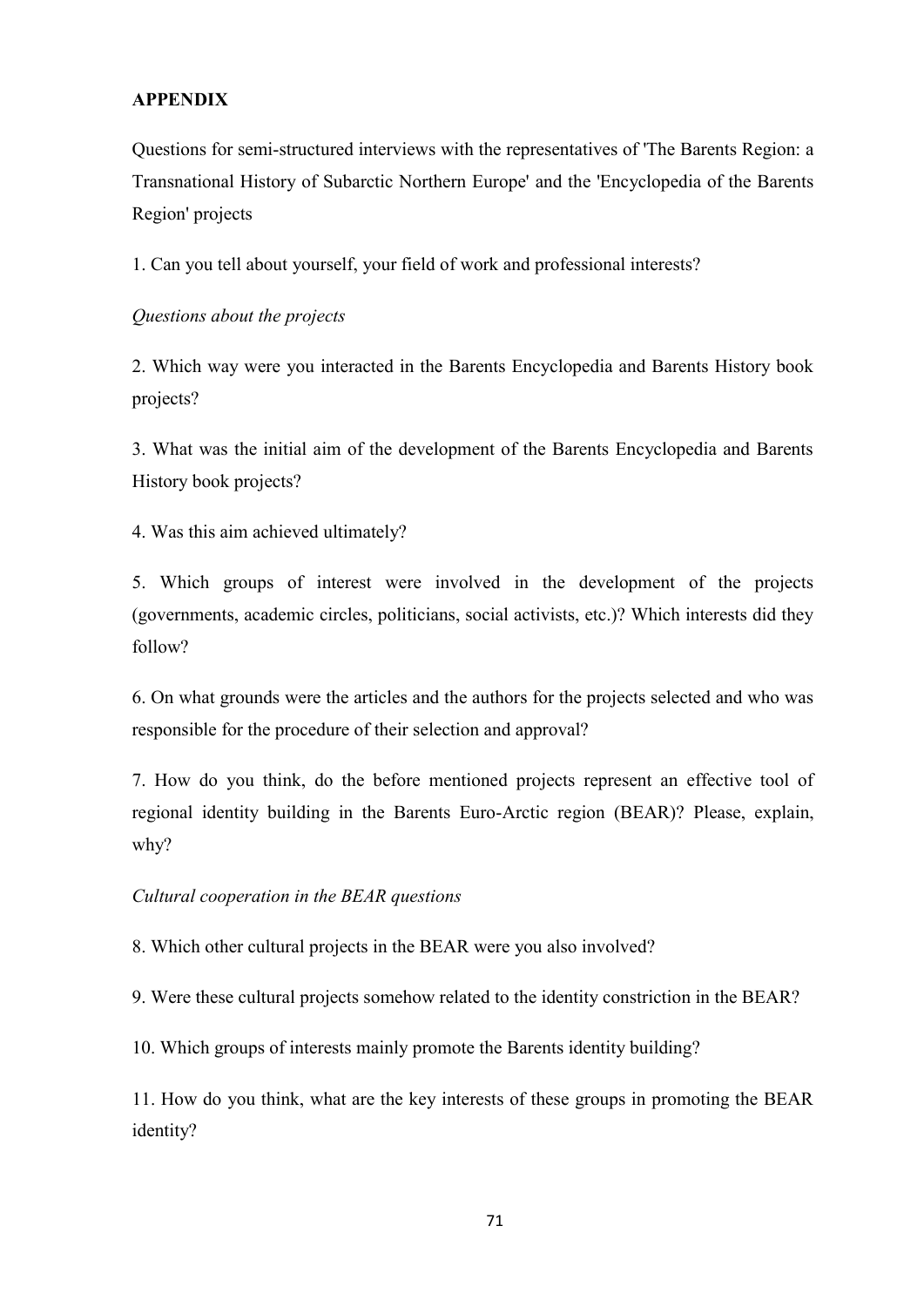**APPENDIX**

Questions for semi-structured interviews with the representatives of 'The Barents Region: a Transnational History of Subarctic Northern Europe' and the 'Encyclopedia of the Barents Region' projects

1. Can you tell about yourself, your field of work and professional interests?

*Questions about the projects*

2. Which way were you interacted in the Barents Encyclopedia and Barents History book projects?

3. What was the initial aim of the development of the Barents Encyclopedia and Barents History book projects?

4. Was this aim achieved ultimately?

5. Which groups of interest were involved in the development of the projects (governments, academic circles, politicians, social activists, etc.)? Which interests did they follow?

6. On what grounds were the articles and the authors for the projects selected and who was responsible for the procedure of their selection and approval?

7. How do you think, do the before mentioned projects represent an effective tool of regional identity building in the Barents Euro-Arctic region (BEAR)? Please, explain, why?

*Cultural cooperation in the BEAR questions*

8. Which other cultural projects in the BEAR were you also involved?

9. Were these cultural projects somehow related to the identity constriction in the BEAR?

10. Which groups of interests mainly promote the Barents identity building?

11. How do you think, what are the key interests of these groups in promoting the BEAR identity?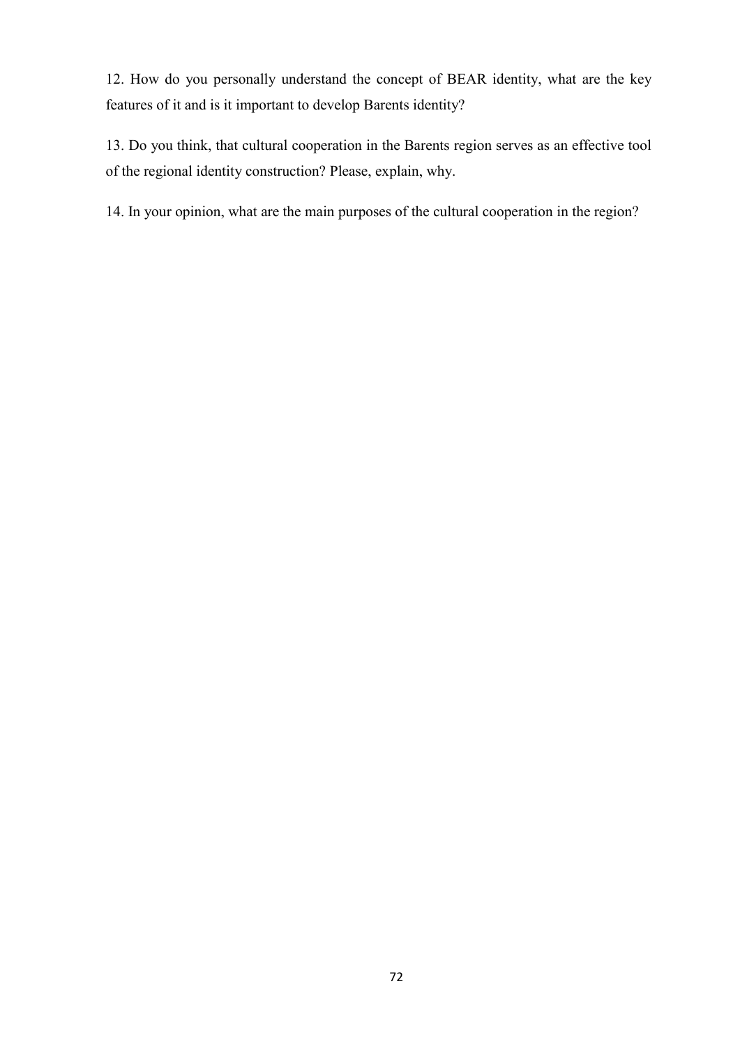12. How do you personally understand the concept of BEAR identity, what are the key features of it and is it important to develop Barents identity?

13. Do you think, that cultural cooperation in the Barents region serves as an effective tool of the regional identity construction? Please, explain, why.

14. In your opinion, what are the main purposes of the cultural cooperation in the region?